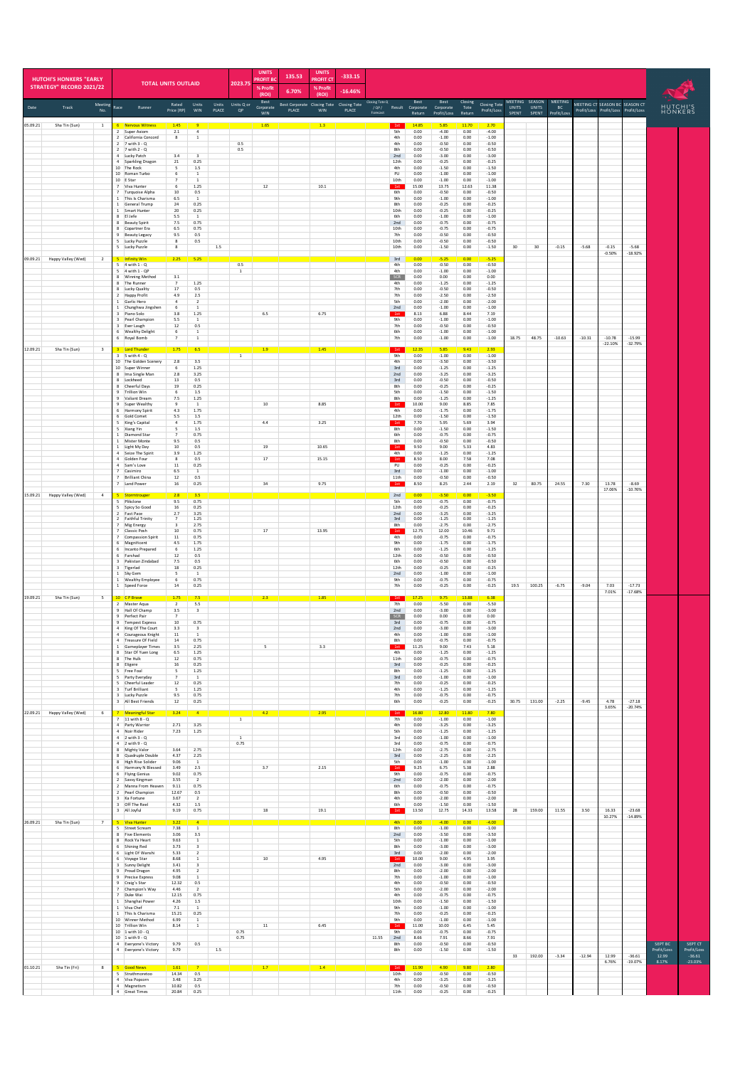# HUTCHI'S HONKERS "EARLY STRATEGY" RECORD 2021/22

| TOTAL UNITS OUTLAID | UNITS PROFIT BC | % Profit (ROI) | UNITS PROFIT CT | % Profit (ROI) |
|---|---|---|---|---|
| 2023.75 | 135.53 | 6.70% | -333.15 | -16.46% |

| Date | Track | Meeting No. | Race | Runner | Rated Price (RP) | Units WIN | Units PLACE | Units Q or QP | Best Corporate WIN | Best Corporate PLACE | Closing Tote WIN | Closing Tote PLACE | Closing Tote Q / QP / Forecast | Result | Best Corporate Return | Best Corporate Profit/Loss | Closing Tote Return | Closing Tote Profit/Loss | MEETING UNITS SPENT | SEASON UNITS SPENT | MEETING BC Profit/Loss | MEETING CT Profit/Loss | SEASON BC Profit/Loss | SEASON CT Profit/Loss |
|---|---|---|---|---|---|---|---|---|---|---|---|---|---|---|---|---|---|---|---|---|---|---|---|---|
| 05.09.21 | Sha Tin (Sun) | 1 | 6 | Nervous Witness | 1.45 | 9 | | | 1.65 | | 1.3 | | | 1st | 14.85 | 5.85 | 11.70 | 2.70 | | | | | | |
| | | | 2 | Super Axiom | 2.1 | 4 | | | | | | | | 5th | 0.00 | -4.00 | 0.00 | -4.00 | | | | | | |
| | | | 2 | California Concord | 8 | 1 | | | | | | | | 4th | 0.00 | -1.00 | 0.00 | -1.00 | | | | | | |
| | | | 2 | 7 with 3 - Q | | | | 0.5 | | | | | | 4th | 0.00 | -0.50 | 0.00 | -0.50 | | | | | | |
| | | | 2 | 7 with 2 - Q | | | | 0.5 | | | | | | 8th | 0.00 | -0.50 | 0.00 | -0.50 | | | | | | |
| | | | 4 | Lucky Patch | 3.4 | 3 | | | | | | | | 2nd | 0.00 | -3.00 | 0.00 | -3.00 | | | | | | |
| | | | 4 | Sparkling Dragon | 21 | 0.25 | | | | | | | | 12th | 0.00 | -0.25 | 0.00 | -0.25 | | | | | | |
| | | | 10 | The Rock | 5 | 1.5 | | | | | | | | 4th | 0.00 | -1.50 | 0.00 | -1.50 | | | | | | |
| | | | 10 | Roman Turbo | 6 | 1 | | | | | | | | PU | 0.00 | -1.00 | 0.00 | -1.00 | | | | | | |
| | | | 10 | E Star | 7 | 1 | | | | | | | | 10th | 0.00 | -1.00 | 0.00 | -1.00 | | | | | | |
| | | | 7 | Viva Hunter | 6 | 1.25 | | | 12 | | 10.1 | | | 1st | 15.00 | 13.75 | 12.63 | 11.38 | | | | | | |
| | | | 7 | Turquoise Alpha | 10 | 0.5 | | | | | | | | 6th | 0.00 | -0.50 | 0.00 | -0.50 | | | | | | |
| | | | 1 | This Is Charisma | 6.5 | 1 | | | | | | | | 9th | 0.00 | -1.00 | 0.00 | -1.00 | | | | | | |
| | | | 1 | General Trump | 24 | 0.25 | | | | | | | | 8th | 0.00 | -0.25 | 0.00 | -0.25 | | | | | | |
| | | | 1 | Smart Hunter | 20 | 0.25 | | | | | | | | 10th | 0.00 | -0.25 | 0.00 | -0.25 | | | | | | |
| | | | 8 | El Jefe | 5.5 | 1 | | | | | | | | 6th | 0.00 | -1.00 | 0.00 | -1.00 | | | | | | |
| | | | 8 | Beauty Spirit | 7.5 | 0.75 | | | | | | | | 2nd | 0.00 | -0.75 | 0.00 | -0.75 | | | | | | |
| | | | 8 | Copartner Era | 6.5 | 0.75 | | | | | | | | 10th | 0.00 | -0.75 | 0.00 | -0.75 | | | | | | |
| | | | 9 | Beauty Legacy | 9.5 | 0.5 | | | | | | | | 7th | 0.00 | -0.50 | 0.00 | -0.50 | | | | | | |
| | | | 5 | Lucky Puzzle | 8 | 0.5 | | | | | | | | 10th | 0.00 | -0.50 | 0.00 | -0.50 | | | | | | |
| | | | 5 | Lucky Puzzle | 8 | | 1.5 | | | | | | | 10th | 0.00 | -1.50 | 0.00 | -1.50 | 30 | 30 | -0.15 | -5.68 | -0.15 | -5.68 |
| | | | | | | | | | | | | | | | | | | | | | | | -0.50% | -18.92% |
| 09.09.21 | Happy Valley (Wed) | 2 | 5 | Infinity Win | 2.25 | 5.25 | | | | | | | | 3rd | 0.00 | -5.25 | 0.00 | -5.25 | | | | | | |
| | | | 5 | 4 with 1 - Q | | | | 0.5 | | | | | | 4th | 0.00 | -0.50 | 0.00 | -0.50 | | | | | | |
| | | | 5 | 4 with 1 - QP | | | | 1 | | | | | | 4th | 0.00 | -1.00 | 0.00 | -1.00 | | | | | | |
| | | | 8 | Winning Method | 3.1 | | | | | | | | | Scr | 0.00 | 0.00 | 0.00 | 0.00 | | | | | | |
| | | | 8 | The Runner | 7 | 1.25 | | | | | | | | 4th | 0.00 | -1.25 | 0.00 | -1.25 | | | | | | |
| | | | 8 | Lucky Quality | 17 | 0.5 | | | | | | | | 7th | 0.00 | -0.50 | 0.00 | -0.50 | | | | | | |
| | | | 2 | Happy Profit | 4.9 | 2.5 | | | | | | | | 7th | 0.00 | -2.50 | 0.00 | -2.50 | | | | | | |
| | | | 1 | Garlic Hero | 4 | 2 | | | | | | | | 5th | 0.00 | -2.00 | 0.00 | -2.00 | | | | | | |
| | | | 1 | Chunghwa Jingshen | 6 | 1 | | | | | | | | 2nd | 0.00 | -1.00 | 0.00 | -1.00 | | | | | | |
| | | | 3 | Piano Solo | 3.8 | 1.25 | | | 6.5 | | 6.75 | | | 1st | 8.13 | 6.88 | 8.44 | 7.19 | | | | | | |
| | | | 3 | Pearl Champion | 5.5 | 1 | | | | | | | | 9th | 0.00 | -1.00 | 0.00 | -1.00 | | | | | | |
| | | | 3 | Ever Laugh | 12 | 0.5 | | | | | | | | 7th | 0.00 | -0.50 | 0.00 | -0.50 | | | | | | |
| | | | 6 | Wealthy Delight | 6 | 1 | | | | | | | | 6th | 0.00 | -1.00 | 0.00 | -1.00 | | | | | | |
| | | | 6 | Royal Bomb | 7 | 1 | | | | | | | | 7th | 0.00 | -1.00 | 0.00 | -1.00 | 18.75 | 48.75 | -10.63 | -10.31 | -10.78 | -15.99 |
| | | | | | | | | | | | | | | | | | | | | | | | -22.10% | -32.79% |
| 12.09.21 | Sha Tin (Sun) | 3 | 3 | Lord Thunder | 1.75 | 6.5 | | | 1.9 | | 1.45 | | | 1st | 12.35 | 5.85 | 9.43 | 2.93 | | | | | | |
| | | | 3 | 5 with 4 - Q | | | | 1 | | | | | | 9th | 0.00 | -1.00 | 0.00 | -1.00 | | | | | | |
| | | | 10 | The Golden Scenery | 2.8 | 3.5 | | | | | | | | 4th | 0.00 | -3.50 | 0.00 | -3.50 | | | | | | |
| | | | 10 | Super Winner | 6 | 1.25 | | | | | | | | 3rd | 0.00 | -1.25 | 0.00 | -1.25 | | | | | | |
| | | | 8 | Ima Single Man | 2.8 | 3.25 | | | | | | | | 2nd | 0.00 | -3.25 | 0.00 | -3.25 | | | | | | |
| | | | 8 | Lockheed | 13 | 0.5 | | | | | | | | 3rd | 0.00 | -0.50 | 0.00 | -0.50 | | | | | | |
| | | | 8 | Cheerful Days | 19 | 0.25 | | | | | | | | 8th | 0.00 | -0.25 | 0.00 | -0.25 | | | | | | |
| | | | 9 | Trillion Win | 6 | 1.5 | | | | | | | | 5th | 0.00 | -1.50 | 0.00 | -1.50 | | | | | | |
| | | | 9 | Valiant Dream | 7.5 | 1.25 | | | | | | | | 8th | 0.00 | -1.25 | 0.00 | -1.25 | | | | | | |
| | | | 9 | Super Wealthy | 9 | 1 | | | 10 | | 8.85 | | | 1st | 10.00 | 9.00 | 8.85 | 7.85 | | | | | | |
| | | | 6 | Harmony Spirit | 4.3 | 1.75 | | | | | | | | 4th | 0.00 | -1.75 | 0.00 | -1.75 | | | | | | |
| | | | 6 | Gold Comet | 5.5 | 1.5 | | | | | | | | 12th | 0.00 | -1.50 | 0.00 | -1.50 | | | | | | |
| | | | 5 | King's Capital | 4 | 1.75 | | | 4.4 | | 3.25 | | | 1st | 7.70 | 5.95 | 5.69 | 3.94 | | | | | | |
| | | | 5 | Xiang Yin | 5 | 1.5 | | | | | | | | 8th | 0.00 | -1.50 | 0.00 | -1.50 | | | | | | |
| | | | 1 | Diamond Star | 7 | 0.75 | | | | | | | | 6th | 0.00 | -0.75 | 0.00 | -0.75 | | | | | | |
| | | | 1 | Mister Monte | 9.5 | 0.5 | | | | | | | | 8th | 0.00 | -0.50 | 0.00 | -0.50 | | | | | | |
| | | | 1 | Light My Day | 10 | 0.5 | | | 19 | | 10.65 | | | 1st | 9.50 | 9.00 | 5.33 | 4.83 | | | | | | |
| | | | 4 | Seize The Spirit | 3.9 | 1.25 | | | | | | | | 4th | 0.00 | -1.25 | 0.00 | -1.25 | | | | | | |
| | | | 4 | Golden Four | 8 | 0.5 | | | 17 | | 15.15 | | | 1st | 8.50 | 8.00 | 7.58 | 7.08 | | | | | | |
| | | | 4 | Sam's Love | 11 | 0.25 | | | | | | | | PU | 0.00 | -0.25 | 0.00 | -0.25 | | | | | | |
| | | | 7 | Casimiro | 6.5 | 1 | | | | | | | | 3rd | 0.00 | -1.00 | 0.00 | -1.00 | | | | | | |
| | | | 7 | Brilliant China | 12 | 0.5 | | | | | | | | 11th | 0.00 | -0.50 | 0.00 | -0.50 | | | | | | |
| | | | 7 | Land Power | 16 | 0.25 | | | 34 | | 9.75 | | | 1st | 8.50 | 8.25 | 2.44 | 2.19 | 32 | 80.75 | 24.55 | 7.30 | 13.78 | -8.69 |
| | | | | | | | | | | | | | | | | | | | | | | | 17.06% | -10.76% |
| 15.09.21 | Happy Valley (Wed) | 4 | 5 | Stormtrouper | 2.8 | 3.5 | | | | | | | | 2nd | 0.00 | -3.50 | 0.00 | -3.50 | | | | | | |
| | | | 5 | Pikkolone | 9.5 | 0.75 | | | | | | | | 5th | 0.00 | -0.75 | 0.00 | -0.75 | | | | | | |
| | | | 5 | Spicy So Good | 16 | 0.25 | | | | | | | | 12th | 0.00 | -0.25 | 0.00 | -0.25 | | | | | | |
| | | | 2 | Fast Pace | 2.7 | 3.25 | | | | | | | | 2nd | 0.00 | -3.25 | 0.00 | -3.25 | | | | | | |
| | | | 2 | Faithful Trinity | 7 | 1.25 | | | | | | | | 3rd | 0.00 | -1.25 | 0.00 | -1.25 | | | | | | |
| | | | 7 | Mig Energy | 3 | 2.75 | | | | | | | | 8th | 0.00 | -2.75 | 0.00 | -2.75 | | | | | | |
| | | | 7 | Classic Posh | 10 | 0.75 | | | 17 | | 13.95 | | | 1st | 12.75 | 12.00 | 10.46 | 9.71 | | | | | | |
| | | | 7 | Compassion Spirit | 11 | 0.75 | | | | | | | | 4th | 0.00 | -0.75 | 0.00 | -0.75 | | | | | | |
| | | | 6 | Magnificent | 4.5 | 1.75 | | | | | | | | 9th | 0.00 | -1.75 | 0.00 | -1.75 | | | | | | |
| | | | 6 | Incanto Prepared | 6 | 1.25 | | | | | | | | 6th | 0.00 | -1.25 | 0.00 | -1.25 | | | | | | |
| | | | 6 | Farshad | 12 | 0.5 | | | | | | | | 12th | 0.00 | -0.50 | 0.00 | -0.50 | | | | | | |
| | | | 3 | Pakistan Zindabad | 7.5 | 0.5 | | | | | | | | 6th | 0.00 | -0.50 | 0.00 | -0.50 | | | | | | |
| | | | 3 | Tigerlad | 18 | 0.25 | | | | | | | | 12th | 0.00 | -0.25 | 0.00 | -0.25 | | | | | | |
| | | | 1 | Sky Gem | 5 | 1 | | | | | | | | 2nd | 0.00 | -1.00 | 0.00 | -1.00 | | | | | | |
| | | | 1 | Wealthy Employee | 6 | 0.75 | | | | | | | | 9th | 0.00 | -0.75 | 0.00 | -0.75 | | | | | | |
| | | | 1 | Speed Force | 14 | 0.25 | | | | | | | | 7th | 0.00 | -0.25 | 0.00 | -0.25 | 19.5 | 100.25 | -6.75 | -9.04 | 7.03 | -17.73 |
| | | | | | | | | | | | | | | | | | | | | | | | 7.01% | -17.68% |
| 19.09.21 | Sha Tin (Sun) | 5 | 10 | CP Brave | 1.75 | 7.5 | | | 2.3 | | 1.85 | | | 1st | 17.25 | 9.75 | 13.88 | 6.38 | | | | | | |
| | | | 2 | Master Aqua | 2 | 5.5 | | | | | | | | 7th | 0.00 | -5.50 | 0.00 | -5.50 | | | | | | |
| | | | 9 | Hall Of Champ | 3.5 | 3 | | | | | | | | 2nd | 0.00 | -3.00 | 0.00 | -3.00 | | | | | | |
| | | | 9 | Perfect Pair | 7 | | | | | | | | | Scr | 0.00 | 0.00 | 0.00 | 0.00 | | | | | | |
| | | | 9 | Tempest Express | 10 | 0.75 | | | | | | | | 3rd | 0.00 | -0.75 | 0.00 | -0.75 | | | | | | |
| | | | 4 | King Of The Court | 3.3 | 3 | | | | | | | | 2nd | 0.00 | -3.00 | 0.00 | -3.00 | | | | | | |
| | | | 4 | Courageous Knight | 11 | 1 | | | | | | | | 4th | 0.00 | -1.00 | 0.00 | -1.00 | | | | | | |
| | | | 4 | Treasure Of Field | 14 | 0.75 | | | | | | | | 8th | 0.00 | -0.75 | 0.00 | -0.75 | | | | | | |
| | | | 1 | Gameplayer Times | 3.5 | 2.25 | | | 5 | | 3.3 | | | 1st | 11.25 | 9.00 | 7.43 | 5.18 | | | | | | |
| | | | 8 | Star Of Yuen Long | 6.5 | 1.25 | | | | | | | | 4th | 0.00 | -1.25 | 0.00 | -1.25 | | | | | | |
| | | | 8 | The Hulk | 12 | 0.75 | | | | | | | | 11th | 0.00 | -0.75 | 0.00 | -0.75 | | | | | | |
| | | | 8 | Eligere | 16 | 0.25 | | | | | | | | 3rd | 0.00 | -0.25 | 0.00 | -0.25 | | | | | | |
| | | | 5 | Free Foal | 5 | 1.25 | | | | | | | | 8th | 0.00 | -1.25 | 0.00 | -1.25 | | | | | | |
| | | | 5 | Party Everyday | 7 | 1 | | | | | | | | 3rd | 0.00 | -1.00 | 0.00 | -1.00 | | | | | | |
| | | | 5 | Cheerful Leader | 12 | 0.25 | | | | | | | | 7th | 0.00 | -0.25 | 0.00 | -0.25 | | | | | | |
| | | | 3 | Turf Brilliant | 5 | 1.25 | | | | | | | | 4th | 0.00 | -1.25 | 0.00 | -1.25 | | | | | | |
| | | | 3 | Lucky Puzzle | 9.5 | 0.75 | | | | | | | | 7th | 0.00 | -0.75 | 0.00 | -0.75 | | | | | | |
| | | | 3 | All Best Friends | 12 | 0.25 | | | | | | | | 6th | 0.00 | -0.25 | 0.00 | -0.25 | 30.75 | 131.00 | -2.25 | -9.45 | 4.78 | -27.18 |
| | | | | | | | | | | | | | | | | | | | | | | | 3.65% | -20.74% |
| 22.09.21 | Happy Valley (Wed) | 6 | 7 | Meaningful Star | 3.24 | 4 | | | 4.2 | | 2.95 | | | 1st | 16.80 | 12.80 | 11.80 | 7.80 | | | | | | |
| | | | 7 | 11 with 8 - Q | | | | 1 | | | | | | 7th | 0.00 | -1.00 | 0.00 | -1.00 | | | | | | |
| | | | 4 | Party Warrior | 2.71 | 3.25 | | | | | | | | 4th | 0.00 | -3.25 | 0.00 | -3.25 | | | | | | |
| | | | 4 | Noir Rider | 7.23 | 1.25 | | | | | | | | 5th | 0.00 | -1.25 | 0.00 | -1.25 | | | | | | |
| | | | 4 | 2 with 3 - Q | | | | 1 | | | | | | 3rd | 0.00 | -1.00 | 0.00 | -1.00 | | | | | | |
| | | | 4 | 2 with 9 - Q | | | | 0.75 | | | | | | 3rd | 0.00 | -0.75 | 0.00 | -0.75 | | | | | | |
| | | | 8 | Mighty Valor | 3.64 | 2.75 | | | | | | | | 12th | 0.00 | -2.75 | 0.00 | -2.75 | | | | | | |
| | | | 8 | Quadruple Double | 4.37 | 2.25 | | | | | | | | 3rd | 0.00 | -2.25 | 0.00 | -2.25 | | | | | | |
| | | | 8 | High Rise Soldier | 9.06 | 1 | | | | | | | | 5th | 0.00 | -1.00 | 0.00 | -1.00 | | | | | | |
| | | | 6 | Harmony N Blessed | 3.49 | 2.5 | | | 3.7 | | 2.15 | | | 1st | 9.25 | 6.75 | 5.38 | 2.88 | | | | | | |
| | | | 6 | Flying Genius | 9.02 | 0.75 | | | | | | | | 9th | 0.00 | -0.75 | 0.00 | -0.75 | | | | | | |
| | | | 2 | Savvy Kingman | 3.55 | 2 | | | | | | | | 2nd | 0.00 | -2.00 | 0.00 | -2.00 | | | | | | |
| | | | 2 | Manna From Heaven | 9.11 | 0.75 | | | | | | | | 6th | 0.00 | -0.75 | 0.00 | -0.75 | | | | | | |
| | | | 2 | Pearl Champion | 12.67 | 0.5 | | | | | | | | 8th | 0.00 | -0.50 | 0.00 | -0.50 | | | | | | |
| | | | 3 | Ka Fortune | 3.67 | 2 | | | | | | | | 4th | 0.00 | -2.00 | 0.00 | -2.00 | | | | | | |
| | | | 3 | Off The Reel | 4.32 | 1.5 | | | | | | | | 6th | 0.00 | -1.50 | 0.00 | -1.50 | | | | | | |
| | | | 3 | All Joyful | 9.19 | 0.75 | | | 18 | | 19.1 | | | 1st | 13.50 | 12.75 | 14.33 | 13.58 | 28 | 159.00 | 11.55 | 3.50 | 16.33 | -23.68 |
| | | | | | | | | | | | | | | | | | | | | | | | 10.27% | -14.89% |
| 26.09.21 | Sha Tin (Sun) | 7 | 5 | Viva Hunter | 3.22 | 4 | | | | | | | | 4th | 0.00 | -4.00 | 0.00 | -4.00 | | | | | | |
| | | | 5 | Street Scream | 7.38 | 1 | | | | | | | | 8th | 0.00 | -1.00 | 0.00 | -1.00 | | | | | | |
| | | | 8 | Five Elements | 3.06 | 3.5 | | | | | | | | 2nd | 0.00 | -3.50 | 0.00 | -3.50 | | | | | | |
| | | | 8 | Rock Ya Heart | 9.63 | 1 | | | | | | | | 5th | 0.00 | -1.00 | 0.00 | -1.00 | | | | | | |
| | | | 6 | Shining Red | 3.73 | 3 | | | | | | | | 8th | 0.00 | -3.00 | 0.00 | -3.00 | | | | | | |
| | | | 6 | Light Of Wanshi | 5.33 | 2 | | | | | | | | 3rd | 0.00 | -2.00 | 0.00 | -2.00 | | | | | | |
| | | | 6 | Voyage Star | 8.68 | 1 | | | 10 | | 4.95 | | | 1st | 10.00 | 9.00 | 4.95 | 3.95 | | | | | | |
| | | | 3 | Sunny Delight | 3.41 | 3 | | | | | | | | 2nd | 0.00 | -3.00 | 0.00 | -3.00 | | | | | | |
| | | | 9 | Proud Dragon | 4.95 | 2 | | | | | | | | 8th | 0.00 | -2.00 | 0.00 | -2.00 | | | | | | |
| | | | 9 | Precise Express | 9.08 | 1 | | | | | | | | 7th | 0.00 | -1.00 | 0.00 | -1.00 | | | | | | |
| | | | 9 | Craig's Star | 12.32 | 0.5 | | | | | | | | 4th | 0.00 | -0.50 | 0.00 | -0.50 | | | | | | |
| | | | 7 | Champion's Way | 4.46 | 2 | | | | | | | | 5th | 0.00 | -2.00 | 0.00 | -2.00 | | | | | | |
| | | | 7 | Duke Wai | 12.15 | 0.75 | | | | | | | | 4th | 0.00 | -0.75 | 0.00 | -0.75 | | | | | | |
| | | | 1 | Shanghai Power | 4.26 | 1.5 | | | | | | | | 10th | 0.00 | -1.50 | 0.00 | -1.50 | | | | | | |
| | | | 1 | Viva Chef | 7.1 | 1 | | | | | | | | 9th | 0.00 | -1.00 | 0.00 | -1.00 | | | | | | |
| | | | 1 | This Is Charisma | 15.21 | 0.25 | | | | | | | | 7th | 0.00 | -0.25 | 0.00 | -0.25 | | | | | | |
| | | | 10 | Winner Method | 6.99 | 1 | | | | | | | | 9th | 0.00 | -1.00 | 0.00 | -1.00 | | | | | | |
| | | | 10 | Trillion Win | 8.14 | 1 | | | 11 | | 6.45 | | | 1st | 11.00 | 10.00 | 6.45 | 5.45 | | | | | | |
| | | | 10 | 1 with 10 - Q | | | | 0.75 | | | | | | 9th | 0.00 | -0.75 | 0.00 | -0.75 | | | | | | |
| | | | 10 | 1 with 9 - Q | | | | 0.75 | | | | | 11.55 | 2nd | 8.66 | 7.91 | 8.66 | 7.91 | | | | | | |
| | | | 4 | Everyone's Victory | 9.79 | 0.5 | | | | | | | | 8th | 0.00 | -0.50 | 0.00 | -0.50 | | | | | | |
| | | | 4 | Everyone's Victory | 9.79 | | 1.5 | | | | | | | 8th | 0.00 | -1.50 | 0.00 | -1.50 | | | | | | |
| | | | | | | | | | | | | | | | | | | | 33 | 192.00 | -3.34 | -12.94 | 12.99 | -36.61 |
| | | | | | | | | | | | | | | | | | | | | | | | 6.76% | -19.07% |
| 01.10.21 | Sha Tin (Fri) | 8 | 5 | Good News | 1.61 | 7 | | | 1.7 | | 1.4 | | | 1st | 11.90 | 4.90 | 9.80 | 2.80 | | | | | | |
| | | | 5 | Strathmoretoo | 14.34 | 0.5 | | | | | | | | 10th | 0.00 | -0.50 | 0.00 | -0.50 | | | | | | |
| | | | 4 | Viva Popcorn | 3.48 | 3.25 | | | | | | | | 4th | 0.00 | -3.25 | 0.00 | -3.25 | | | | | | |
| | | | 4 | Magnetism | 10.82 | 0.5 | | | | | | | | 7th | 0.00 | -0.50 | 0.00 | -0.50 | | | | | | |
| | | | 4 | Great Times | 20.84 | 0.25 | | | | | | | | 11th | 0.00 | -0.25 | 0.00 | -0.25 | | | | | | |

| SEPT BC Profit/Loss | SEPT CT Profit/Loss |
|---|---|
| 12.99 | -36.61 |
| 8.17% | -23.03% |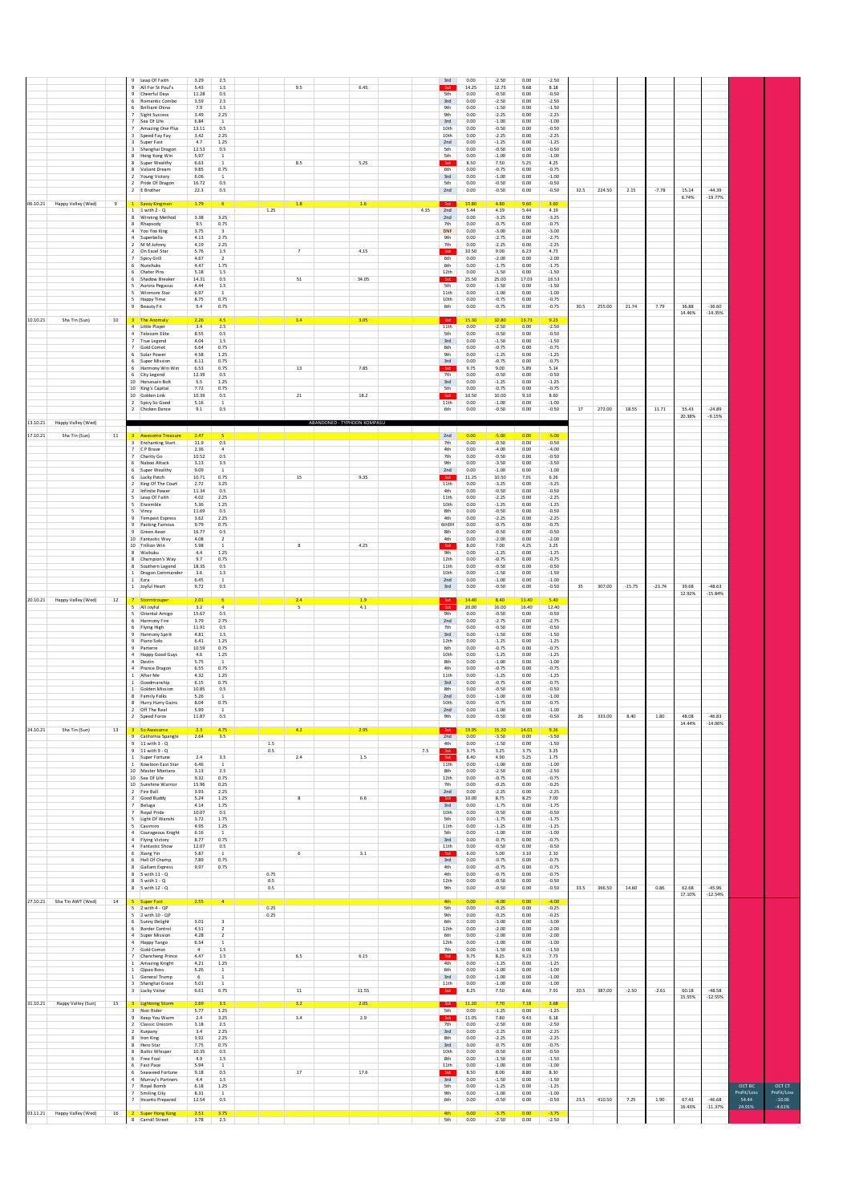| | | | | | | | | | | | | | | | | | | | | | | | |
|---|---|---|---|---|---|---|---|---|---|---|---|---|---|---|---|---|---|---|---|---|---|---|---|
| | | | 9 | Leap Of Faith | 3.29 | 2.5 | | | | | 3rd | 0.00 | -2.50 | 0.00 | -2.50 | | | | | | | | |
| | | | 9 | All For St Paul's | 5.43 | 1.5 | | 9.5 | 6.45 | | 1st | 14.25 | 12.75 | 9.68 | 8.18 | | | | | | | | |
| | | | 9 | Cheerful Days | 11.28 | 0.5 | | | | | 5th | 0.00 | -0.50 | 0.00 | -0.50 | | | | | | | | |
| | | | 6 | Romantic Combo | 3.59 | 2.5 | | | | | 3rd | 0.00 | -2.50 | 0.00 | -2.50 | | | | | | | | |
| | | | 6 | Brilliant China | 7.9 | 1.5 | | | | | 9th | 0.00 | -1.50 | 0.00 | -1.50 | | | | | | | | |
| | | | 7 | Sight Success | 3.49 | 2.25 | | | | | 9th | 0.00 | -2.25 | 0.00 | -2.25 | | | | | | | | |
| | | | 7 | Sea Of Life | 6.84 | 1 | | | | | 3rd | 0.00 | -1.00 | 0.00 | -1.00 | | | | | | | | |
| | | | 7 | Amazing One Plus | 13.11 | 0.5 | | | | | 10th | 0.00 | -0.50 | 0.00 | -0.50 | | | | | | | | |
| | | | 3 | Speed Fay Fay | 3.42 | 2.25 | | | | | 10th | 0.00 | -2.25 | 0.00 | -2.25 | | | | | | | | |
| | | | 3 | Super Fast | 4.7 | 1.25 | | | | | 2nd | 0.00 | -1.25 | 0.00 | -1.25 | | | | | | | | |
| | | | 3 | Shanghai Dragon | 12.53 | 0.5 | | | | | 5th | 0.00 | -0.50 | 0.00 | -0.50 | | | | | | | | |
| | | | 8 | Hong Kong Win | 5.97 | 1 | | | | | 5th | 0.00 | -1.00 | 0.00 | -1.00 | | | | | | | | |
| | | | 8 | Super Wealthy | 6.63 | 1 | | 8.5 | 5.25 | | 1st | 8.50 | 7.50 | 5.25 | 4.25 | | | | | | | | |
| | | | 8 | Valiant Dream | 9.85 | 0.75 | | | | | 6th | 0.00 | -0.75 | 0.00 | -0.75 | | | | | | | | |
| | | | 2 | Young Victory | 6.06 | 1 | | | | | 3rd | 0.00 | -1.00 | 0.00 | -1.00 | | | | | | | | |
| | | | 2 | Pride Of Dragon | 16.72 | 0.5 | | | | | 5th | 0.00 | -0.50 | 0.00 | -0.50 | | | | | | | | |
| | | | 2 | E Brother | 22.3 | 0.5 | | | | | 2nd | 0.00 | -0.50 | 0.00 | -0.50 | 32.5 | 224.50 | 2.15 | -7.78 | 15.14 | -44.39 | | |
| | | | | | | | | | | | | | | | | | | | | 6.74% | -19.77% | | |
| 06.10.21 | Happy Valley (Wed) | 9 | 1 | Savvy Kingman | 1.79 | 6 | | 1.8 | 1.6 | | 1st | 10.80 | 4.80 | 9.60 | 3.60 | | | | | | | | |
| | | | 1 | 1 with 2 - Q | | | 1.25 | | | 4.15 | 2nd | 5.44 | 4.19 | 5.44 | 4.19 | | | | | | | | |
| | | | 8 | Winning Method | 3.38 | 3.25 | | | | | 2nd | 0.00 | -3.25 | 0.00 | -3.25 | | | | | | | | |
| | | | 8 | Rhapsody | 9.5 | 0.75 | | | | | 7th | 0.00 | -0.75 | 0.00 | -0.75 | | | | | | | | |
| | | | 4 | Yoo Yoo King | 3.75 | 3 | | | | | DNF | 0.00 | -3.00 | 0.00 | -3.00 | | | | | | | | |
| | | | 4 | Superbella | 4.13 | 2.75 | | | | | 9th | 0.00 | -2.75 | 0.00 | -2.75 | | | | | | | | |
| | | | 4 | M M Johnny | 4.19 | 2.25 | | | | | 7th | 0.00 | -2.25 | 0.00 | -2.25 | | | | | | | | |
| | | | 2 | On Excel Star | 5.76 | 1.5 | | 7 | 4.15 | | 1st | 10.50 | 9.00 | 6.23 | 4.73 | | | | | | | | |
| | | | 7 | Spicy Grill | 4.67 | 2 | | | | | 6th | 0.00 | -2.00 | 0.00 | -2.00 | | | | | | | | |
| | | | 7 | Nunchuks | 4.47 | 1.75 | | | | | 6th | 0.00 | -1.75 | 0.00 | -1.75 | | | | | | | | |
| | | | 6 | Chater Pins | 5.18 | 1.5 | | | | | 12th | 0.00 | -1.50 | 0.00 | -1.50 | | | | | | | | |
| | | | 6 | Shadow Breaker | 14.31 | 0.5 | | 51 | 34.05 | | 1st | 25.50 | 25.00 | 17.03 | 16.53 | | | | | | | | |
| | | | 5 | Aurora Pegasus | 4.44 | 1.5 | | | | | 5th | 0.00 | -1.50 | 0.00 | -1.50 | | | | | | | | |
| | | | 5 | Winmore Star | 6.97 | 1 | | | | | 11th | 0.00 | -1.00 | 0.00 | -1.00 | | | | | | | | |
| | | | 5 | Happy Time | 8.75 | 0.75 | | | | | 10th | 0.00 | -0.75 | 0.00 | -0.75 | | | | | | | | |
| | | | 9 | Beauty Fit | 9.4 | 0.75 | | | | | 6th | 0.00 | -0.75 | 0.00 | -0.75 | 30.5 | 255.00 | 21.74 | 7.79 | 36.88 | -36.60 | | |
| | | | | | | | | | | | | | | | | | | | | 14.46% | -14.35% | | |
| 10.10.21 | Sha Tin (Sun) | 10 | 3 | The Anomaly | 2.26 | 4.5 | | 3.4 | 3.05 | | 1st | 15.30 | 10.80 | 13.73 | 9.23 | | | | | | | | |
| | | | 4 | Little Player | 3.4 | 2.5 | | | | | 11th | 0.00 | -2.50 | 0.00 | -2.50 | | | | | | | | |
| | | | 4 | Telecom Elite | 8.55 | 0.5 | | | | | 5th | 0.00 | -0.50 | 0.00 | -0.50 | | | | | | | | |
| | | | 7 | True Legend | 4.04 | 1.5 | | | | | 3rd | 0.00 | -1.50 | 0.00 | -1.50 | | | | | | | | |
| | | | 7 | Gold Comet | 6.64 | 0.75 | | | | | 6th | 0.00 | -0.75 | 0.00 | -0.75 | | | | | | | | |
| | | | 6 | Solar Power | 4.58 | 1.25 | | | | | 9th | 0.00 | -1.25 | 0.00 | -1.25 | | | | | | | | |
| | | | 6 | Super Mission | 6.11 | 0.75 | | | | | 3rd | 0.00 | -0.75 | 0.00 | -0.75 | | | | | | | | |
| | | | 6 | Harmony Win Win | 6.53 | 0.75 | | 13 | 7.85 | | 1st | 9.75 | 9.00 | 5.89 | 5.14 | | | | | | | | |
| | | | 6 | City Legend | 12.39 | 0.5 | | | | | 7th | 0.00 | -0.50 | 0.00 | -0.50 | | | | | | | | |
| | | | 10 | Horsesain Bolt | 5.5 | 1.25 | | | | | 3rd | 0.00 | -1.25 | 0.00 | -1.25 | | | | | | | | |
| | | | 10 | King's Capital | 7.72 | 0.75 | | | | | 5th | 0.00 | -0.75 | 0.00 | -0.75 | | | | | | | | |
| | | | 10 | Golden Link | 10.39 | 0.5 | | 21 | 18.2 | | 1st | 10.50 | 10.00 | 9.10 | 8.60 | | | | | | | | |
| | | | 2 | Spicy So Good | 5.16 | 1 | | | | | 11th | 0.00 | -1.00 | 0.00 | -1.00 | | | | | | | | |
| | | | 2 | Chicken Dance | 9.1 | 0.5 | | | | | 6th | 0.00 | -0.50 | 0.00 | -0.50 | 17 | 272.00 | 18.55 | 11.71 | 55.43 | -24.89 | | |
| | | | | | | | | | | | | | | | | | | | | 20.38% | -9.15% | | |
| 13.10.21 | Happy Valley (Wed) | | | | | | | ABANDONED - TYPHOON KOMPASU | | | | | | | | | | | | | | | |
| 17.10.21 | Sha Tin (Sun) | 11 | 3 | Awesome Treasure | 2.47 | 5 | | | | | 2nd | 0.00 | -5.00 | 0.00 | -5.00 | | | | | | | | |
| | | | 3 | Enchanting Start | 11.9 | 0.5 | | | | | 7th | 0.00 | -0.50 | 0.00 | -0.50 | | | | | | | | |
| | | | 7 | C P Brave | 2.36 | 4 | | | | | 4th | 0.00 | -4.00 | 0.00 | -4.00 | | | | | | | | |
| | | | 7 | Charity Go | 10.52 | 0.5 | | | | | 7th | 0.00 | -0.50 | 0.00 | -0.50 | | | | | | | | |
| | | | 6 | Naboo Attack | 3.13 | 3.5 | | | | | 9th | 0.00 | -3.50 | 0.00 | -3.50 | | | | | | | | |
| | | | 6 | Super Wealthy | 9.09 | 1 | | | | | 2nd | 0.00 | -1.00 | 0.00 | -1.00 | | | | | | | | |
| | | | 6 | Lucky Patch | 10.71 | 0.75 | | 15 | 9.35 | | 1st | 11.25 | 10.50 | 7.01 | 6.26 | | | | | | | | |
| | | | 2 | King Of The Court | 2.72 | 3.25 | | | | | 11th | 0.00 | -3.25 | 0.00 | -3.25 | | | | | | | | |
| | | | 2 | Infinite Power | 11.34 | 0.5 | | | | | 4th | 0.00 | -0.50 | 0.00 | -0.50 | | | | | | | | |
| | | | 5 | Leap Of Faith | 4.02 | 2.25 | | | | | 11th | 0.00 | -2.25 | 0.00 | -2.25 | | | | | | | | |
| | | | 5 | Ensemble | 5.36 | 1.25 | | | | | 10th | 0.00 | -1.25 | 0.00 | -1.25 | | | | | | | | |
| | | | 5 | Vincy | 11.69 | 0.5 | | | | | 8th | 0.00 | -0.50 | 0.00 | -0.50 | | | | | | | | |
| | | | 9 | Tempest Express | 3.62 | 2.25 | | | | | 4th | 0.00 | -2.25 | 0.00 | -2.25 | | | | | | | | |
| | | | 9 | Packing Famous | 9.79 | 0.75 | | | | | 6thDH | 0.00 | -0.75 | 0.00 | -0.75 | | | | | | | | |
| | | | 9 | Green Aeon | 16.77 | 0.5 | | | | | 8th | 0.00 | -0.50 | 0.00 | -0.50 | | | | | | | | |
| | | | 10 | Fantastic Way | 4.08 | 2 | | | | | 4th | 0.00 | -2.00 | 0.00 | -2.00 | | | | | | | | |
| | | | 10 | Trillion Win | 5.98 | 1 | | 8 | 4.25 | | 1st | 8.00 | 7.00 | 4.25 | 3.25 | | | | | | | | |
| | | | 8 | Waikuku | 4.4 | 1.25 | | | | | 9th | 0.00 | -1.25 | 0.00 | -1.25 | | | | | | | | |
| | | | 8 | Champion's Way | 9.7 | 0.75 | | | | | 12th | 0.00 | -0.75 | 0.00 | -0.75 | | | | | | | | |
| | | | 8 | Southern Legend | 18.35 | 0.5 | | | | | 11th | 0.00 | -0.50 | 0.00 | -0.50 | | | | | | | | |
| | | | 1 | Dragon Commander | 3.6 | 1.5 | | | | | 10th | 0.00 | -1.50 | 0.00 | -1.50 | | | | | | | | |
| | | | 1 | Ezra | 6.45 | 1 | | | | | 2nd | 0.00 | -1.00 | 0.00 | -1.00 | | | | | | | | |
| | | | 1 | Joyful Heart | 9.72 | 0.5 | | | | | 3rd | 0.00 | -0.50 | 0.00 | -0.50 | 35 | 307.00 | -15.75 | -23.74 | 39.68 | -48.63 | | |
| | | | | | | | | | | | | | | | | | | | | 12.92% | -15.84% | | |
| 20.10.21 | Happy Valley (Wed) | 12 | 7 | Stormtrouper | 2.01 | 6 | | 2.4 | 1.9 | | 1st | 14.40 | 8.40 | 11.40 | 5.40 | | | | | | | | |
| | | | 5 | All Joyful | 3.2 | 4 | | 5 | 4.1 | | 1st | 20.00 | 16.00 | 16.40 | 12.40 | | | | | | | | |
| | | | 5 | Oriental Amigo | 15.67 | 0.5 | | | | | 9th | 0.00 | -0.50 | 0.00 | -0.50 | | | | | | | | |
| | | | 6 | Harmony Fire | 3.79 | 2.75 | | | | | 2nd | 0.00 | -2.75 | 0.00 | -2.75 | | | | | | | | |
| | | | 6 | Flying High | 11.91 | 0.5 | | | | | 7th | 0.00 | -0.50 | 0.00 | -0.50 | | | | | | | | |
| | | | 9 | Harmony Spirit | 4.81 | 1.5 | | | | | 3rd | 0.00 | -1.50 | 0.00 | -1.50 | | | | | | | | |
| | | | 9 | Piano Solo | 6.41 | 1.25 | | | | | 12th | 0.00 | -1.25 | 0.00 | -1.25 | | | | | | | | |
| | | | 9 | Parterre | 10.59 | 0.75 | | | | | 6th | 0.00 | -0.75 | 0.00 | -0.75 | | | | | | | | |
| | | | 4 | Happy Good Guys | 4.6 | 1.25 | | | | | 10th | 0.00 | -1.25 | 0.00 | -1.25 | | | | | | | | |
| | | | 4 | Destin | 5.75 | 1 | | | | | 8th | 0.00 | -1.00 | 0.00 | -1.00 | | | | | | | | |
| | | | 4 | Prance Dragon | 6.55 | 0.75 | | | | | 4th | 0.00 | -0.75 | 0.00 | -0.75 | | | | | | | | |
| | | | 1 | After Me | 4.32 | 1.25 | | | | | 11th | 0.00 | -1.25 | 0.00 | -1.25 | | | | | | | | |
| | | | 1 | Goodmanship | 6.15 | 0.75 | | | | | 3rd | 0.00 | -0.75 | 0.00 | -0.75 | | | | | | | | |
| | | | 1 | Golden Mission | 10.85 | 0.5 | | | | | 8th | 0.00 | -0.50 | 0.00 | -0.50 | | | | | | | | |
| | | | 8 | Family Folks | 5.26 | 1 | | | | | 2nd | 0.00 | -1.00 | 0.00 | -1.00 | | | | | | | | |
| | | | 8 | Hurry Hurry Gains | 8.04 | 0.75 | | | | | 10th | 0.00 | -0.75 | 0.00 | -0.75 | | | | | | | | |
| | | | 2 | Off The Reel | 5.99 | 1 | | | | | 2nd | 0.00 | -1.00 | 0.00 | -1.00 | | | | | | | | |
| | | | 2 | Speed Force | 11.87 | 0.5 | | | | | 9th | 0.00 | -0.50 | 0.00 | -0.50 | 26 | 333.00 | 8.40 | 1.80 | 48.08 | -46.83 | | |
| | | | | | | | | | | | | | | | | | | | | 14.44% | -14.06% | | |
| 24.10.21 | Sha Tin (Sun) | 13 | 3 | So Awesome | 2.3 | 4.75 | | 4.2 | 2.95 | | 1st | 19.95 | 15.20 | 14.01 | 9.26 | | | | | | | | |
| | | | 9 | California Spangle | 2.64 | 3.5 | | | | | 2nd | 0.00 | -3.50 | 0.00 | -3.50 | | | | | | | | |
| | | | 9 | 11 with 3 - Q | | | 1.5 | | | | 4th | 0.00 | -1.50 | 0.00 | -1.50 | | | | | | | | |
| | | | 9 | 11 with 9 - Q | | | 0.5 | | | 7.5 | 1st | 3.75 | 3.25 | 3.75 | 3.25 | | | | | | | | |
| | | | 1 | Super Fortune | 2.4 | 3.5 | | 2.4 | 1.5 | | 1st | 8.40 | 4.90 | 5.25 | 1.75 | | | | | | | | |
| | | | 1 | Kowloon East Star | 6.46 | 1 | | | | | 11th | 0.00 | -1.00 | 0.00 | -1.00 | | | | | | | | |
| | | | 10 | Master Montaro | 3.13 | 2.5 | | | | | 8th | 0.00 | -2.50 | 0.00 | -2.50 | | | | | | | | |
| | | | 10 | Sea Of Life | 9.32 | 0.75 | | | | | 12th | 0.00 | -0.75 | 0.00 | -0.75 | | | | | | | | |
| | | | 10 | Sunshine Warrior | 15.96 | 0.25 | | | | | 7th | 0.00 | -0.25 | 0.00 | -0.25 | | | | | | | | |
| | | | 2 | Fire Ball | 3.93 | 2.25 | | | | | 2nd | 0.00 | -2.25 | 0.00 | -2.25 | | | | | | | | |
| | | | 2 | Good Buddy | 5.24 | 1.25 | | 8 | 6.6 | | 1st | 10.00 | 8.75 | 8.25 | 7.00 | | | | | | | | |
| | | | 7 | Beluga | 4.14 | 1.75 | | | | | 3rd | 0.00 | -1.75 | 0.00 | -1.75 | | | | | | | | |
| | | | 7 | Royal Pride | 10.07 | 0.5 | | | | | 10th | 0.00 | -0.50 | 0.00 | -0.50 | | | | | | | | |
| | | | 5 | Light Of Wanshi | 3.72 | 1.75 | | | | | 5th | 0.00 | -1.75 | 0.00 | -1.75 | | | | | | | | |
| | | | 5 | Casimiro | 4.95 | 1.25 | | | | | 11th | 0.00 | -1.25 | 0.00 | -1.25 | | | | | | | | |
| | | | 4 | Courageous Knight | 6.16 | 1 | | | | | 5th | 0.00 | -1.00 | 0.00 | -1.00 | | | | | | | | |
| | | | 4 | Flying Victory | 8.77 | 0.75 | | | | | 3rd | 0.00 | -0.75 | 0.00 | -0.75 | | | | | | | | |
| | | | 4 | Fantastic Show | 12.07 | 0.5 | | | | | 11th | 0.00 | -0.50 | 0.00 | -0.50 | | | | | | | | |
| | | | 6 | Xiang Yin | 5.87 | 1 | | 6 | 3.1 | | 1st | 6.00 | 5.00 | 3.10 | 2.10 | | | | | | | | |
| | | | 6 | Hall Of Champ | 7.89 | 0.75 | | | | | 3rd | 0.00 | -0.75 | 0.00 | -0.75 | | | | | | | | |
| | | | 8 | Galliant Express | 9.97 | 0.75 | | | | | 4th | 0.00 | -0.75 | 0.00 | -0.75 | | | | | | | | |
| | | | 8 | 5 with 11 - Q | | | 0.75 | | | | 4th | 0.00 | -0.75 | 0.00 | -0.75 | | | | | | | | |
| | | | 8 | 5 with 1 - Q | | | 0.5 | | | | 12th | 0.00 | -0.50 | 0.00 | -0.50 | | | | | | | | |
| | | | 8 | 5 with 12 - Q | | | 0.5 | | | | 9th | 0.00 | -0.50 | 0.00 | -0.50 | 33.5 | 366.50 | 14.60 | 0.86 | 62.68 | -45.96 | | |
| | | | | | | | | | | | | | | | | | | | | 17.30% | -12.54% | | |
| 27.10.21 | Sha Tin AWT (Wed) | 14 | 5 | Super Fast | 2.55 | 4 | | | | | 4th | 0.00 | -4.00 | 0.00 | -4.00 | | | | | | | | |
| | | | 5 | 2 with 4 - QP | | | 0.25 | | | | 5th | 0.00 | -0.25 | 0.00 | -0.25 | | | | | | | | |
| | | | 5 | 2 with 10 - QP | | | 0.25 | | | | 9th | 0.00 | -0.25 | 0.00 | -0.25 | | | | | | | | |
| | | | 6 | Sunny Delight | 3.01 | 3 | | | | | 6th | 0.00 | -3.00 | 0.00 | -3.00 | | | | | | | | |
| | | | 6 | Border Control | 4.51 | 2 | | | | | 12th | 0.00 | -2.00 | 0.00 | -2.00 | | | | | | | | |
| | | | 4 | Super Mission | 4.28 | 2 | | | | | 6th | 0.00 | -2.00 | 0.00 | -2.00 | | | | | | | | |
| | | | 4 | Happy Tango | 6.54 | 1 | | | | | 12th | 0.00 | -1.00 | 0.00 | -1.00 | | | | | | | | |
| | | | 7 | Gold Comet | 4 | 1.5 | | | | | 7th | 0.00 | -1.50 | 0.00 | -1.50 | | | | | | | | |
| | | | 7 | Chancheng Prince | 4.47 | 1.5 | | 6.5 | 6.15 | | 1st | 9.75 | 8.25 | 9.23 | 7.73 | | | | | | | | |
| | | | 1 | Amazing Knight | 4.21 | 1.25 | | | | | 4th | 0.00 | -1.25 | 0.00 | -1.25 | | | | | | | | |
| | | | 1 | Qipao Boss | 5.26 | 1 | | | | | 6th | 0.00 | -1.00 | 0.00 | -1.00 | | | | | | | | |
| | | | 1 | General Trump | 6 | 1 | | | | | 3rd | 0.00 | -1.00 | 0.00 | -1.00 | | | | | | | | |
| | | | 3 | Shanghai Grace | 5.01 | 1 | | | | | 11th | 0.00 | -1.00 | 0.00 | -1.00 | | | | | | | | |
| | | | 3 | Lucky Victor | 6.61 | 0.75 | | 11 | 11.55 | | 1st | 8.25 | 7.50 | 8.66 | 7.91 | 20.5 | 387.00 | -2.50 | -2.61 | 60.18 | -48.58 | | |
| | | | | | | | | | | | | | | | | | | | | 15.55% | -12.55% | | |
| 31.10.21 | Happy Valley (Sun) | 15 | 3 | Lightning Storm | 2.69 | 3.5 | | 3.2 | 2.05 | | 1st | 11.20 | 7.70 | 7.18 | 3.68 | | | | | | | | |
| | | | 3 | Noir Rider | 5.77 | 1.25 | | | | | 5th | 0.00 | -1.25 | 0.00 | -1.25 | | | | | | | | |
| | | | 9 | Keep You Warm | 2.4 | 3.25 | | 3.4 | 2.9 | | 1st | 11.05 | 7.80 | 9.43 | 6.18 | | | | | | | | |
| | | | 2 | Classic Unicorn | 3.18 | 2.5 | | | | | 7th | 0.00 | -2.50 | 0.00 | -2.50 | | | | | | | | |
| | | | 2 | Kurpany | 3.4 | 2.25 | | | | | 3rd | 0.00 | -2.25 | 0.00 | -2.25 | | | | | | | | |
| | | | 8 | Iron King | 3.92 | 2.25 | | | | | 8th | 0.00 | -2.25 | 0.00 | -2.25 | | | | | | | | |
| | | | 8 | Hero Star | 7.75 | 0.75 | | | | | 3rd | 0.00 | -0.75 | 0.00 | -0.75 | | | | | | | | |
| | | | 8 | Baltic Whisper | 10.35 | 0.5 | | | | | 10th | 0.00 | -0.50 | 0.00 | -0.50 | | | | | | | | |
| | | | 6 | Free Foal | 4.9 | 1.5 | | | | | 8th | 0.00 | -1.50 | 0.00 | -1.50 | | | | | | | | |
| | | | 6 | Fast Pace | 5.94 | 1 | | | | | 11th | 0.00 | -1.00 | 0.00 | -1.00 | | | | | | | | |
| | | | 6 | Seaweed Fortune | 9.18 | 0.5 | | 17 | 17.6 | | 1st | 8.50 | 8.00 | 8.80 | 8.30 | | | | | | | | |
| | | | 4 | Murray's Partners | 4.4 | 1.5 | | | | | 3rd | 0.00 | -1.50 | 0.00 | -1.50 | | | | | | | | |
| | | | 7 | Royal Bomb | 6.18 | 1.25 | | | | | 5th | 0.00 | -1.25 | 0.00 | -1.25 | | | | | | | | |
| | | | 7 | Smiling City | 8.31 | 1 | | | | | 9th | 0.00 | -1.00 | 0.00 | -1.00 | | | | | | | OCT BC Profit/Loss | OCT CT Profit/Loss |
| | | | 7 | Incanto Prepared | 12.54 | 0.5 | | | | | 6th | 0.00 | -0.50 | 0.00 | -0.50 | 23.5 | 410.50 | 7.25 | 1.90 | 67.43 | -46.68 | 54.44 | -10.06 |
| | | | | | | | | | | | | | | | | | | | | 16.43% | -11.37% | 24.91% | -4.61% |
| 03.11.21 | Happy Valley (Wed) | 16 | 2 | Super Hong Kong | 2.51 | 3.75 | | | | | 4th | 0.00 | -3.75 | 0.00 | -3.75 | | | | | | | | |
| | | | 8 | Carroll Street | 3.76 | 2.5 | | | | | 5th | 0.00 | -2.50 | 0.00 | -2.50 | | | | | | | | |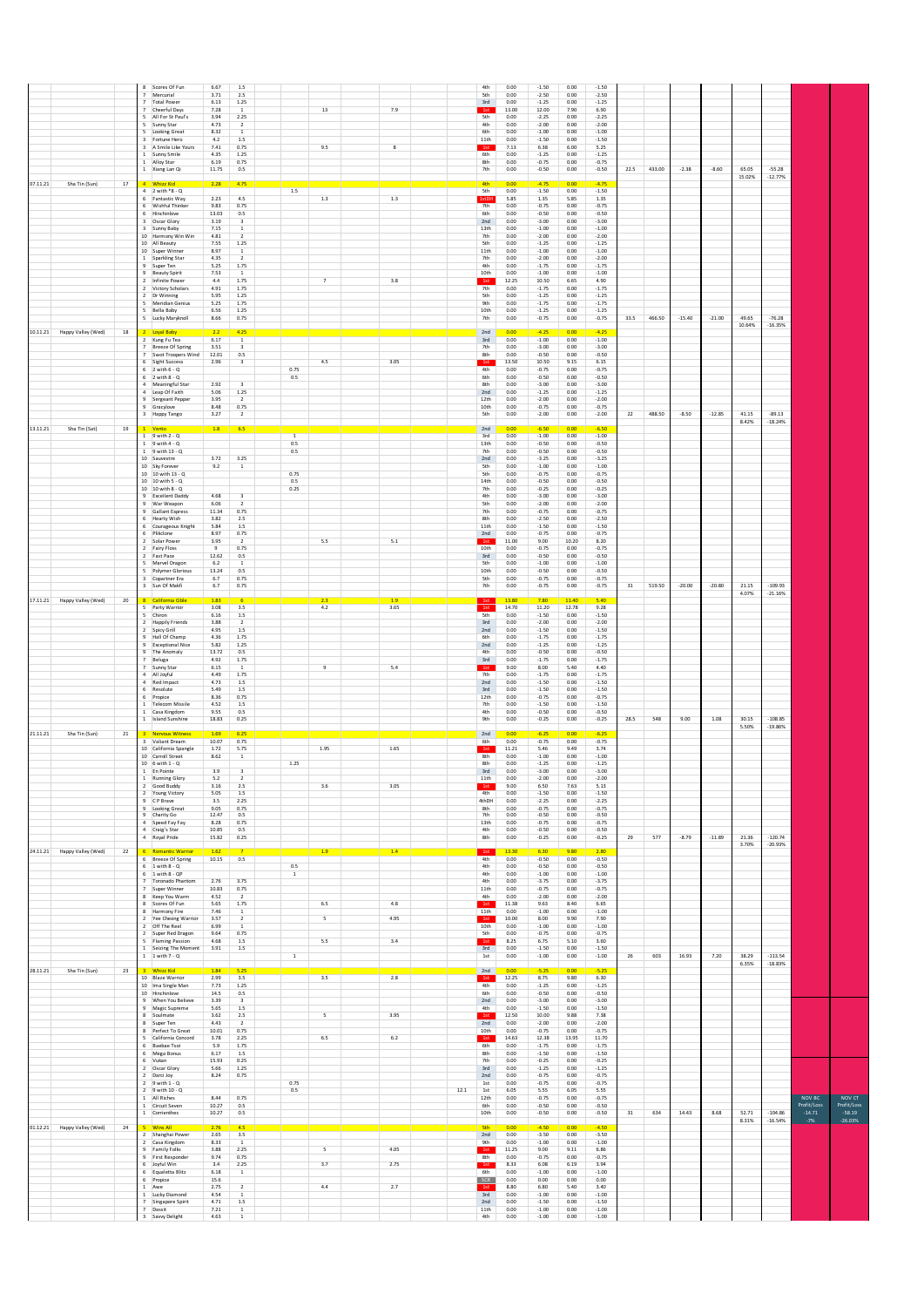| Date | Venue | No. | Race | Horse | Odds | Stake | Q Stake | Win | Place | Q | Result | Return | P/L | Return | P/L | | | | | | |
|---|---|---|---|---|---|---|---|---|---|---|---|---|---|---|---|---|---|---|---|---|---|
| | | | 8 | Scores Of Fun | 6.67 | 1.5 | | | | | 4th | 0.00 | -1.50 | 0.00 | -1.50 | | | | | | |
| | | | 7 | Mercurial | 3.71 | 2.5 | | | | | 5th | 0.00 | -2.50 | 0.00 | -2.50 | | | | | | |
| | | | 7 | Total Power | 6.13 | 1.25 | | | | | 3rd | 0.00 | -1.25 | 0.00 | -1.25 | | | | | | |
| | | | 7 | Cheerful Days | 7.28 | 1 | | 13 | 7.9 | | 1st | 13.00 | 12.00 | 7.90 | 6.90 | | | | | | |
| | | | 5 | All For St Paul's | 3.94 | 2.25 | | | | | 5th | 0.00 | -2.25 | 0.00 | -2.25 | | | | | | |
| | | | 5 | Sunny Star | 4.73 | 2 | | | | | 4th | 0.00 | -2.00 | 0.00 | -2.00 | | | | | | |
| | | | 5 | Looking Great | 8.32 | 1 | | | | | 6th | 0.00 | -1.00 | 0.00 | -1.00 | | | | | | |
| | | | 3 | Fortune Hero | 4.2 | 1.5 | | | | | 11th | 0.00 | -1.50 | 0.00 | -1.50 | | | | | | |
| | | | 3 | A Smile Like Yours | 7.41 | 0.75 | | 9.5 | 8 | | 1st | 7.13 | 6.38 | 6.00 | 5.25 | | | | | | |
| | | | 1 | Sunny Smile | 4.35 | 1.25 | | | | | 6th | 0.00 | -1.25 | 0.00 | -1.25 | | | | | | |
| | | | 1 | Alloy Star | 6.19 | 0.75 | | | | | 8th | 0.00 | -0.75 | 0.00 | -0.75 | | | | | | |
| | | | 1 | Xiang Lan Qi | 11.75 | 0.5 | | | | | 7th | 0.00 | -0.50 | 0.00 | -0.50 | 22.5 | 433.00 | -2.38 | -8.60 | 65.05 | -55.28 |
| | | | | | | | | | | | | | | | | | | | | 15.02% | -12.77% |
| 07.11.21 | Sha Tin (Sun) | 17 | 4 | Whizz Kid | 2.28 | 4.75 | | | | | 4th | 0.00 | -4.75 | 0.00 | -4.75 | | | | | | |
| | | | 4 | 2 with 7 8 - Q | | | 1.5 | | | | 5th | 0.00 | -1.50 | 0.00 | -1.50 | | | | | | |
| | | | 6 | Fantastic Way | 2.23 | 4.5 | | 1.3 | 1.3 | | 1stDH | 5.85 | 1.35 | 5.85 | 1.35 | | | | | | |
| | | | 6 | Wishful Thinker | 9.83 | 0.75 | | | | | 7th | 0.00 | -0.75 | 0.00 | -0.75 | | | | | | |
| | | | 6 | Hinchinlove | 13.03 | 0.5 | | | | | 6th | 0.00 | -0.50 | 0.00 | -0.50 | | | | | | |
| | | | 3 | Oscar Glory | 3.19 | 3 | | | | | 2nd | 0.00 | -3.00 | 0.00 | -3.00 | | | | | | |
| | | | 3 | Sunny Baby | 7.15 | 1 | | | | | 13th | 0.00 | -1.00 | 0.00 | -1.00 | | | | | | |
| | | | 10 | Harmony Win Win | 4.81 | 2 | | | | | 7th | 0.00 | -2.00 | 0.00 | -2.00 | | | | | | |
| | | | 10 | All Beauty | 7.55 | 1.25 | | | | | 5th | 0.00 | -1.25 | 0.00 | -1.25 | | | | | | |
| | | | 10 | Super Winner | 8.97 | 1 | | | | | 11th | 0.00 | -1.00 | 0.00 | -1.00 | | | | | | |
| | | | 1 | Sparkling Star | 4.35 | 2 | | | | | 7th | 0.00 | -2.00 | 0.00 | -2.00 | | | | | | |
| | | | 9 | Super Ten | 5.25 | 1.75 | | | | | 4th | 0.00 | -1.75 | 0.00 | -1.75 | | | | | | |
| | | | 9 | Beauty Spirit | 7.53 | 1 | | | | | 10th | 0.00 | -1.00 | 0.00 | -1.00 | | | | | | |
| | | | 2 | Infinite Power | 4.4 | 1.75 | | 7 | 3.8 | | 1st | 12.25 | 10.50 | 6.65 | 4.90 | | | | | | |
| | | | 2 | Victory Scholars | 4.91 | 1.75 | | | | | 7th | 0.00 | -1.75 | 0.00 | -1.75 | | | | | | |
| | | | 2 | Dr Winning | 5.95 | 1.25 | | | | | 5th | 0.00 | -1.25 | 0.00 | -1.25 | | | | | | |
| | | | 5 | Meridian Genius | 5.25 | 1.75 | | | | | 9th | 0.00 | -1.75 | 0.00 | -1.75 | | | | | | |
| | | | 5 | Bella Baby | 6.56 | 1.25 | | | | | 10th | 0.00 | -1.25 | 0.00 | -1.25 | | | | | | |
| | | | 5 | Lucky Maryknoll | 8.66 | 0.75 | | | | | 7th | 0.00 | -0.75 | 0.00 | -0.75 | 33.5 | 466.50 | -15.40 | -21.00 | 49.65 | -76.28 |
| | | | | | | | | | | | | | | | | | | | | 10.64% | -16.35% |
| 10.11.21 | Happy Valley (Wed) | 18 | 2 | Loyal Baby | 2.2 | 4.25 | | | | | 2nd | 0.00 | -4.25 | 0.00 | -4.25 | | | | | | |
| | | | 2 | Kung Fu Tea | 6.17 | 1 | | | | | 3rd | 0.00 | -1.00 | 0.00 | -1.00 | | | | | | |
| | | | 7 | Breeze Of Spring | 3.51 | 3 | | | | | 7th | 0.00 | -3.00 | 0.00 | -3.00 | | | | | | |
| | | | 7 | Swot Troopers Wind | 12.01 | 0.5 | | | | | 8th | 0.00 | -0.50 | 0.00 | -0.50 | | | | | | |
| | | | 6 | Sight Success | 2.96 | 3 | | 4.5 | 3.05 | | 1st | 13.50 | 10.50 | 9.15 | 6.15 | | | | | | |
| | | | 6 | 2 with 6 - Q | | | 0.75 | | | | 4th | 0.00 | -0.75 | 0.00 | -0.75 | | | | | | |
| | | | 6 | 2 with 8 - Q | | | 0.5 | | | | 6th | 0.00 | -0.50 | 0.00 | -0.50 | | | | | | |
| | | | 4 | Meaningful Star | 2.92 | 3 | | | | | 8th | 0.00 | -3.00 | 0.00 | -3.00 | | | | | | |
| | | | 4 | Leap Of Faith | 5.06 | 1.25 | | | | | 2nd | 0.00 | -1.25 | 0.00 | -1.25 | | | | | | |
| | | | 9 | Sergeant Pepper | 3.95 | 2 | | | | | 12th | 0.00 | -2.00 | 0.00 | -2.00 | | | | | | |
| | | | 9 | Gracylove | 8.48 | 0.75 | | | | | 10th | 0.00 | -0.75 | 0.00 | -0.75 | | | | | | |
| | | | 3 | Happy Tango | 3.27 | 2 | | | | | 5th | 0.00 | -2.00 | 0.00 | -2.00 | 22 | 488.50 | -8.50 | -12.85 | 41.15 | -89.13 |
| | | | | | | | | | | | | | | | | | | | | 8.42% | -18.24% |
| 13.11.21 | Sha Tin (Sat) | 19 | 1 | Vento | 1.8 | 6.5 | | | | | 2nd | 0.00 | -6.50 | 0.00 | -6.50 | | | | | | |
| | | | 1 | 9 with 2 - Q | | | 1 | | | | 3rd | 0.00 | -1.00 | 0.00 | -1.00 | | | | | | |
| | | | 1 | 9 with 4 - Q | | | 0.5 | | | | 13th | 0.00 | -0.50 | 0.00 | -0.50 | | | | | | |
| | | | 1 | 9 with 13 - Q | | | 0.5 | | | | 7th | 0.00 | -0.50 | 0.00 | -0.50 | | | | | | |
| | | | 10 | Sauvestre | 3.72 | 3.25 | | | | | 2nd | 0.00 | -3.25 | 0.00 | -3.25 | | | | | | |
| | | | 10 | Sky Forever | 9.2 | 1 | | | | | 5th | 0.00 | -1.00 | 0.00 | -1.00 | | | | | | |
| | | | 10 | 10 with 13 - Q | | | 0.75 | | | | 5th | 0.00 | -0.75 | 0.00 | -0.75 | | | | | | |
| | | | 10 | 10 with 5 - Q | | | 0.5 | | | | 14th | 0.00 | -0.50 | 0.00 | -0.50 | | | | | | |
| | | | 10 | 10 with 8 - Q | | | 0.25 | | | | 7th | 0.00 | -0.25 | 0.00 | -0.25 | | | | | | |
| | | | 9 | Excellent Daddy | 4.68 | 3 | | | | | 4th | 0.00 | -3.00 | 0.00 | -3.00 | | | | | | |
| | | | 9 | War Weapon | 6.06 | 2 | | | | | 5th | 0.00 | -2.00 | 0.00 | -2.00 | | | | | | |
| | | | 9 | Gallant Express | 11.34 | 0.75 | | | | | 7th | 0.00 | -0.75 | 0.00 | -0.75 | | | | | | |
| | | | 6 | Hearty Wish | 3.82 | 2.5 | | | | | 8th | 0.00 | -2.50 | 0.00 | -2.50 | | | | | | |
| | | | 6 | Courageous Knight | 5.84 | 1.5 | | | | | 11th | 0.00 | -1.50 | 0.00 | -1.50 | | | | | | |
| | | | 6 | Flikclone | 8.97 | 0.75 | | | | | 2nd | 0.00 | -0.75 | 0.00 | -0.75 | | | | | | |
| | | | 2 | Solar Power | 3.95 | 2 | | 5.5 | 5.1 | | 1st | 11.00 | 9.00 | 10.20 | 8.20 | | | | | | |
| | | | 2 | Fairy Floss | 9 | 0.75 | | | | | 10th | 0.00 | -0.75 | 0.00 | -0.75 | | | | | | |
| | | | 2 | Fast Pace | 12.62 | 0.5 | | | | | 3rd | 0.00 | -0.50 | 0.00 | -0.50 | | | | | | |
| | | | 5 | Marvel Dragon | 6.2 | 1 | | | | | 5th | 0.00 | -1.00 | 0.00 | -1.00 | | | | | | |
| | | | 5 | Polymer Glorious | 13.24 | 0.5 | | | | | 10th | 0.00 | -0.50 | 0.00 | -0.50 | | | | | | |
| | | | 3 | Copartner Era | 6.7 | 0.75 | | | | | 5th | 0.00 | -0.75 | 0.00 | -0.75 | | | | | | |
| | | | 3 | Sun Of Makfi | 6.7 | 0.75 | | | | | 7th | 0.00 | -0.75 | 0.00 | -0.75 | 31 | 519.50 | -20.00 | -20.80 | 21.15 | -109.93 |
| | | | | | | | | | | | | | | | | | | | | 4.07% | -21.16% |
| 17.11.21 | Happy Valley (Wed) | 20 | 8 | California Clble | 1.83 | 6 | | 2.3 | 1.9 | | 1st | 13.80 | 7.80 | 11.40 | 5.40 | | | | | | |
| | | | 5 | Party Warrior | 3.08 | 3.5 | | 4.2 | 3.65 | | 1st | 14.70 | 11.20 | 12.78 | 9.28 | | | | | | |
| | | | 5 | Chiron | 6.16 | 1.5 | | | | | 5th | 0.00 | -1.50 | 0.00 | -1.50 | | | | | | |
| | | | 2 | Happily Friends | 3.88 | 2 | | | | | 3rd | 0.00 | -2.00 | 0.00 | -2.00 | | | | | | |
| | | | 2 | Spicy Grill | 4.95 | 1.5 | | | | | 2nd | 0.00 | -1.50 | 0.00 | -1.50 | | | | | | |
| | | | 9 | Hall Of Champ | 4.36 | 1.75 | | | | | 6th | 0.00 | -1.75 | 0.00 | -1.75 | | | | | | |
| | | | 9 | Exceptional Nice | 5.82 | 1.25 | | | | | 2nd | 0.00 | -1.25 | 0.00 | -1.25 | | | | | | |
| | | | 9 | The Anomaly | 13.72 | 0.5 | | | | | 4th | 0.00 | -0.50 | 0.00 | -0.50 | | | | | | |
| | | | 7 | Beluga | 4.92 | 1.75 | | | | | 3rd | 0.00 | -1.75 | 0.00 | -1.75 | | | | | | |
| | | | 7 | Sunny Star | 6.15 | 1 | | 9 | 5.4 | | 1st | 9.00 | 8.00 | 5.40 | 4.40 | | | | | | |
| | | | 4 | All Joyful | 4.49 | 1.75 | | | | | 7th | 0.00 | -1.75 | 0.00 | -1.75 | | | | | | |
| | | | 4 | Red Impact | 4.73 | 1.5 | | | | | 2nd | 0.00 | -1.50 | 0.00 | -1.50 | | | | | | |
| | | | 6 | Resolute | 5.49 | 1.5 | | | | | 3rd | 0.00 | -1.50 | 0.00 | -1.50 | | | | | | |
| | | | 6 | Propice | 8.36 | 0.75 | | | | | 12th | 0.00 | -0.75 | 0.00 | -0.75 | | | | | | |
| | | | 1 | Telecom Missile | 4.52 | 1.5 | | | | | 7th | 0.00 | -1.50 | 0.00 | -1.50 | | | | | | |
| | | | 1 | Casa Kingdom | 9.55 | 0.5 | | | | | 4th | 0.00 | -0.50 | 0.00 | -0.50 | | | | | | |
| | | | 1 | Island Sunshine | 18.83 | 0.25 | | | | | 9th | 0.00 | -0.25 | 0.00 | -0.25 | 28.5 | 548 | 9.00 | 1.08 | 30.15 | -108.85 |
| | | | | | | | | | | | | | | | | | | | | 5.50% | -19.86% |
| 21.11.21 | Sha Tin (Sun) | 21 | 3 | Nervous Witness | 1.69 | 6.25 | | | | | 2nd | 0.00 | -6.25 | 0.00 | -6.25 | | | | | | |
| | | | 3 | Valiant Dream | 10.07 | 0.75 | | | | | 6th | 0.00 | -0.75 | 0.00 | -0.75 | | | | | | |
| | | | 10 | California Spangle | 1.72 | 5.75 | | 1.95 | 1.65 | | 1st | 11.21 | 5.46 | 9.49 | 3.74 | | | | | | |
| | | | 10 | Carroll Street | 8.62 | 1 | | | | | 8th | 0.00 | -1.00 | 0.00 | -1.00 | | | | | | |
| | | | 10 | 6 with 1 - Q | | | 1.25 | | | | 8th | 0.00 | -1.25 | 0.00 | -1.25 | | | | | | |
| | | | 1 | En Pointe | 3.9 | 3 | | | | | 3rd | 0.00 | -3.00 | 0.00 | -3.00 | | | | | | |
| | | | 1 | Running Glory | 5.2 | 2 | | | | | 11th | 0.00 | -2.00 | 0.00 | -2.00 | | | | | | |
| | | | 2 | Good Buddy | 3.16 | 2.5 | | 3.6 | 3.05 | | 1st | 9.00 | 6.50 | 7.63 | 5.13 | | | | | | |
| | | | 2 | Young Victory | 5.05 | 1.5 | | | | | 4th | 0.00 | -1.50 | 0.00 | -1.50 | | | | | | |
| | | | 9 | C P Brave | 3.5 | 2.25 | | | | | 4thDH | 0.00 | -2.25 | 0.00 | -2.25 | | | | | | |
| | | | 9 | Looking Great | 9.05 | 0.75 | | | | | 8th | 0.00 | -0.75 | 0.00 | -0.75 | | | | | | |
| | | | 9 | Charity Go | 12.47 | 0.5 | | | | | 7th | 0.00 | -0.50 | 0.00 | -0.50 | | | | | | |
| | | | 4 | Speed Fay Fay | 8.28 | 0.75 | | | | | 13th | 0.00 | -0.75 | 0.00 | -0.75 | | | | | | |
| | | | 4 | Craig's Star | 10.85 | 0.5 | | | | | 4th | 0.00 | -0.50 | 0.00 | -0.50 | | | | | | |
| | | | 4 | Royal Pride | 15.82 | 0.25 | | | | | 8th | 0.00 | -0.25 | 0.00 | -0.25 | 29 | 577 | -8.79 | -11.89 | 21.36 | -120.74 |
| | | | | | | | | | | | | | | | | | | | | 3.70% | -20.93% |
| 24.11.21 | Happy Valley (Wed) | 22 | 6 | Romantic Warrior | 1.62 | 7 | | 1.9 | 1.4 | | 1st | 13.30 | 6.30 | 9.80 | 2.80 | | | | | | |
| | | | 6 | Breeze Of Spring | 10.15 | 0.5 | | | | | 4th | 0.00 | -0.50 | 0.00 | -0.50 | | | | | | |
| | | | 6 | 1 with 8 - Q | | | 0.5 | | | | 4th | 0.00 | -0.50 | 0.00 | -0.50 | | | | | | |
| | | | 6 | 1 with 8 - QP | | | 1 | | | | 4th | 0.00 | -1.00 | 0.00 | -1.00 | | | | | | |
| | | | 7 | Toronado Phantom | 2.76 | 3.75 | | | | | 4th | 0.00 | -3.75 | 0.00 | -3.75 | | | | | | |
| | | | 7 | Super Winner | 10.83 | 0.75 | | | | | 11th | 0.00 | -0.75 | 0.00 | -0.75 | | | | | | |
| | | | 8 | Keep You Warm | 4.52 | 2 | | | | | 4th | 0.00 | -2.00 | 0.00 | -2.00 | | | | | | |
| | | | 8 | Scores Of Fun | 5.65 | 1.75 | | 6.5 | 4.8 | | 1st | 11.38 | 9.63 | 8.40 | 6.65 | | | | | | |
| | | | 8 | Harmony Fire | 7.46 | 1 | | | | | 11th | 0.00 | -1.00 | 0.00 | -1.00 | | | | | | |
| | | | 2 | Yee Cheong Warrior | 3.57 | 2 | | 5 | 4.95 | | 1st | 10.00 | 8.00 | 9.90 | 7.90 | | | | | | |
| | | | 2 | Off The Reel | 6.99 | 1 | | | | | 10th | 0.00 | -1.00 | 0.00 | -1.00 | | | | | | |
| | | | 2 | Super Red Dragon | 9.64 | 0.75 | | | | | 5th | 0.00 | -0.75 | 0.00 | -0.75 | | | | | | |
| | | | 5 | Flaming Passion | 4.68 | 1.5 | | 5.5 | 3.4 | | 1st | 8.25 | 6.75 | 5.10 | 3.60 | | | | | | |
| | | | 5 | Seizing The Moment | 3.91 | 1.5 | | | | | 3rd | 0.00 | -1.50 | 0.00 | -1.50 | | | | | | |
| | | | 1 | 1 with 7 - Q | | | 1 | | | | 1st | 0.00 | -1.00 | 0.00 | -1.00 | 26 | 603 | 16.93 | 7.20 | 38.29 | -113.54 |
| | | | | | | | | | | | | | | | | | | | | 6.35% | -18.83% |
| 28.11.21 | Sha Tin (Sun) | 23 | 3 | Whizz Kid | 1.84 | 5.25 | | | | | 2nd | 0.00 | -5.25 | 0.00 | -5.25 | | | | | | |
| | | | 10 | Blaze Warrior | 2.99 | 3.5 | | 3.5 | 2.8 | | 1st | 12.25 | 8.75 | 9.80 | 6.30 | | | | | | |
| | | | 10 | Ima Single Man | 7.73 | 1.25 | | | | | 4th | 0.00 | -1.25 | 0.00 | -1.25 | | | | | | |
| | | | 10 | Hinchinlove | 14.5 | 0.5 | | | | | 6th | 0.00 | -0.50 | 0.00 | -0.50 | | | | | | |
| | | | 9 | When You Believe | 3.39 | 3 | | | | | 2nd | 0.00 | -3.00 | 0.00 | -3.00 | | | | | | |
| | | | 9 | Magic Supreme | 5.65 | 1.5 | | | | | 4th | 0.00 | -1.50 | 0.00 | -1.50 | | | | | | |
| | | | 8 | Soulmate | 3.62 | 2.5 | | 5 | 3.95 | | 1st | 12.50 | 10.00 | 9.88 | 7.38 | | | | | | |
| | | | 8 | Super Ten | 4.43 | 2 | | | | | 2nd | 0.00 | -2.00 | 0.00 | -2.00 | | | | | | |
| | | | 8 | Perfect To Great | 10.01 | 0.75 | | | | | 10th | 0.00 | -0.75 | 0.00 | -0.75 | | | | | | |
| | | | 5 | California Concord | 3.78 | 2.25 | | 6.5 | 6.2 | | 1st | 14.63 | 12.38 | 13.95 | 11.70 | | | | | | |
| | | | 5 | Baebae Tsoi | 5.9 | 1.75 | | | | | 6th | 0.00 | -1.75 | 0.00 | -1.75 | | | | | | |
| | | | 6 | Mega Bonus | 6.17 | 1.5 | | | | | 8th | 0.00 | -1.50 | 0.00 | -1.50 | | | | | | |
| | | | 6 | Vulcan | 15.93 | 0.25 | | | | | 7th | 0.00 | -0.25 | 0.00 | -0.25 | | | | | | |
| | | | 2 | Oscar Glory | 5.66 | 1.25 | | | | | 3rd | 0.00 | -1.25 | 0.00 | -1.25 | | | | | | |
| | | | 2 | Darci Joy | 8.24 | 0.75 | | | | | 2nd | 0.00 | -0.75 | 0.00 | -0.75 | | | | | | |
| | | | 2 | 9 with 1 - Q | | | 0.75 | | | | 1st | 0.00 | -0.75 | 0.00 | -0.75 | | | | | | |
| | | | 2 | 9 with 10 - Q | | | 0.5 | | | 12.1 | 1st | 6.05 | 5.55 | 6.05 | 5.55 | | | | | | |
| | | | 1 | All Riches | 6.44 | 0.75 | | | | | 12th | 0.00 | -0.75 | 0.00 | -0.75 | | | | | | |
| | | | 1 | Circuit Seven | 10.27 | 0.5 | | | | | 6th | 0.00 | -0.50 | 0.00 | -0.50 | | | | | | |
| | | | 1 | Corrienthes | 10.27 | 0.5 | | | | | 10th | 0.00 | -0.50 | 0.00 | -0.50 | 31 | 634 | 14.43 | 8.68 | 52.71 | -104.86 |
| | | | | | | | | | | | | | | | | | | | | 8.31% | -16.54% |
| 01.12.21 | Happy Valley (Wed) | 24 | 5 | Wins All | 2.76 | 4.5 | | | | | 5th | 0.00 | -4.50 | 0.00 | -4.50 | | | | | | |
| | | | 2 | Shanghai Power | 2.65 | 3.5 | | | | | 2nd | 0.00 | -3.50 | 0.00 | -3.50 | | | | | | |
| | | | 2 | Casa Kingdom | 8.33 | 1 | | | | | 9th | 0.00 | -1.00 | 0.00 | -1.00 | | | | | | |
| | | | 9 | Family Folks | 3.88 | 2.25 | | 5 | 4.05 | | 1st | 11.25 | 9.00 | 9.11 | 6.86 | | | | | | |
| | | | 9 | First Responder | 9.74 | 0.75 | | | | | 8th | 0.00 | -0.75 | 0.00 | -0.75 | | | | | | |
| | | | 6 | Joyful Win | 3.4 | 2.25 | | 3.7 | 2.75 | | 1st | 8.33 | 6.08 | 6.19 | 3.94 | | | | | | |
| | | | 6 | Equaletta Blitz | 6.18 | 1 | | | | | 6th | 0.00 | -1.00 | 0.00 | -1.00 | | | | | | |
| | | | 6 | Propice | 15.6 | | | | | | Scr | 0.00 | 0.00 | 0.00 | 0.00 | | | | | | |
| | | | 1 | Awe | 2.75 | 2 | | 4.4 | 2.7 | | 1st | 8.80 | 6.80 | 5.40 | 3.40 | | | | | | |
| | | | 1 | Lucky Diamond | 4.54 | 1 | | | | | 3rd | 0.00 | -1.00 | 0.00 | -1.00 | | | | | | |
| | | | 7 | Singapore Spirit | 4.71 | 1.5 | | | | | 2nd | 0.00 | -1.50 | 0.00 | -1.50 | | | | | | |
| | | | 7 | Dassit | 7.21 | 1 | | | | | 11th | 0.00 | -1.00 | 0.00 | -1.00 | | | | | | |
| | | | 3 | Savvy Delight | 4.63 | 1 | | | | | 4th | 0.00 | -1.00 | 0.00 | -1.00 | | | | | | |

| NOV BC Profit/Loss | NOV CT Profit/Loss |
|---|---|
| -14.71 | -58.19 |
| -7% | -26.09% |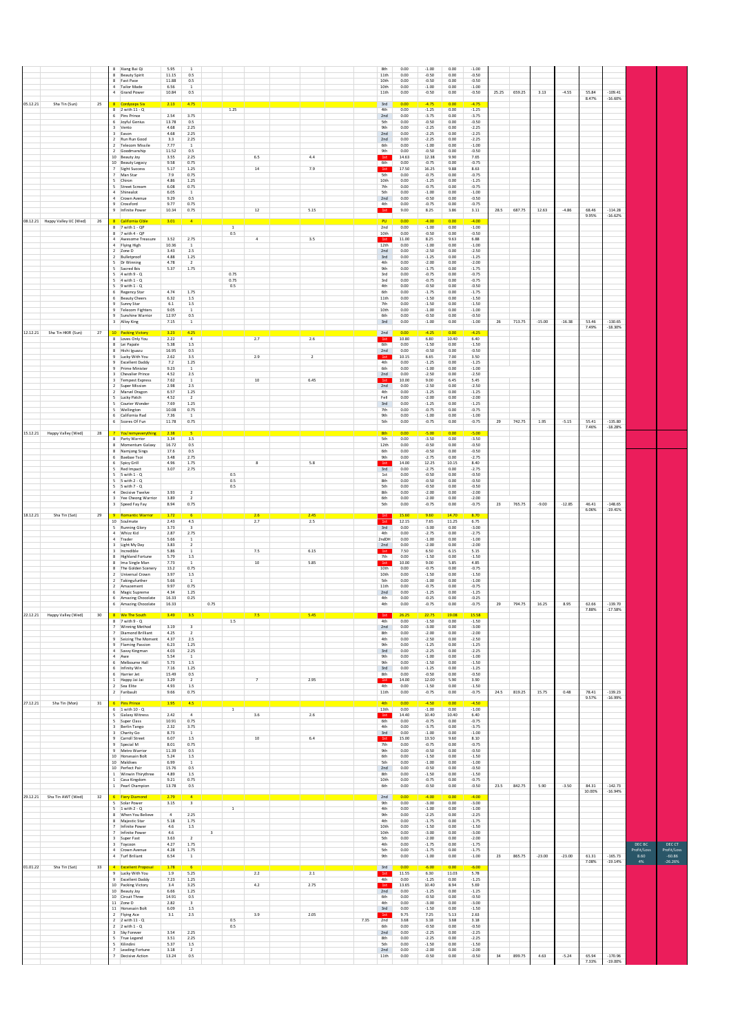| Date | Venue | No. | Race | Horse | Odds | Stake | | Q | Win Div | Place Div | | Result | Return | P/L | Return | P/L | | | | | | | | |
|---|---|---|---|---|---|---|---|---|---|---|---|---|---|---|---|---|---|---|---|---|---|---|---|---|
| | | | 8 | Xiang Bai Qi | 5.95 | 1 | | | | | | 8th | 0.00 | -1.00 | 0.00 | -1.00 | | | | | | | | |
| | | | 8 | Beauty Spirit | 11.15 | 0.5 | | | | | | 11th | 0.00 | -0.50 | 0.00 | -0.50 | | | | | | | | |
| | | | 8 | Fast Pace | 11.88 | 0.5 | | | | | | 10th | 0.00 | -0.50 | 0.00 | -0.50 | | | | | | | | |
| | | | 4 | Tailor Made | 6.56 | 1 | | | | | | 10th | 0.00 | -1.00 | 0.00 | -1.00 | | | | | | | | |
| | | | 4 | Grand Power | 10.84 | 0.5 | | | | | | 11th | 0.00 | -0.50 | 0.00 | -0.50 | 25.25 | 659.25 | 3.13 | -4.55 | 55.84 | -109.41 | | |
| | | | | | | | | | | | | | | | | | | | | | 8.47% | -16.60% | | |
| 05.12.21 | Sha Tin (Sun) | 25 | 8 | Cordyceps Six | 2.13 | 4.75 | | | | | | 3rd | 0.00 | -4.75 | 0.00 | -4.75 | | | | | | | | |
| | | | 8 | 2 with 11 - Q | | | | 1.25 | | | | 4th | 0.00 | -1.25 | 0.00 | -1.25 | | | | | | | | |
| | | | 6 | Pins Prince | 2.68 | 3.75 | | | | | | 2nd | 0.00 | -3.75 | 0.00 | -3.75 | | | | | | | | |
| | | | 6 | Joyful Genius | 13.78 | 0.5 | | | | | | 5th | 0.00 | -0.50 | 0.00 | -0.50 | | | | | | | | |
| | | | 3 | Vento | 4.68 | 2.25 | | | | | | 9th | 0.00 | -2.25 | 0.00 | -2.25 | | | | | | | | |
| | | | 3 | Eason | 4.68 | 2.25 | | | | | | 2nd | 0.00 | -2.25 | 0.00 | -2.25 | | | | | | | | |
| | | | 2 | Run Run Good | 3.3 | 2.25 | | | | | | 2nd | 0.00 | -2.25 | 0.00 | -2.25 | | | | | | | | |
| | | | 2 | Telecom Missile | 7.77 | 1 | | | | | | 6th | 0.00 | -1.00 | 0.00 | -1.00 | | | | | | | | |
| | | | 2 | Goodmanship | 11.52 | 0.5 | | | | | | 9th | 0.00 | -0.50 | 0.00 | -0.50 | | | | | | | | |
| | | | 10 | Beauty Joy | 3.55 | 2.25 | | | 6.5 | 4.4 | | 1st | 14.63 | 12.38 | 9.90 | 7.65 | | | | | | | | |
| | | | 10 | Beauty Legacy | 9.58 | 0.75 | | | | | | 6th | 0.00 | -0.75 | 0.00 | -0.75 | | | | | | | | |
| | | | 7 | Sight Success | 5.17 | 1.25 | | | 14 | 7.9 | | 1st | 17.50 | 16.25 | 9.88 | 8.63 | | | | | | | | |
| | | | 7 | Man Star | 7.9 | 0.75 | | | | | | 5th | 0.00 | -0.75 | 0.00 | -0.75 | | | | | | | | |
| | | | 5 | Chiron | 4.86 | 1.25 | | | | | | 10th | 0.00 | -1.25 | 0.00 | -1.25 | | | | | | | | |
| | | | 5 | Street Scream | 6.08 | 0.75 | | | | | | 7th | 0.00 | -0.75 | 0.00 | -0.75 | | | | | | | | |
| | | | 4 | Shinealot | 6.05 | 1 | | | | | | 5th | 0.00 | -1.00 | 0.00 | -1.00 | | | | | | | | |
| | | | 4 | Crown Avenue | 9.29 | 0.5 | | | | | | 2nd | 0.00 | -0.50 | 0.00 | -0.50 | | | | | | | | |
| | | | 9 | Crossford | 9.77 | 0.75 | | | | | | 4th | 0.00 | -0.75 | 0.00 | -0.75 | | | | | | | | |
| | | | 9 | Infinite Power | 10.34 | 0.75 | | | 12 | 5.15 | | 1st | 9.00 | 8.25 | 3.86 | 3.11 | 28.5 | 687.75 | 12.63 | -4.86 | 68.46 | -114.28 | | |
| | | | | | | | | | | | | | | | | | | | | | 9.95% | -16.62% | | |
| 08.12.21 | Happy Valley (IC (Wed) | 26 | 8 | California Cible | 3.01 | 4 | | | | | | PU | 0.00 | -4.00 | 0.00 | -4.00 | | | | | | | | |
| | | | 8 | 7 with 1 - QP | | | | 1 | | | | 2nd | 0.00 | -1.00 | 0.00 | -1.00 | | | | | | | | |
| | | | 8 | 7 with 4 - QP | | | | 0.5 | | | | 10th | 0.00 | -0.50 | 0.00 | -0.50 | | | | | | | | |
| | | | 4 | Awesome Treasure | 3.52 | 2.75 | | | 4 | 3.5 | | 1st | 11.00 | 8.25 | 9.63 | 6.88 | | | | | | | | |
| | | | 4 | Flying High | 10.36 | 1 | | | | | | 12th | 0.00 | -1.00 | 0.00 | -1.00 | | | | | | | | |
| | | | 2 | Zone D | 3.43 | 2.5 | | | | | | 2nd | 0.00 | -2.50 | 0.00 | -2.50 | | | | | | | | |
| | | | 2 | Bulletproof | 4.88 | 1.25 | | | | | | 3rd | 0.00 | -1.25 | 0.00 | -1.25 | | | | | | | | |
| | | | 5 | Dr Winning | 4.78 | 2 | | | | | | 4th | 0.00 | -2.00 | 0.00 | -2.00 | | | | | | | | |
| | | | 5 | Sacred Ibis | 5.37 | 1.75 | | | | | | 9th | 0.00 | -1.75 | 0.00 | -1.75 | | | | | | | | |
| | | | 5 | 4 with 9 - Q | | | | 0.75 | | | | 3rd | 0.00 | -0.75 | 0.00 | -0.75 | | | | | | | | |
| | | | 5 | 4 with 1 - Q | | | | 0.75 | | | | 3rd | 0.00 | -0.75 | 0.00 | -0.75 | | | | | | | | |
| | | | 5 | 9 with 1 - Q | | | | 0.5 | | | | 4th | 0.00 | -0.50 | 0.00 | -0.50 | | | | | | | | |
| | | | 6 | Regency Star | 4.74 | 1.75 | | | | | | 6th | 0.00 | -1.75 | 0.00 | -1.75 | | | | | | | | |
| | | | 6 | Beauty Cheers | 6.32 | 1.5 | | | | | | 11th | 0.00 | -1.50 | 0.00 | -1.50 | | | | | | | | |
| | | | 9 | Sunny Star | 6.1 | 1.5 | | | | | | 7th | 0.00 | -1.50 | 0.00 | -1.50 | | | | | | | | |
| | | | 9 | Telecom Fighters | 9.05 | 1 | | | | | | 10th | 0.00 | -1.00 | 0.00 | -1.00 | | | | | | | | |
| | | | 9 | Sunshine Warrior | 12.97 | 0.5 | | | | | | 6th | 0.00 | -0.50 | 0.00 | -0.50 | | | | | | | | |
| | | | 3 | Alloy King | 7.15 | 1 | | | | | | 3rd | 0.00 | -1.00 | 0.00 | -1.00 | 26 | 713.75 | -15.00 | -16.38 | 53.46 | -130.65 | | |
| | | | | | | | | | | | | | | | | | | | | | 7.49% | -18.30% | | |
| 12.12.21 | Sha Tin HKIR (Sun) | 27 | 10 | Packing Victory | 3.23 | 4.25 | | | | | | 2nd | 0.00 | -4.25 | 0.00 | -4.25 | | | | | | | | |
| | | | 8 | Loves Only You | 2.22 | 4 | | | 2.7 | 2.6 | | 1st | 10.80 | 6.80 | 10.40 | 6.40 | | | | | | | | |
| | | | 8 | Lei Papale | 5.36 | 1.5 | | | | | | 6th | 0.00 | -1.50 | 0.00 | -1.50 | | | | | | | | |
| | | | 8 | Hishi Iguazu | 16.95 | 0.5 | | | | | | 2nd | 0.00 | -0.50 | 0.00 | -0.50 | | | | | | | | |
| | | | 9 | Lucky With You | 2.62 | 3.5 | | | 2.9 | 2 | | 1st | 10.15 | 6.65 | 7.00 | 3.50 | | | | | | | | |
| | | | 9 | Excellent Daddy | 7.2 | 1.25 | | | | | | 4th | 0.00 | -1.25 | 0.00 | -1.25 | | | | | | | | |
| | | | 9 | Prime Minister | 9.23 | 1 | | | | | | 6th | 0.00 | -1.00 | 0.00 | -1.00 | | | | | | | | |
| | | | 3 | Chevalier Prince | 4.52 | 2.5 | | | | | | 2nd | 0.00 | -2.50 | 0.00 | -2.50 | | | | | | | | |
| | | | 3 | Tempest Express | 7.62 | 1 | | | 10 | 6.45 | | 1st | 10.00 | 9.00 | 6.45 | 5.45 | | | | | | | | |
| | | | 2 | Super Mission | 2.98 | 2.5 | | | | | | 2nd | 0.00 | -2.50 | 0.00 | -2.50 | | | | | | | | |
| | | | 2 | Marvel Dragon | 6.57 | 1.25 | | | | | | 4th | 0.00 | -1.25 | 0.00 | -1.25 | | | | | | | | |
| | | | 5 | Lucky Patch | 4.52 | 2 | | | | | | Fell | 0.00 | -2.00 | 0.00 | -2.00 | | | | | | | | |
| | | | 5 | Courier Wonder | 7.69 | 1.25 | | | | | | 3rd | 0.00 | -1.25 | 0.00 | -1.25 | | | | | | | | |
| | | | 5 | Wellington | 10.08 | 0.75 | | | | | | 7th | 0.00 | -0.75 | 0.00 | -0.75 | | | | | | | | |
| | | | 6 | California Rad | 7.36 | 1 | | | | | | 9th | 0.00 | -1.00 | 0.00 | -1.00 | | | | | | | | |
| | | | 6 | Scores Of Fun | 11.78 | 0.75 | | | | | | 5th | 0.00 | -0.75 | 0.00 | -0.75 | 29 | 742.75 | 1.95 | -5.15 | 55.41 | -135.80 | | |
| | | | | | | | | | | | | | | | | | | | | | 7.46% | -18.28% | | |
| 15.12.21 | Happy Valley (Wed) | 28 | 7 | You'remyeverything | 2.38 | 5 | | | | | | 8th | 0.00 | -5.00 | 0.00 | -5.00 | | | | | | | | |
| | | | 8 | Party Warrior | 3.34 | 3.5 | | | | | | 5th | 0.00 | -3.50 | 0.00 | -3.50 | | | | | | | | |
| | | | 8 | Momentum Galaxy | 16.72 | 0.5 | | | | | | 12th | 0.00 | -0.50 | 0.00 | -0.50 | | | | | | | | |
| | | | 8 | Namjong Sings | 17.6 | 0.5 | | | | | | 6th | 0.00 | -0.50 | 0.00 | -0.50 | | | | | | | | |
| | | | 6 | Baebae Tsoi | 3.48 | 2.75 | | | | | | 9th | 0.00 | -2.75 | 0.00 | -2.75 | | | | | | | | |
| | | | 6 | Spicy Grill | 4.96 | 1.75 | | | 8 | 5.8 | | 1st | 14.00 | 12.25 | 10.15 | 8.40 | | | | | | | | |
| | | | 5 | Red Impact | 3.07 | 2.75 | | | | | | 3rd | 0.00 | -2.75 | 0.00 | -2.75 | | | | | | | | |
| | | | 5 | 5 with 1 - Q | | | | 0.5 | | | | 1st | 0.00 | -0.50 | 0.00 | -0.50 | | | | | | | | |
| | | | 5 | 5 with 2 - Q | | | | 0.5 | | | | 8th | 0.00 | -0.50 | 0.00 | -0.50 | | | | | | | | |
| | | | 5 | 5 with 7 - Q | | | | 0.5 | | | | 5th | 0.00 | -0.50 | 0.00 | -0.50 | | | | | | | | |
| | | | 4 | Decisive Twelve | 3.93 | 2 | | | | | | 8th | 0.00 | -2.00 | 0.00 | -2.00 | | | | | | | | |
| | | | 3 | Yee Cheong Warrior | 3.89 | 2 | | | | | | 6th | 0.00 | -2.00 | 0.00 | -2.00 | | | | | | | | |
| | | | 3 | Speed Fay Fay | 8.94 | 0.75 | | | | | | 5th | 0.00 | -0.75 | 0.00 | -0.75 | 23 | 765.75 | -9.00 | -12.85 | 46.41 | -148.65 | | |
| | | | | | | | | | | | | | | | | | | | | | 6.06% | -19.41% | | |
| 18.12.21 | Sha Tin (Sat) | 29 | 9 | Romantic Warrior | 1.72 | 6 | | | 2.6 | 2.45 | | 1st | 15.60 | 9.60 | 14.70 | 8.70 | | | | | | | | |
| | | | 10 | Soulmate | 2.43 | 4.5 | | | 2.7 | 2.5 | | 1st | 12.15 | 7.65 | 11.25 | 6.75 | | | | | | | | |
| | | | 5 | Running Glory | 3.73 | 3 | | | | | | 3rd | 0.00 | -3.00 | 0.00 | -3.00 | | | | | | | | |
| | | | 4 | Whizz Kid | 2.87 | 2.75 | | | | | | 4th | 0.00 | -2.75 | 0.00 | -2.75 | | | | | | | | |
| | | | 4 | Trader | 5.66 | 1 | | | | | | 2ndDH | 0.00 | -1.00 | 0.00 | -1.00 | | | | | | | | |
| | | | 4 | Light My Day | 3.83 | 2 | | | | | | 2nd | 0.00 | -2.00 | 0.00 | -2.00 | | | | | | | | |
| | | | 3 | Incredible | 5.86 | 1 | | | 7.5 | 6.15 | | 1st | 7.50 | 6.50 | 6.15 | 5.15 | | | | | | | | |
| | | | 3 | Highland Fortune | 5.79 | 1.5 | | | | | | 7th | 0.00 | -1.50 | 0.00 | -1.50 | | | | | | | | |
| | | | 8 | Ima Single Man | 7.73 | 1 | | | 10 | 5.85 | | 1st | 10.00 | 9.00 | 5.85 | 4.85 | | | | | | | | |
| | | | 8 | The Golden Scenery | 13.2 | 0.75 | | | | | | 10th | 0.00 | -0.75 | 0.00 | -0.75 | | | | | | | | |
| | | | 2 | Universal Crown | 3.97 | 1.5 | | | | | | 10th | 0.00 | -1.50 | 0.00 | -1.50 | | | | | | | | |
| | | | 2 | Takingitfurther | 5.66 | 1 | | | | | | 5th | 0.00 | -1.00 | 0.00 | -1.00 | | | | | | | | |
| | | | 2 | Amazement | 9.97 | 0.75 | | | | | | 11th | 0.00 | -0.75 | 0.00 | -0.75 | | | | | | | | |
| | | | 6 | Magic Supreme | 4.34 | 1.25 | | | | | | 2nd | 0.00 | -1.25 | 0.00 | -1.25 | | | | | | | | |
| | | | 6 | Amazing Chocolate | 16.33 | 0.25 | | | | | | 4th | 0.00 | -0.25 | 0.00 | -0.25 | | | | | | | | |
| | | | 6 | Amazing Chocolate | 16.33 | | 0.75 | | | | | 4th | 0.00 | -0.75 | 0.00 | -0.75 | 29 | 794.75 | 16.25 | 8.95 | 62.66 | -139.70 | | |
| | | | | | | | | | | | | | | | | | | | | | 7.88% | -17.58% | | |
| 22.12.21 | Happy Valley (Wed) | 30 | 8 | We The South | 3.49 | 3.5 | | | 7.5 | 5.45 | | 1st | 26.25 | 22.75 | 19.08 | 15.58 | | | | | | | | |
| | | | 8 | 7 with 9 - Q | | | | 1.5 | | | | 4th | 0.00 | -1.50 | 0.00 | -1.50 | | | | | | | | |
| | | | 7 | Winning Method | 3.19 | 3 | | | | | | 2nd | 0.00 | -3.00 | 0.00 | -3.00 | | | | | | | | |
| | | | 7 | Diamond Brilliant | 4.25 | 2 | | | | | | 8th | 0.00 | -2.00 | 0.00 | -2.00 | | | | | | | | |
| | | | 9 | Seizing The Moment | 4.37 | 2.5 | | | | | | 4th | 0.00 | -2.50 | 0.00 | -2.50 | | | | | | | | |
| | | | 9 | Flaming Passion | 6.23 | 1.25 | | | | | | 9th | 0.00 | -1.25 | 0.00 | -1.25 | | | | | | | | |
| | | | 4 | Savvy Kingman | 4.03 | 2.25 | | | | | | 3rd | 0.00 | -2.25 | 0.00 | -2.25 | | | | | | | | |
| | | | 4 | Awe | 5.54 | 1 | | | | | | 9th | 0.00 | -1.00 | 0.00 | -1.00 | | | | | | | | |
| | | | 6 | Melbourne Hall | 5.73 | 1.5 | | | | | | 9th | 0.00 | -1.50 | 0.00 | -1.50 | | | | | | | | |
| | | | 6 | Infinity Win | 7.16 | 1.25 | | | | | | 3rd | 0.00 | -1.25 | 0.00 | -1.25 | | | | | | | | |
| | | | 6 | Harrier Jet | 15.49 | 0.5 | | | | | | 8th | 0.00 | -0.50 | 0.00 | -0.50 | | | | | | | | |
| | | | 1 | Happy Jai Jai | 3.29 | 2 | | | 7 | 2.95 | | 1st | 14.00 | 12.00 | 5.90 | 3.90 | | | | | | | | |
| | | | 2 | Sea Elite | 4.93 | 1.5 | | | | | | 4th | 0.00 | -1.50 | 0.00 | -1.50 | | | | | | | | |
| | | | 2 | Faribault | 9.66 | 0.75 | | | | | | 11th | 0.00 | -0.75 | 0.00 | -0.75 | 24.5 | 819.25 | 15.75 | 0.48 | 78.41 | -139.23 | | |
| | | | | | | | | | | | | | | | | | | | | | 9.57% | -16.99% | | |
| 27.12.21 | Sha Tin (Mon) | 31 | 6 | Pins Prince | 1.95 | 4.5 | | | | | | 4th | 0.00 | -4.50 | 0.00 | -4.50 | | | | | | | | |
| | | | 6 | 1 with 10 - Q | | | | 1 | | | | 13th | 0.00 | -1.00 | 0.00 | -1.00 | | | | | | | | |
| | | | 5 | Galaxy Witness | 2.42 | 4 | | | 3.6 | 2.6 | | 1st | 14.40 | 10.40 | 10.40 | 6.40 | | | | | | | | |
| | | | 5 | Super Class | 10.91 | 0.75 | | | | | | 6th | 0.00 | -0.75 | 0.00 | -0.75 | | | | | | | | |
| | | | 3 | Berlin Tango | 2.32 | 3.75 | | | | | | 4th | 0.00 | -3.75 | 0.00 | -3.75 | | | | | | | | |
| | | | 3 | Charity Go | 8.73 | 1 | | | | | | 3rd | 0.00 | -1.00 | 0.00 | -1.00 | | | | | | | | |
| | | | 9 | Carroll Street | 6.07 | 1.5 | | | 10 | 6.4 | | 1st | 15.00 | 13.50 | 9.60 | 8.10 | | | | | | | | |
| | | | 9 | Special M | 8.01 | 0.75 | | | | | | 7th | 0.00 | -0.75 | 0.00 | -0.75 | | | | | | | | |
| | | | 9 | Metro Warrior | 11.39 | 0.5 | | | | | | 9th | 0.00 | -0.50 | 0.00 | -0.50 | | | | | | | | |
| | | | 10 | Horsesain Bolt | 5.24 | 1.5 | | | | | | 6th | 0.00 | -1.50 | 0.00 | -1.50 | | | | | | | | |
| | | | 10 | Maldives | 6.99 | 1 | | | | | | 5th | 0.00 | -1.00 | 0.00 | -1.00 | | | | | | | | |
| | | | 10 | Perfect Pair | 15.76 | 0.5 | | | | | | 2nd | 0.00 | -0.50 | 0.00 | -0.50 | | | | | | | | |
| | | | 1 | Winwin Thirythree | 4.89 | 1.5 | | | | | | 8th | 0.00 | -1.50 | 0.00 | -1.50 | | | | | | | | |
| | | | 1 | Casa Kingdom | 9.21 | 0.75 | | | | | | 10th | 0.00 | -0.75 | 0.00 | -0.75 | | | | | | | | |
| | | | 1 | Pearl Champion | 13.78 | 0.5 | | | | | | 6th | 0.00 | -0.50 | 0.00 | -0.50 | 23.5 | 842.75 | 5.90 | -3.50 | 84.31 | -142.73 | | |
| | | | | | | | | | | | | | | | | | | | | | 10.00% | -16.94% | | |
| 29.12.21 | Sha Tin AWT (Wed) | 32 | 6 | Fiery Diamond | 2.79 | 4 | | | | | | 2nd | 0.00 | -4.00 | 0.00 | -4.00 | | | | | | | | |
| | | | 5 | Solar Power | 3.15 | 3 | | | | | | 9th | 0.00 | -3.00 | 0.00 | -3.00 | | | | | | | | |
| | | | 5 | 1 with 2 - Q | | | | 1 | | | | 4th | 0.00 | -1.00 | 0.00 | -1.00 | | | | | | | | |
| | | | 8 | When You Believe | 4 | 2.25 | | | | | | 9th | 0.00 | -2.25 | 0.00 | -2.25 | | | | | | | | |
| | | | 8 | Majestic Star | 5.18 | 1.75 | | | | | | 4th | 0.00 | -1.75 | 0.00 | -1.75 | | | | | | | | |
| | | | 7 | Infinite Power | 4.6 | 1.5 | | | | | | 10th | 0.00 | -1.50 | 0.00 | -1.50 | | | | | | | | |
| | | | 7 | Infinite Power | 4.6 | | 3 | | | | | 10th | 0.00 | -3.00 | 0.00 | -3.00 | | | | | | | | |
| | | | 3 | Super Fast | 3.63 | 2 | | | | | | 5th | 0.00 | -2.00 | 0.00 | -2.00 | | | | | | | | |
| | | | 3 | Toycoon | 4.27 | 1.75 | | | | | | 4th | 0.00 | -1.75 | 0.00 | -1.75 | | | | | | | DEC BC Profit/Loss | DEC CT Profit/Loss |
| | | | 4 | Crown Avenue | 4.28 | 1.75 | | | | | | 5th | 0.00 | -1.75 | 0.00 | -1.75 | | | | | | | 8.60 | -60.86 |
| | | | 4 | Turf Brilliant | 6.54 | 1 | | | | | | 9th | 0.00 | -1.00 | 0.00 | -1.00 | 23 | 865.75 | -23.00 | -23.00 | 61.31 | -165.73 | 4% | -26.26% |
| | | | | | | | | | | | | | | | | | | | | | 7.08% | -19.14% | | |
| 01.01.22 | Sha Tin (Sat) | 33 | 4 | Excellent Proposal | 1.78 | 6 | | | | | | 3rd | 0.00 | -6.00 | 0.00 | -6.00 | | | | | | | | |
| | | | 9 | Lucky With You | 1.9 | 5.25 | | | 2.2 | 2.1 | | 1st | 11.55 | 6.30 | 11.03 | 5.78 | | | | | | | | |
| | | | 9 | Excellent Daddy | 7.23 | 1.25 | | | | | | 4th | 0.00 | -1.25 | 0.00 | -1.25 | | | | | | | | |
| | | | 10 | Packing Victory | 3.4 | 3.25 | | | 4.2 | 2.75 | | 1st | 13.65 | 10.40 | 8.94 | 5.69 | | | | | | | | |
| | | | 10 | Beauty Joy | 6.66 | 1.25 | | | | | | 2nd | 0.00 | -1.25 | 0.00 | -1.25 | | | | | | | | |
| | | | 10 | Circuit Three | 14.91 | 0.5 | | | | | | 6th | 0.00 | -0.50 | 0.00 | -0.50 | | | | | | | | |
| | | | 11 | Zone D | 2.82 | 3 | | | | | | 4th | 0.00 | -3.00 | 0.00 | -3.00 | | | | | | | | |
| | | | 11 | Horsesain Bolt | 6.09 | 1.5 | | | | | | 3rd | 0.00 | -1.50 | 0.00 | -1.50 | | | | | | | | |
| | | | 2 | Flying Ace | 3.1 | 2.5 | | | 3.9 | 2.05 | | 1st | 9.75 | 7.25 | 5.13 | 2.63 | | | | | | | | |
| | | | 2 | 2 with 11 - Q | | | | 0.5 | | | 7.35 | 2nd | 3.68 | 3.18 | 3.68 | 3.18 | | | | | | | | |
| | | | 2 | 2 with 1 - Q | | | | 0.5 | | | | 6th | 0.00 | -0.50 | 0.00 | -0.50 | | | | | | | | |
| | | | 3 | Sky Forever | 3.54 | 2.25 | | | | | | 2nd | 0.00 | -2.25 | 0.00 | -2.25 | | | | | | | | |
| | | | 5 | True Legend | 3.51 | 2.25 | | | | | | 8th | 0.00 | -2.25 | 0.00 | -2.25 | | | | | | | | |
| | | | 5 | Klindini | 5.37 | 1.5 | | | | | | 5th | 0.00 | -1.50 | 0.00 | -1.50 | | | | | | | | |
| | | | 7 | Leading Fortune | 3.18 | 2 | | | | | | 2nd | 0.00 | -2.00 | 0.00 | -2.00 | | | | | | | | |
| | | | 7 | Decisive Action | 13.24 | 0.5 | | | | | | 11th | 0.00 | -0.50 | 0.00 | -0.50 | 34 | 899.75 | 4.63 | -5.24 | 65.94 | -170.96 | | |
| | | | | | | | | | | | | | | | | | | | | | 7.33% | -19.00% | | |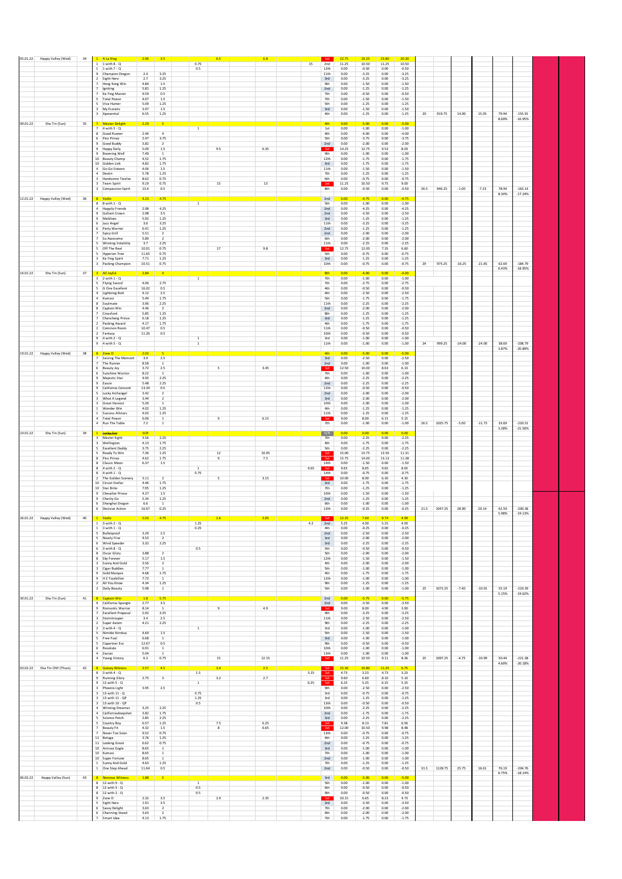| | | | | | | | | | | | | | | | | | | | | | |
|---|---|---|---|---|---|---|---|---|---|---|---|---|---|---|---|---|---|---|---|---|---|
| 05.01.22 | Happy Valley (Wed) | 34 | 1 | A La King | 2.96 | 3.5 | | 6.5 | 6.8 | | 1st | 22.75 | 19.25 | 23.80 | 20.30 | | | | | | |
| | | | 1 | 1 with 8 - Q | | | 0.75 | | | 15 | 2nd | 11.25 | 10.50 | 11.25 | 10.50 | | | | | | |
| | | | 1 | 1 with 7 - Q | | | 0.5 | | | | 12th | 0.00 | -0.50 | 0.00 | -0.50 | | | | | | |
| | | | 9 | Champion Dragon | 2.4 | 3.25 | | | | | 11th | 0.00 | -3.25 | 0.00 | -3.25 | | | | | | |
| | | | 2 | Sight Hero | 2.7 | 3.25 | | | | | 3rd | 0.00 | -3.25 | 0.00 | -3.25 | | | | | | |
| | | | 7 | Hong Kong Win | 4.84 | 1.5 | | | | | 9th | 0.00 | -1.50 | 0.00 | -1.50 | | | | | | |
| | | | 7 | Igniting | 5.81 | 1.25 | | | | | 2nd | 0.00 | -1.25 | 0.00 | -1.25 | | | | | | |
| | | | 7 | Ka Ying Master | 9.59 | 0.5 | | | | | 7th | 0.00 | -0.50 | 0.00 | -0.50 | | | | | | |
| | | | 5 | Total Power | 4.07 | 1.5 | | | | | 7th | 0.00 | -1.50 | 0.00 | -1.50 | | | | | | |
| | | | 5 | Viva Hunter | 5.09 | 1.25 | | | | | 5th | 0.00 | -1.25 | 0.00 | -1.25 | | | | | | |
| | | | 3 | My Ecstatic | 3.97 | 1.5 | | | | | 3rd | 0.00 | -1.50 | 0.00 | -1.50 | | | | | | |
| | | | 3 | Xponential | 6.55 | 1.25 | | | | | 4th | 0.00 | -1.25 | 0.00 | -1.25 | 20 | 919.75 | 14.00 | 15.05 | 79.94 | -155.91 |
| | | | | | | | | | | | | | | | | | | | | 8.69% | -16.95% |
| 09.01.22 | Sha Tin (Sun) | 35 | 7 | Master Delight | 2.29 | 5 | | | | | 4th | 0.00 | -5.00 | 0.00 | -5.00 | | | | | | |
| | | | 7 | 4 with 5 - Q | | | 1 | | | | 1st | 0.00 | -1.00 | 0.00 | -1.00 | | | | | | |
| | | | 8 | Good Runner | 2.44 | 4 | | | | | 4th | 0.00 | -4.00 | 0.00 | -4.00 | | | | | | |
| | | | 6 | Pins Prince | 2.47 | 3.75 | | | | | 5th | 0.00 | -3.75 | 0.00 | -3.75 | | | | | | |
| | | | 9 | Good Buddy | 3.82 | 2 | | | | | 2nd | 0.00 | -2.00 | 0.00 | -2.00 | | | | | | |
| | | | 9 | Happy Daily | 5.09 | 1.5 | | 9.5 | 6.35 | | 1st | 14.25 | 12.75 | 9.53 | 8.03 | | | | | | |
| | | | 9 | Booming Well | 7.49 | 1 | | | | | 9th | 0.00 | -1.00 | 0.00 | -1.00 | | | | | | |
| | | | 10 | Beauty Champ | 4.52 | 1.75 | | | | | 12th | 0.00 | -1.75 | 0.00 | -1.75 | | | | | | |
| | | | 10 | Golden Link | 4.82 | 1.75 | | | | | 3rd | 0.00 | -1.75 | 0.00 | -1.75 | | | | | | |
| | | | 4 | Go Go Sixteen | 4.06 | 1.5 | | | | | 11th | 0.00 | -1.50 | 0.00 | -1.50 | | | | | | |
| | | | 4 | Destin | 5.78 | 1.25 | | | | | 7th | 0.00 | -1.25 | 0.00 | -1.25 | | | | | | |
| | | | 3 | Handsome Twelve | 8.62 | 0.75 | | | | | 6th | 0.00 | -0.75 | 0.00 | -0.75 | | | | | | |
| | | | 3 | Team Spirit | 9.19 | 0.75 | | 15 | 13 | | 1st | 11.25 | 10.50 | 9.75 | 9.00 | | | | | | |
| | | | 3 | Compassion Spirit | 13.4 | 0.5 | | | | | 8th | 0.00 | -0.50 | 0.00 | -0.50 | 26.5 | 946.25 | -1.00 | -7.23 | 78.94 | -163.14 |
| | | | | | | | | | | | | | | | | | | | | 8.34% | -17.24% |
| 12.01.22 | Happy Valley (Wed) | 36 | 8 | Stoltz | 3.23 | 4.75 | | | | | 2nd | 0.00 | -4.75 | 0.00 | -4.75 | | | | | | |
| | | | 8 | 8 with 1 - Q | | | 1 | | | | 5th | 0.00 | -1.00 | 0.00 | -1.00 | | | | | | |
| | | | 4 | Happily Friends | 2.98 | 4.25 | | | | | 2nd | 0.00 | -4.25 | 0.00 | -4.25 | | | | | | |
| | | | 9 | Gallant Crown | 2.98 | 3.5 | | | | | 2nd | 0.00 | -3.50 | 0.00 | -3.50 | | | | | | |
| | | | 9 | Maldives | 5.92 | 1.25 | | | | | 3rd | 0.00 | -1.25 | 0.00 | -1.25 | | | | | | |
| | | | 6 | Jazz Angel | 3.6 | 3.25 | | | | | 11th | 0.00 | -3.25 | 0.00 | -3.25 | | | | | | |
| | | | 6 | Party Warrior | 6.41 | 1.25 | | | | | 2nd | 0.00 | -1.25 | 0.00 | -1.25 | | | | | | |
| | | | 7 | Spicy Grill | 5.51 | 2 | | | | | 2nd | 0.00 | -2.00 | 0.00 | -2.00 | | | | | | |
| | | | 7 | So Awesome | 5.89 | 2 | | | | | 6th | 0.00 | -2.00 | 0.00 | -2.00 | | | | | | |
| | | | 5 | Winning Volatility | 3.7 | 2.25 | | | | | 11th | 0.00 | -2.25 | 0.00 | -2.25 | | | | | | |
| | | | 5 | Off The Reel | 10.01 | 0.75 | | 17 | 9.8 | | 1st | 12.75 | 12.00 | 7.35 | 6.60 | | | | | | |
| | | | 5 | Hyperion Tree | 11.65 | 0.75 | | | | | 5th | 0.00 | -0.75 | 0.00 | -0.75 | | | | | | |
| | | | 3 | Ka Ying Spirit | 7.71 | 1.25 | | | | | 3rd | 0.00 | -1.25 | 0.00 | -1.25 | | | | | | |
| | | | 3 | Packing Champion | 10.51 | 0.75 | | | | | 10th | 0.00 | -0.75 | 0.00 | -0.75 | 29 | 975.25 | -16.25 | -21.65 | 62.69 | -184.79 |
| | | | | | | | | | | | | | | | | | | | | 6.43% | -18.95% |
| 16.01.22 | Sha Tin (Sun) | 37 | 3 | All Joyful | 2.84 | 4 | | | | | 8th | 0.00 | -4.00 | 0.00 | -4.00 | | | | | | |
| | | | 3 | 2 with 1 - Q | | | 1 | | | | 7th | 0.00 | -1.00 | 0.00 | -1.00 | | | | | | |
| | | | 5 | Flying Sword | 4.06 | 2.75 | | | | | 7th | 0.00 | -2.75 | 0.00 | -2.75 | | | | | | |
| | | | 5 | G One Excellent | 16.02 | 0.5 | | | | | 4th | 0.00 | -0.50 | 0.00 | -0.50 | | | | | | |
| | | | 4 | Lightning Bolt | 4.12 | 2.5 | | | | | 4th | 0.00 | -2.50 | 0.00 | -2.50 | | | | | | |
| | | | 4 | Kumasi | 5.49 | 1.75 | | | | | 5th | 0.00 | -1.75 | 0.00 | -1.75 | | | | | | |
| | | | 8 | Soulmate | 3.96 | 2.25 | | | | | 11th | 0.00 | -2.25 | 0.00 | -2.25 | | | | | | |
| | | | 8 | Captain Win | 4.46 | 2 | | | | | 2nd | 0.00 | -2.00 | 0.00 | -2.00 | | | | | | |
| | | | 7 | Crossford | 5.85 | 1.25 | | | | | 8th | 0.00 | -1.25 | 0.00 | -1.25 | | | | | | |
| | | | 7 | Chancheng Prince | 6.18 | 1.25 | | | | | 3rd | 0.00 | -1.25 | 0.00 | -1.25 | | | | | | |
| | | | 2 | Packing Award | 4.17 | 1.75 | | | | | 4th | 0.00 | -1.75 | 0.00 | -1.75 | | | | | | |
| | | | 2 | Common Room | 10.47 | 0.5 | | | | | 11th | 0.00 | -0.50 | 0.00 | -0.50 | | | | | | |
| | | | 2 | Fantasy | 11.26 | 0.5 | | | | | 10th | 0.00 | -0.50 | 0.00 | -0.50 | | | | | | |
| | | | 9 | 4 with 2 - Q | | | 1 | | | | 3rd | 0.00 | -1.00 | 0.00 | -1.00 | | | | | | |
| | | | 9 | 4 with 5 - Q | | | 1 | | | | 11th | 0.00 | -1.00 | 0.00 | -1.00 | 24 | 999.25 | -24.00 | -24.00 | 38.69 | -208.79 |
| | | | | | | | | | | | | | | | | | | | | 3.87% | -20.89% |
| 19.01.22 | Happy Valley (Wed) | 38 | 8 | Zone D | 2.02 | 5 | | | | | 4th | 0.00 | -5.00 | 0.00 | -5.00 | | | | | | |
| | | | 7 | Seizing The Moment | 3.9 | 2.5 | | | | | 3rd | 0.00 | -2.50 | 0.00 | -2.50 | | | | | | |
| | | | 7 | The Runner | 8.58 | 1 | | | | | 2nd | 0.00 | -1.00 | 0.00 | -1.00 | | | | | | |
| | | | 6 | Beauty Joy | 3.72 | 2.5 | | 5 | 3.45 | | 1st | 12.50 | 10.00 | 8.63 | 6.13 | | | | | | |
| | | | 6 | Sunshine Warrior | 8.22 | 1 | | | | | 7th | 0.00 | -1.00 | 0.00 | -1.00 | | | | | | |
| | | | 9 | Majestic Star | 4.93 | 2.25 | | | | | 4th | 0.00 | -2.25 | 0.00 | -2.25 | | | | | | |
| | | | 9 | Eason | 5.48 | 2.25 | | | | | 2nd | 0.00 | -2.25 | 0.00 | -2.25 | | | | | | |
| | | | 9 | California Concord | 13.34 | 0.5 | | | | | 12th | 0.00 | -0.50 | 0.00 | -0.50 | | | | | | |
| | | | 5 | Lucky Archangel | 3.42 | 2 | | | | | 2nd | 0.00 | -2.00 | 0.00 | -2.00 | | | | | | |
| | | | 3 | What A Legend | 3.44 | 2 | | | | | 3rd | 0.00 | -2.00 | 0.00 | -2.00 | | | | | | |
| | | | 3 | Great Harvest | 5.26 | 1 | | | | | 10th | 0.00 | -1.00 | 0.00 | -1.00 | | | | | | |
| | | | 1 | Wonder Win | 4.02 | 1.25 | | | | | 4th | 0.00 | -1.25 | 0.00 | -1.25 | | | | | | |
| | | | 1 | Success Allstars | 4.02 | 1.25 | | | | | 11th | 0.00 | -1.25 | 0.00 | -1.25 | | | | | | |
| | | | 4 | Total Power | 6.06 | 1 | | 9 | 6.15 | | 1st | 9.00 | 8.00 | 6.15 | 5.15 | | | | | | |
| | | | 4 | Run The Table | 7.2 | 1 | | | | | 7th | 0.00 | -1.00 | 0.00 | -1.00 | 26.5 | 1025.75 | -5.00 | -11.73 | 33.69 | -220.51 |
| | | | | | | | | | | | | | | | | | | | | 3.28% | -21.50% |
| 23.01.22 | Sha Tin (Sun) | 39 | 1 | ~~Lucky Go~~ | SCR | | | | | | SCR | 0.00 | 0.00 | 0.00 | 0.00 | | | | | | |
| | | | 3 | Master Eight | 3.56 | 2.25 | | | | | 7th | 0.00 | -2.25 | 0.00 | -2.25 | | | | | | |
| | | | 3 | Wellington | 4.13 | 1.75 | | | | | 4th | 0.00 | -1.75 | 0.00 | -1.75 | | | | | | |
| | | | 3 | Excellent Daddy | 3.75 | 2.25 | | | | | 5th | 0.00 | -2.25 | 0.00 | -2.25 | | | | | | |
| | | | 5 | Ready To Win | 7.36 | 1.25 | | 12 | 10.05 | | 1st | 15.00 | 13.75 | 12.56 | 11.31 | | | | | | |
| | | | 8 | Pins Prince | 4.62 | 1.75 | | 9 | 7.5 | | 1st | 15.75 | 14.00 | 13.13 | 11.38 | | | | | | |
| | | | 8 | Classic Moon | 6.37 | 1.5 | | | | | 14th | 0.00 | -1.50 | 0.00 | -1.50 | | | | | | |
| | | | 8 | 4 with 2 - Q | | | 1 | | | 9.65 | 1st | 9.65 | 8.65 | 9.65 | 8.65 | | | | | | |
| | | | 8 | 4 with 1 - Q | | | 0.75 | | | | 14th | 0.00 | -0.75 | 0.00 | -0.75 | | | | | | |
| | | | 2 | The Golden Scenery | 3.11 | 2 | | 5 | 3.15 | | 1st | 10.00 | 8.00 | 6.30 | 4.30 | | | | | | |
| | | | 10 | Circuit Stellar | 4.46 | 1.75 | | | | | 3rd | 0.00 | -1.75 | 0.00 | -1.75 | | | | | | |
| | | | 10 | Star Brite | 7.95 | 1.25 | | | | | 7th | 0.00 | -1.25 | 0.00 | -1.25 | | | | | | |
| | | | 9 | Chevalier Prince | 4.27 | 1.5 | | | | | 10th | 0.00 | -1.50 | 0.00 | -1.50 | | | | | | |
| | | | 9 | Charity Go | 5.34 | 1.25 | | | | | 2nd | 0.00 | -1.25 | 0.00 | -1.25 | | | | | | |
| | | | 6 | Shanghai Dragon | 6.6 | 1 | | | | | 6th | 0.00 | -1.00 | 0.00 | -1.00 | | | | | | |
| | | | 6 | Decisive Action | 16.67 | 0.25 | | | | | 13th | 0.00 | -0.25 | 0.00 | -0.25 | 21.5 | 1047.25 | 28.90 | 20.14 | 62.59 | -200.38 |
| | | | | | | | | | | | | | | | | | | | | 5.98% | -19.13% |
| 26.01.22 | Happy Valley (Wed) | 40 | 1 | Stoltz | 2.03 | 4.75 | | 2.6 | 2.05 | | 1st | 12.35 | 7.60 | 9.74 | 4.99 | | | | | | |
| | | | 3 | 3 with 2 - Q | | | 1.25 | | | 4.2 | 2nd | 5.25 | 4.00 | 5.25 | 4.00 | | | | | | |
| | | | 1 | 3 with 1 - Q | | | 0.25 | | | | 4th | 0.00 | -0.25 | 0.00 | -0.25 | | | | | | |
| | | | 5 | Bulletproof | 3.29 | 2.5 | | | | | 2nd | 0.00 | -2.50 | 0.00 | -2.50 | | | | | | |
| | | | 5 | Nearly Fine | 4.53 | 2 | | | | | 3rd | 0.00 | -2.00 | 0.00 | -2.00 | | | | | | |
| | | | 6 | Wind Speeder | 3.32 | 2.25 | | | | | 3rd | 0.00 | -2.25 | 0.00 | -2.25 | | | | | | |
| | | | 6 | 3 with 8 - Q | | | 0.5 | | | | 5th | 0.00 | -0.50 | 0.00 | -0.50 | | | | | | |
| | | | 8 | Oscar Glory | 3.88 | 2 | | | | | 5th | 0.00 | -2.00 | 0.00 | -2.00 | | | | | | |
| | | | 8 | Sky Forever | 5.17 | 1.5 | | | | | 12th | 0.00 | -1.50 | 0.00 | -1.50 | | | | | | |
| | | | 3 | Sunny And Gold | 3.56 | 2 | | | | | 4th | 0.00 | -2.00 | 0.00 | -2.00 | | | | | | |
| | | | 3 | Cigar Buddies | 7.77 | 1 | | | | | 5th | 0.00 | -1.00 | 0.00 | -1.00 | | | | | | |
| | | | 9 | Gold Marquis | 4.68 | 1.75 | | | | | 4th | 0.00 | -1.75 | 0.00 | -1.75 | | | | | | |
| | | | 9 | H Z Tourbillon | 7.72 | 1 | | | | | 12th | 0.00 | -1.00 | 0.00 | -1.00 | | | | | | |
| | | | 2 | All You Know | 4.34 | 1.25 | | | | | 9th | 0.00 | -1.25 | 0.00 | -1.25 | | | | | | |
| | | | 2 | Daily Beauty | 5.98 | 1 | | | | | 5th | 0.00 | -1.00 | 0.00 | -1.00 | 25 | 1072.25 | -7.40 | -10.01 | 55.19 | -210.39 |
| | | | | | | | | | | | | | | | | | | | | 5.15% | -19.62% |
| 30.01.22 | Sha Tin (Sun) | 41 | 8 | Captain Win | 1.8 | 5.75 | | | | | 2nd | 0.00 | -5.75 | 0.00 | -5.75 | | | | | | |
| | | | 9 | California Spangle | 2.77 | 3.5 | | | | | 2nd | 0.00 | -3.50 | 0.00 | -3.50 | | | | | | |
| | | | 9 | Romantic Warrior | 8.14 | 1 | | 9 | 4.9 | | 1st | 9.00 | 8.00 | 4.90 | 3.90 | | | | | | |
| | | | 7 | Excellent Proposal | 2.92 | 3.25 | | | | | 9th | 0.00 | -3.25 | 0.00 | -3.25 | | | | | | |
| | | | 3 | Stormtrooper | 3.4 | 2.5 | | | | | 11th | 0.00 | -2.50 | 0.00 | -2.50 | | | | | | |
| | | | 2 | Super Axiom | 4.21 | 2.25 | | | | | 9th | 0.00 | -2.25 | 0.00 | -2.25 | | | | | | |
| | | | 2 | 3 with 4 - Q | | | 1 | | | | 3rd | 0.00 | -1.00 | 0.00 | -1.00 | | | | | | |
| | | | 5 | Nimble Nimbus | 4.69 | 1.5 | | | | | 5th | 0.00 | -1.50 | 0.00 | -1.50 | | | | | | |
| | | | 5 | Free Foal | 6.68 | 1 | | | | | 3rd | 0.00 | -1.00 | 0.00 | -1.00 | | | | | | |
| | | | 5 | Copartner Era | 12.67 | 0.5 | | | | | 9th | 0.00 | -0.50 | 0.00 | -0.50 | | | | | | |
| | | | 6 | Resolute | 6.91 | 1 | | | | | 10th | 0.00 | -1.00 | 0.00 | -1.00 | | | | | | |
| | | | 4 | Zacian | 5.04 | 1 | | | | | 13th | 0.00 | -1.00 | 0.00 | -1.00 | | | | | | |
| | | | 4 | Young Victory | 6.3 | 0.75 | | 15 | 12.15 | | 1st | 11.25 | 10.50 | 9.11 | 8.36 | 25 | 1097.25 | -4.75 | -10.99 | 50.44 | -221.38 |
| | | | | | | | | | | | | | | | | | | | | 4.60% | -20.18% |
| 03.02.22 | Sha Tin CNY (Thurs) | 42 | 8 | Galaxy Witness | 2.57 | 4.5 | | 3.4 | 2.5 | | 1st | 15.30 | 10.80 | 11.25 | 6.75 | | | | | | |
| | | | 8 | 3 with 4 - Q | | | 1.5 | | | 3.15 | 1st | 4.73 | 3.23 | 4.73 | 3.23 | | | | | | |
| | | | 9 | Running Glory | 2.75 | 3 | | 3.2 | 2.7 | | 1st | 9.60 | 6.60 | 8.10 | 5.10 | | | | | | |
| | | | 9 | 12 with 5 - Q | | | 1 | | | 6.25 | 1st | 6.25 | 5.25 | 6.25 | 5.25 | | | | | | |
| | | | 3 | Phoenix Light | 3.95 | 2.5 | | | | | 9th | 0.00 | -2.50 | 0.00 | -2.50 | | | | | | |
| | | | 3 | 13 with 11 - Q | | | 0.75 | | | | 3rd | 0.00 | -0.75 | 0.00 | -0.75 | | | | | | |
| | | | 3 | 13 with 11 - QP | | | 1.25 | | | | 3rd | 0.00 | -1.25 | 0.00 | -1.25 | | | | | | |
| | | | 3 | 13 with 10 - QP | | | 0.5 | | | | 13th | 0.00 | -0.50 | 0.00 | -0.50 | | | | | | |
| | | | 4 | Winning Dreamer | 3.25 | 2.25 | | | | | 10th | 0.00 | -2.25 | 0.00 | -2.25 | | | | | | |
| | | | 4 | Californiadeepshot | 3.82 | 1.75 | | | | | 2nd | 0.00 | -1.75 | 0.00 | -1.75 | | | | | | |
| | | | 5 | Science Patch | 2.85 | 2.25 | | | | | 3rd | 0.00 | -2.25 | 0.00 | -2.25 | | | | | | |
| | | | 5 | Country Boy | 6.57 | 1.25 | | 7.5 | 6.25 | | 1st | 9.38 | 8.13 | 7.81 | 6.56 | | | | | | |
| | | | 7 | Beauty Fit | 4.32 | 1.5 | | 8 | 6.65 | | 1st | 12.00 | 10.50 | 9.98 | 8.48 | | | | | | |
| | | | 7 | Never Too Soon | 9.52 | 0.75 | | | | | 13th | 0.00 | -0.75 | 0.00 | -0.75 | | | | | | |
| | | | 11 | Beluga | 3.76 | 1.25 | | | | | 4th | 0.00 | -1.25 | 0.00 | -1.25 | | | | | | |
| | | | 11 | Looking Great | 6.62 | 0.75 | | | | | 2nd | 0.00 | -0.75 | 0.00 | -0.75 | | | | | | |
| | | | 10 | Armour Eagle | 8.65 | 1 | | | | | 3rd | 0.00 | -1.00 | 0.00 | -1.00 | | | | | | |
| | | | 10 | Kumasi | 8.65 | 1 | | | | | 7th | 0.00 | -1.00 | 0.00 | -1.00 | | | | | | |
| | | | 10 | Super Fortune | 8.65 | 1 | | | | | 2nd | 0.00 | -1.00 | 0.00 | -1.00 | | | | | | |
| | | | 1 | Sunny And Gold | 4.63 | 1.25 | | | | | 7th | 0.00 | -1.25 | 0.00 | -1.25 | | | | | | |
| | | | 1 | One Step Ahead | 11.64 | 0.5 | | | | | 2nd | 0.00 | -0.50 | 0.00 | -0.50 | 31.5 | 1128.75 | 25.75 | 16.61 | 76.19 | -204.76 |
| | | | | | | | | | | | | | | | | | | | | 6.75% | -18.14% |
| 06.02.22 | Happy Valley (Sun) | 43 | 8 | Nervous Witness | 1.88 | 5 | | | | | 3rd | 0.00 | -5.00 | 0.00 | -5.00 | | | | | | |
| | | | 8 | 12 with 9 - Q | | | 1 | | | | 5th | 0.00 | -1.00 | 0.00 | -1.00 | | | | | | |
| | | | 8 | 12 with 3 - Q | | | 0.5 | | | | 6th | 0.00 | -0.50 | 0.00 | -0.50 | | | | | | |
| | | | 8 | 12 with 2 - Q | | | 0.5 | | | | 9th | 0.00 | -0.50 | 0.00 | -0.50 | | | | | | |
| | | | 9 | Zone D | 2.32 | 3.5 | | 2.9 | 2.35 | | 1st | 10.15 | 6.65 | 8.23 | 4.73 | | | | | | |
| | | | 5 | Sight Hero | 1.91 | 3.5 | | | | | 3rd | 0.00 | -3.50 | 0.00 | -3.50 | | | | | | |
| | | | 6 | Savvy Delight | 3.63 | 2 | | | | | 7th | 0.00 | -2.00 | 0.00 | -2.00 | | | | | | |
| | | | 6 | Charming Steed | 3.63 | 2 | | | | | 9th | 0.00 | -2.00 | 0.00 | -2.00 | | | | | | |
| | | | 7 | Smart Idea | 4.13 | 1.75 | | | | | 7th | 0.00 | -1.75 | 0.00 | -1.75 | | | | | | |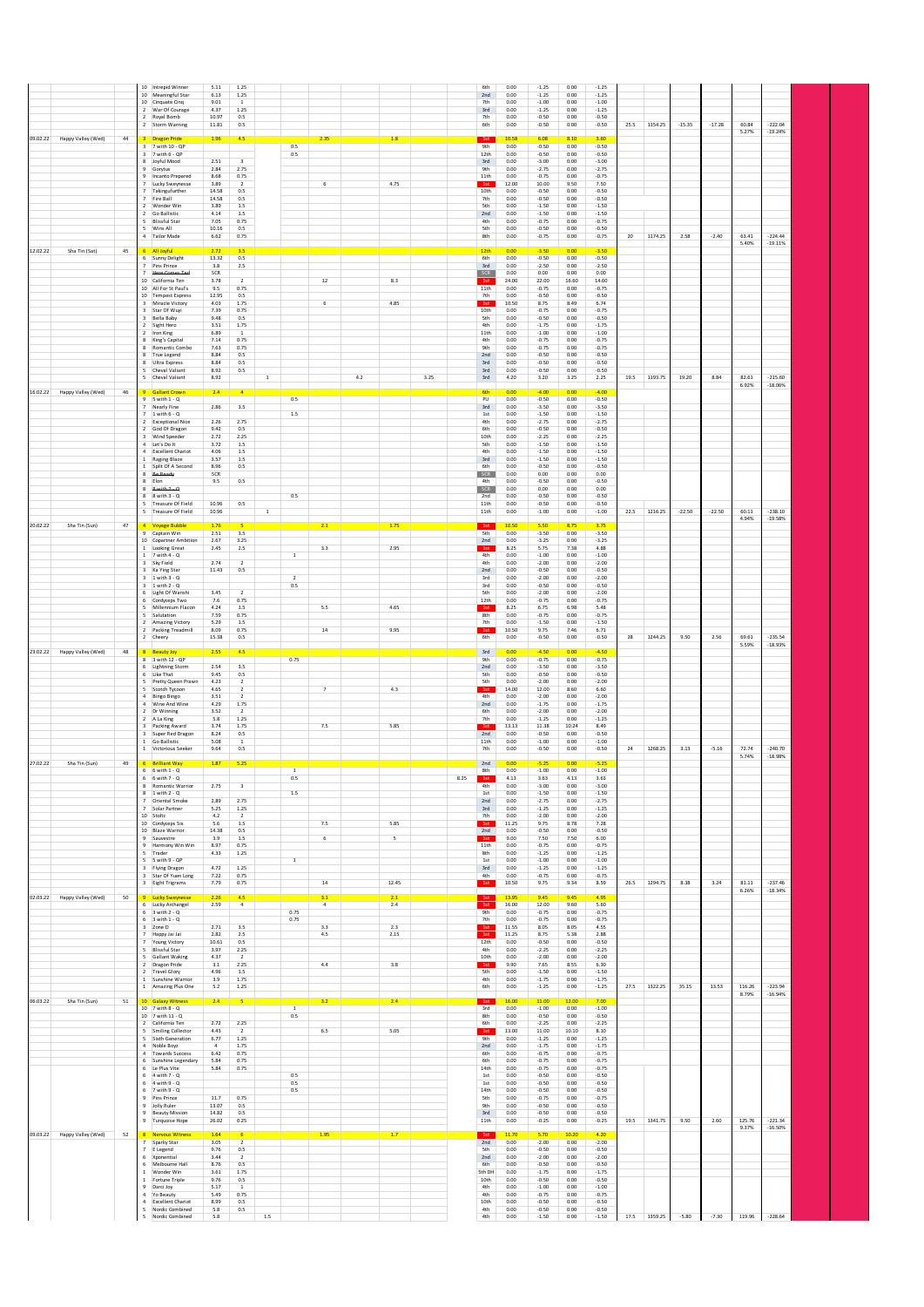| | | | | | | | | | | | | | | | | | | | | | | | |
|---|---|---|---|---|---|---|---|---|---|---|---|---|---|---|---|---|---|---|---|---|---|---|---|
| | | | 10 | Intrepid Winner | 5.11 | 1.25 | | | | | | | 6th | 0.00 | -1.25 | 0.00 | -1.25 | | | | | | |
| | | | 10 | Meaningful Star | 6.13 | 1.25 | | | | | | | 2nd | 0.00 | -1.25 | 0.00 | -1.25 | | | | | | |
| | | | 10 | Cinquate Cinq | 9.01 | 1 | | | | | | | 7th | 0.00 | -1.00 | 0.00 | -1.00 | | | | | | |
| | | | 2 | War Of Courage | 4.37 | 1.25 | | | | | | | 3rd | 0.00 | -1.25 | 0.00 | -1.25 | | | | | | |
| | | | 2 | Royal Bomb | 10.97 | 0.5 | | | | | | | 7th | 0.00 | -0.50 | 0.00 | -0.50 | | | | | | |
| | | | 2 | Storm Warning | 11.81 | 0.5 | | | | | | | 6th | 0.00 | -0.50 | 0.00 | -0.50 | 25.5 | 1154.25 | -15.35 | -17.28 | 60.84 | -222.04 |
| | | | | | | | | | | | | | | | | | | | | | | 5.27% | -19.24% |
| 09.02.22 | Happy Valley (Wed) | 44 | 3 | Dragon Pride | 1.96 | 4.5 | | | 2.35 | 1.8 | | | 1st | 10.58 | 6.08 | 8.10 | 3.60 | | | | | | |
| | | | 3 | 7 with 10 - QP | | | | 0.5 | | | | | 9th | 0.00 | -0.50 | 0.00 | -0.50 | | | | | | |
| | | | 3 | 7 with 6 - QP | | | | 0.5 | | | | | 12th | 0.00 | -0.50 | 0.00 | -0.50 | | | | | | |
| | | | 8 | Joyful Mood | 2.51 | 3 | | | | | | | 3rd | 0.00 | -3.00 | 0.00 | -3.00 | | | | | | |
| | | | 9 | Gorytus | 2.84 | 2.75 | | | | | | | 9th | 0.00 | -2.75 | 0.00 | -2.75 | | | | | | |
| | | | 9 | Incanto Prepared | 8.68 | 0.75 | | | | | | | 11th | 0.00 | -0.75 | 0.00 | -0.75 | | | | | | |
| | | | 7 | Lucky Sweynesse | 3.89 | 2 | | | 6 | 4.75 | | | 1st | 12.00 | 10.00 | 9.50 | 7.50 | | | | | | |
| | | | 7 | Takingitfurther | 14.58 | 0.5 | | | | | | | 10th | 0.00 | -0.50 | 0.00 | -0.50 | | | | | | |
| | | | 7 | Fire Ball | 14.58 | 0.5 | | | | | | | 7th | 0.00 | -0.50 | 0.00 | -0.50 | | | | | | |
| | | | 2 | Wonder Win | 3.89 | 1.5 | | | | | | | 5th | 0.00 | -1.50 | 0.00 | -1.50 | | | | | | |
| | | | 2 | Go Ballistic | 4.14 | 1.5 | | | | | | | 2nd | 0.00 | -1.50 | 0.00 | -1.50 | | | | | | |
| | | | 5 | Blissful Star | 7.05 | 0.75 | | | | | | | 4th | 0.00 | -0.75 | 0.00 | -0.75 | | | | | | |
| | | | 5 | Wins All | 10.16 | 0.5 | | | | | | | 5th | 0.00 | -0.50 | 0.00 | -0.50 | | | | | | |
| | | | 4 | Tailor Made | 6.62 | 0.75 | | | | | | | 8th | 0.00 | -0.75 | 0.00 | -0.75 | 20 | 1174.25 | 2.58 | -2.40 | 63.41 | -224.44 |
| | | | | | | | | | | | | | | | | | | | | | | 5.40% | -19.11% |
| 12.02.22 | Sha Tin (Sat) | 45 | 6 | All Joyful | 2.72 | 3.5 | | | | | | | 12th | 0.00 | -3.50 | 0.00 | -3.50 | | | | | | |
| | | | 6 | Sunny Delight | 13.32 | 0.5 | | | | | | | 6th | 0.00 | -0.50 | 0.00 | -0.50 | | | | | | |
| | | | 7 | Pins Prince | 3.8 | 2.5 | | | | | | | 3rd | 0.00 | -2.50 | 0.00 | -2.50 | | | | | | |
| | | | 7 | Here Comes Ted | SCR | | | | | | | | SCR | 0.00 | 0.00 | 0.00 | 0.00 | | | | | | |
| | | | 10 | California Ten | 3.78 | 2 | | | 12 | 8.3 | | | 1st | 24.00 | 22.00 | 16.60 | 14.60 | | | | | | |
| | | | 10 | All For St Paul's | 9.5 | 0.75 | | | | | | | 11th | 0.00 | -0.75 | 0.00 | -0.75 | | | | | | |
| | | | 10 | Tempest Express | 12.95 | 0.5 | | | | | | | 7th | 0.00 | -0.50 | 0.00 | -0.50 | | | | | | |
| | | | 3 | Miracle Victory | 4.03 | 1.75 | | | 6 | 4.85 | | | 1st | 10.50 | 8.75 | 8.49 | 6.74 | | | | | | |
| | | | 3 | Star Of Wuyi | 7.39 | 0.75 | | | | | | | 10th | 0.00 | -0.75 | 0.00 | -0.75 | | | | | | |
| | | | 3 | Bella Baby | 9.48 | 0.5 | | | | | | | 5th | 0.00 | -0.50 | 0.00 | -0.50 | | | | | | |
| | | | 2 | Sight Hero | 3.51 | 1.75 | | | | | | | 4th | 0.00 | -1.75 | 0.00 | -1.75 | | | | | | |
| | | | 2 | Iron King | 6.89 | 1 | | | | | | | 11th | 0.00 | -1.00 | 0.00 | -1.00 | | | | | | |
| | | | 8 | King's Capital | 7.14 | 0.75 | | | | | | | 4th | 0.00 | -0.75 | 0.00 | -0.75 | | | | | | |
| | | | 8 | Romantic Combo | 7.63 | 0.75 | | | | | | | 9th | 0.00 | -0.75 | 0.00 | -0.75 | | | | | | |
| | | | 8 | True Legend | 8.84 | 0.5 | | | | | | | 2nd | 0.00 | -0.50 | 0.00 | -0.50 | | | | | | |
| | | | 8 | Ultra Express | 8.84 | 0.5 | | | | | | | 3rd | 0.00 | -0.50 | 0.00 | -0.50 | | | | | | |
| | | | 5 | Cheval Valiant | 8.92 | 0.5 | | | | | | | 3rd | 0.00 | -0.50 | 0.00 | -0.50 | | | | | | |
| | | | 5 | Cheval Valiant | 8.92 | | 1 | | | 4.2 | 3.25 | | 3rd | 4.20 | 3.20 | 3.25 | 2.25 | 19.5 | 1193.75 | 19.20 | 8.84 | 82.61 | -215.60 |
| | | | | | | | | | | | | | | | | | | | | | | 6.92% | -18.06% |
| 16.02.22 | Happy Valley (Wed) | 46 | 9 | Gallant Crown | 2.4 | 4 | | | | | | | 6th | 0.00 | -4.00 | 0.00 | -4.00 | | | | | | |
| | | | 9 | 5 with 1 - Q | | | | 0.5 | | | | | PU | 0.00 | -0.50 | 0.00 | -0.50 | | | | | | |
| | | | 7 | Nearly Fine | 2.86 | 3.5 | | | | | | | 3rd | 0.00 | -3.50 | 0.00 | -3.50 | | | | | | |
| | | | 7 | 1 with 6 - Q | | | | 1.5 | | | | | 1st | 0.00 | -1.50 | 0.00 | -1.50 | | | | | | |
| | | | 2 | Exceptional Nice | 2.26 | 2.75 | | | | | | | 4th | 0.00 | -2.75 | 0.00 | -2.75 | | | | | | |
| | | | 2 | God Of Dragon | 9.42 | 0.5 | | | | | | | 6th | 0.00 | -0.50 | 0.00 | -0.50 | | | | | | |
| | | | 3 | Wind Speeder | 2.72 | 2.25 | | | | | | | 10th | 0.00 | -2.25 | 0.00 | -2.25 | | | | | | |
| | | | 4 | Let's Do It | 3.72 | 1.5 | | | | | | | 5th | 0.00 | -1.50 | 0.00 | -1.50 | | | | | | |
| | | | 4 | Excellent Chariot | 4.06 | 1.5 | | | | | | | 4th | 0.00 | -1.50 | 0.00 | -1.50 | | | | | | |
| | | | 1 | Raging Blaze | 3.57 | 1.5 | | | | | | | 3rd | 0.00 | -1.50 | 0.00 | -1.50 | | | | | | |
| | | | 1 | Split Of A Second | 8.96 | 0.5 | | | | | | | 6th | 0.00 | -0.50 | 0.00 | -0.50 | | | | | | |
| | | | 8 | Be Ready | SCR | | | | | | | | SCR | 0.00 | 0.00 | 0.00 | 0.00 | | | | | | |
| | | | 8 | Elon | 9.5 | 0.5 | | | | | | | 4th | 0.00 | -0.50 | 0.00 | -0.50 | | | | | | |
| | | | 8 | 8 with 2 - Q | | | | | | | | | SCR | 0.00 | 0.00 | 0.00 | 0.00 | | | | | | |
| | | | 8 | 8 with 3 - Q | | | | 0.5 | | | | | 2nd | 0.00 | -0.50 | 0.00 | -0.50 | | | | | | |
| | | | 5 | Treasure Of Field | 10.96 | 0.5 | | | | | | | 11th | 0.00 | -0.50 | 0.00 | -0.50 | | | | | | |
| | | | 5 | Treasure Of Field | 10.96 | | 1 | | | | | | 11th | 0.00 | -1.00 | 0.00 | -1.00 | 22.5 | 1216.25 | -22.50 | -22.50 | 60.11 | -238.10 |
| | | | | | | | | | | | | | | | | | | | | | | 4.94% | -19.58% |
| 20.02.22 | Sha Tin (Sun) | 47 | 4 | Voyage Bubble | 1.76 | 5 | | | 2.1 | 1.75 | | | 1st | 10.50 | 5.50 | 8.75 | 3.75 | | | | | | |
| | | | 9 | Captain Win | 2.51 | 3.5 | | | | | | | 5th | 0.00 | -3.50 | 0.00 | -3.50 | | | | | | |
| | | | 10 | Copartner Ambition | 2.67 | 3.25 | | | | | | | 2nd | 0.00 | -3.25 | 0.00 | -3.25 | | | | | | |
| | | | 1 | Looking Great | 2.45 | 2.5 | | | 3.3 | 2.95 | | | 1st | 8.25 | 5.75 | 7.38 | 4.88 | | | | | | |
| | | | 1 | 7 with 4 - Q | | | | 1 | | | | | 4th | 0.00 | -1.00 | 0.00 | -1.00 | | | | | | |
| | | | 3 | Sky Field | 2.74 | 2 | | | | | | | 4th | 0.00 | -2.00 | 0.00 | -2.00 | | | | | | |
| | | | 3 | Ka Ying Star | 11.43 | 0.5 | | | | | | | 2nd | 0.00 | -0.50 | 0.00 | -0.50 | | | | | | |
| | | | 3 | 1 with 3 - Q | | | | 2 | | | | | 3rd | 0.00 | -2.00 | 0.00 | -2.00 | | | | | | |
| | | | 3 | 1 with 2 - Q | | | | 0.5 | | | | | 3rd | 0.00 | -0.50 | 0.00 | -0.50 | | | | | | |
| | | | 6 | Light Of Wanshi | 3.45 | 2 | | | | | | | 5th | 0.00 | -2.00 | 0.00 | -2.00 | | | | | | |
| | | | 6 | Cordyceps Two | 7.6 | 0.75 | | | | | | | 12th | 0.00 | -0.75 | 0.00 | -0.75 | | | | | | |
| | | | 5 | Millennium Flacon | 4.24 | 1.5 | | | 5.5 | 4.65 | | | 1st | 8.25 | 6.75 | 6.98 | 5.48 | | | | | | |
| | | | 5 | Salutation | 7.59 | 0.75 | | | | | | | 8th | 0.00 | -0.75 | 0.00 | -0.75 | | | | | | |
| | | | 2 | Amazing Victory | 5.29 | 1.5 | | | | | | | 7th | 0.00 | -1.50 | 0.00 | -1.50 | | | | | | |
| | | | 2 | Packing Treadmill | 8.09 | 0.75 | | | 14 | 9.95 | | | 1st | 10.50 | 9.75 | 7.46 | 6.71 | | | | | | |
| | | | 2 | Cheery | 15.38 | 0.5 | | | | | | | 6th | 0.00 | -0.50 | 0.00 | -0.50 | 28 | 1244.25 | 9.50 | 2.56 | 69.61 | -235.54 |
| | | | | | | | | | | | | | | | | | | | | | | 5.59% | -18.93% |
| 23.02.22 | Happy Valley (Wed) | 48 | 8 | Beauty Joy | 2.55 | 4.5 | | | | | | | 3rd | 0.00 | -4.50 | 0.00 | -4.50 | | | | | | |
| | | | 8 | 3 with 12 - QP | | | | 0.75 | | | | | 9th | 0.00 | -0.75 | 0.00 | -0.75 | | | | | | |
| | | | 6 | Lightning Storm | 2.54 | 3.5 | | | | | | | 2nd | 0.00 | -3.50 | 0.00 | -3.50 | | | | | | |
| | | | 6 | Like That | 9.45 | 0.5 | | | | | | | 5th | 0.00 | -0.50 | 0.00 | -0.50 | | | | | | |
| | | | 5 | Pretty Queen Prawn | 4.23 | 2 | | | | | | | 5th | 0.00 | -2.00 | 0.00 | -2.00 | | | | | | |
| | | | 5 | Scotch Tycoon | 4.65 | 2 | | | 7 | 4.3 | | | 1st | 14.00 | 12.00 | 8.60 | 6.60 | | | | | | |
| | | | 4 | Bingo Bingo | 3.51 | 2 | | | | | | | 4th | 0.00 | -2.00 | 0.00 | -2.00 | | | | | | |
| | | | 4 | Wine And Wine | 4.29 | 1.75 | | | | | | | 2nd | 0.00 | -1.75 | 0.00 | -1.75 | | | | | | |
| | | | 2 | Dr Winning | 3.52 | 2 | | | | | | | 6th | 0.00 | -2.00 | 0.00 | -2.00 | | | | | | |
| | | | 2 | A La King | 5.8 | 1.25 | | | | | | | 7th | 0.00 | -1.25 | 0.00 | -1.25 | | | | | | |
| | | | 3 | Packing Award | 3.74 | 1.75 | | | 7.5 | 5.85 | | | 1st | 13.13 | 11.38 | 10.24 | 8.49 | | | | | | |
| | | | 3 | Super Red Dragon | 8.24 | 0.5 | | | | | | | 2nd | 0.00 | -0.50 | 0.00 | -0.50 | | | | | | |
| | | | 1 | Go Ballistic | 5.08 | 1 | | | | | | | 11th | 0.00 | -1.00 | 0.00 | -1.00 | | | | | | |
| | | | 1 | Victorious Seeker | 9.64 | 0.5 | | | | | | | 7th | 0.00 | -0.50 | 0.00 | -0.50 | 24 | 1268.25 | 3.13 | -5.16 | 72.74 | -240.70 |
| | | | | | | | | | | | | | | | | | | | | | | 5.74% | -18.98% |
| 27.02.22 | Sha Tin (Sun) | 49 | 6 | Brilliant Way | 1.87 | 5.25 | | | | | | | 2nd | 0.00 | -5.25 | 0.00 | -5.25 | | | | | | |
| | | | 6 | 6 with 1 - Q | | | | 1 | | | | | 8th | 0.00 | -1.00 | 0.00 | -1.00 | | | | | | |
| | | | 6 | 6 with 7 - Q | | | | 0.5 | | | | 8.25 | 1st | 4.13 | 3.63 | 4.13 | 3.63 | | | | | | |
| | | | 8 | Romantic Warrior | 2.75 | 3 | | | | | | | 4th | 0.00 | -3.00 | 0.00 | -3.00 | | | | | | |
| | | | 8 | 1 with 2 - Q | | | | 1.5 | | | | | 1st | 0.00 | -1.50 | 0.00 | -1.50 | | | | | | |
| | | | 7 | Oriental Smoke | 2.89 | 2.75 | | | | | | | 2nd | 0.00 | -2.75 | 0.00 | -2.75 | | | | | | |
| | | | 7 | Solar Partner | 5.25 | 1.25 | | | | | | | 3rd | 0.00 | -1.25 | 0.00 | -1.25 | | | | | | |
| | | | 10 | Stoltz | 4.2 | 2 | | | | | | | 7th | 0.00 | -2.00 | 0.00 | -2.00 | | | | | | |
| | | | 10 | Cordyceps Six | 5.6 | 1.5 | | | 7.5 | 5.85 | | | 1st | 11.25 | 9.75 | 8.78 | 7.28 | | | | | | |
| | | | 10 | Blaze Warrior | 14.38 | 0.5 | | | | | | | 2nd | 0.00 | -0.50 | 0.00 | -0.50 | | | | | | |
| | | | 9 | Sauvestre | 3.9 | 1.5 | | | 6 | 5 | | | 1st | 9.00 | 7.50 | 7.50 | 6.00 | | | | | | |
| | | | 9 | Harmony Win Win | 8.97 | 0.75 | | | | | | | 11th | 0.00 | -0.75 | 0.00 | -0.75 | | | | | | |
| | | | 5 | Trader | 4.33 | 1.25 | | | | | | | 8th | 0.00 | -1.25 | 0.00 | -1.25 | | | | | | |
| | | | 5 | 5 with 9 - QP | | | | 1 | | | | | 1st | 0.00 | -1.00 | 0.00 | -1.00 | | | | | | |
| | | | 3 | Flying Dragon | 4.72 | 1.25 | | | | | | | 3rd | 0.00 | -1.25 | 0.00 | -1.25 | | | | | | |
| | | | 3 | Star Of Yuen Long | 7.22 | 0.75 | | | | | | | 4th | 0.00 | -0.75 | 0.00 | -0.75 | | | | | | |
| | | | 3 | Eight Trigrams | 7.79 | 0.75 | | | 14 | | 12.45 | | 1st | 10.50 | 9.75 | 9.34 | 8.59 | 26.5 | 1294.75 | 8.38 | 3.24 | 81.11 | -237.46 |
| | | | | | | | | | | | | | | | | | | | | | | 6.26% | -18.34% |
| 02.03.22 | Happy Valley (Wed) | 50 | 9 | Lucky Sweynesse | 2.26 | 4.5 | | | 3.1 | | 2.1 | | 1st | 13.95 | 9.45 | 9.45 | 4.95 | | | | | | |
| | | | 6 | Lucky Archangel | 2.59 | 4 | | | 4 | | 2.4 | | 1st | 16.00 | 12.00 | 9.60 | 5.60 | | | | | | |
| | | | 6 | 3 with 2 - Q | | | | 0.75 | | | | | 9th | 0.00 | -0.75 | 0.00 | -0.75 | | | | | | |
| | | | 6 | 3 with 1 - Q | | | | 0.75 | | | | | 7th | 0.00 | -0.75 | 0.00 | -0.75 | | | | | | |
| | | | 3 | Zone D | 2.71 | 3.5 | | | 3.3 | | 2.3 | | 1st | 11.55 | 8.05 | 8.05 | 4.55 | | | | | | |
| | | | 7 | Happy Jai Jai | 2.82 | 2.5 | | | 4.5 | | 2.15 | | 1st | 11.25 | 8.75 | 5.38 | 2.88 | | | | | | |
| | | | 7 | Young Victory | 10.61 | 0.5 | | | | | | | 12th | 0.00 | -0.50 | 0.00 | -0.50 | | | | | | |
| | | | 5 | Blissful Star | 3.97 | 2.25 | | | | | | | 4th | 0.00 | -2.25 | 0.00 | -2.25 | | | | | | |
| | | | 5 | Gallant Waking | 4.37 | 2 | | | | | | | 10th | 0.00 | -2.00 | 0.00 | -2.00 | | | | | | |
| | | | 2 | Dragon Pride | 3.1 | 2.25 | | | 4.4 | | 3.8 | | 1st | 9.90 | 7.65 | 8.55 | 6.30 | | | | | | |
| | | | 2 | Travel Glory | 4.96 | 1.5 | | | | | | | 5th | 0.00 | -1.50 | 0.00 | -1.50 | | | | | | |
| | | | 1 | Sunshine Warrior | 3.9 | 1.75 | | | | | | | 4th | 0.00 | -1.75 | 0.00 | -1.75 | | | | | | |
| | | | 1 | Amazing Plus One | 5.2 | 1.25 | | | | | | | 6th | 0.00 | -1.25 | 0.00 | -1.25 | 27.5 | 1322.25 | 35.15 | 13.53 | 116.26 | -223.94 |
| | | | | | | | | | | | | | | | | | | | | | | 8.79% | -16.94% |
| 06.03.22 | Sha Tin (Sun) | 51 | 10 | Galaxy Witness | 2.4 | 5 | | | 3.2 | | 2.4 | | 1st | 16.00 | 11.00 | 12.00 | 7.00 | | | | | | |
| | | | 10 | 7 with 8 - Q | | | | 1 | | | | | 3rd | 0.00 | -1.00 | 0.00 | -1.00 | | | | | | |
| | | | 10 | 7 with 11 - Q | | | | 0.5 | | | | | 8th | 0.00 | -0.50 | 0.00 | -0.50 | | | | | | |
| | | | 2 | California Ten | 2.72 | 2.25 | | | | | | | 6th | 0.00 | -2.25 | 0.00 | -2.25 | | | | | | |
| | | | 5 | Smiling Collector | 4.43 | 2 | | | 6.5 | | 5.05 | | 1st | 13.00 | 11.00 | 10.10 | 8.10 | | | | | | |
| | | | 5 | Sixth Generation | 6.77 | 1.25 | | | | | | | 9th | 0.00 | -1.25 | 0.00 | -1.25 | | | | | | |
| | | | 4 | Noble Boyz | 4 | 1.75 | | | | | | | 2nd | 0.00 | -1.75 | 0.00 | -1.75 | | | | | | |
| | | | 4 | Towards Success | 6.42 | 0.75 | | | | | | | 6th | 0.00 | -0.75 | 0.00 | -0.75 | | | | | | |
| | | | 6 | Sunshine Legendary | 5.84 | 0.75 | | | | | | | 6th | 0.00 | -0.75 | 0.00 | -0.75 | | | | | | |
| | | | 6 | Le Plus Vite | 5.84 | 0.75 | | | | | | | 14th | 0.00 | -0.75 | 0.00 | -0.75 | | | | | | |
| | | | 6 | 4 with 7 - Q | | | | 0.5 | | | | | 1st | 0.00 | -0.50 | 0.00 | -0.50 | | | | | | |
| | | | 6 | 4 with 9 - Q | | | | 0.5 | | | | | 1st | 0.00 | -0.50 | 0.00 | -0.50 | | | | | | |
| | | | 6 | 7 with 9 - Q | | | | 0.5 | | | | | 14th | 0.00 | -0.50 | 0.00 | -0.50 | | | | | | |
| | | | 9 | Pins Prince | 11.7 | 0.75 | | | | | | | 5th | 0.00 | -0.75 | 0.00 | -0.75 | | | | | | |
| | | | 9 | Jolly Ruler | 13.07 | 0.5 | | | | | | | 9th | 0.00 | -0.50 | 0.00 | -0.50 | | | | | | |
| | | | 9 | Beauty Mission | 14.82 | 0.5 | | | | | | | 3rd | 0.00 | -0.50 | 0.00 | -0.50 | | | | | | |
| | | | 9 | Turquoise Hope | 26.02 | 0.25 | | | | | | | 11th | 0.00 | -0.25 | 0.00 | -0.25 | 19.5 | 1341.75 | 9.50 | 2.60 | 125.76 | -221.34 |
| | | | | | | | | | | | | | | | | | | | | | | 9.37% | -16.50% |
| 09.03.22 | Happy Valley (Wed) | 52 | 8 | Nervous Witness | 1.64 | 6 | | | 1.95 | | 1.7 | | 1st | 11.70 | 5.70 | 10.20 | 4.20 | | | | | | |
| | | | 7 | Sparky Star | 3.05 | 2 | | | | | | | 2nd | 0.00 | -2.00 | 0.00 | -2.00 | | | | | | |
| | | | 7 | E Legend | 9.76 | 0.5 | | | | | | | 5th | 0.00 | -0.50 | 0.00 | -0.50 | | | | | | |
| | | | 6 | Xponential | 3.44 | 2 | | | | | | | 2nd | 0.00 | -2.00 | 0.00 | -2.00 | | | | | | |
| | | | 6 | Melbourne Hall | 8.76 | 0.5 | | | | | | | 6th | 0.00 | -0.50 | 0.00 | -0.50 | | | | | | |
| | | | 1 | Wonder Win | 3.61 | 1.75 | | | | | | | 5th DH | 0.00 | -1.75 | 0.00 | -1.75 | | | | | | |
| | | | 1 | Fortune Triple | 9.76 | 0.5 | | | | | | | 10th | 0.00 | -0.50 | 0.00 | -0.50 | | | | | | |
| | | | 9 | Darci Joy | 5.17 | 1 | | | | | | | 4th | 0.00 | -1.00 | 0.00 | -1.00 | | | | | | |
| | | | 4 | Yo Beauty | 5.49 | 0.75 | | | | | | | 4th | 0.00 | -0.75 | 0.00 | -0.75 | | | | | | |
| | | | 4 | Excellent Chariot | 8.99 | 0.5 | | | | | | | 10th | 0.00 | -0.50 | 0.00 | -0.50 | | | | | | |
| | | | 5 | Nordic Combined | 5.8 | 0.5 | | | | | | | 4th | 0.00 | -0.50 | 0.00 | -0.50 | | | | | | |
| | | | 5 | Nordic Combined | 5.8 | | 1.5 | | | | | | 4th | 0.00 | -1.50 | 0.00 | -1.50 | 17.5 | 1359.25 | -5.80 | -7.30 | 119.96 | -228.64 |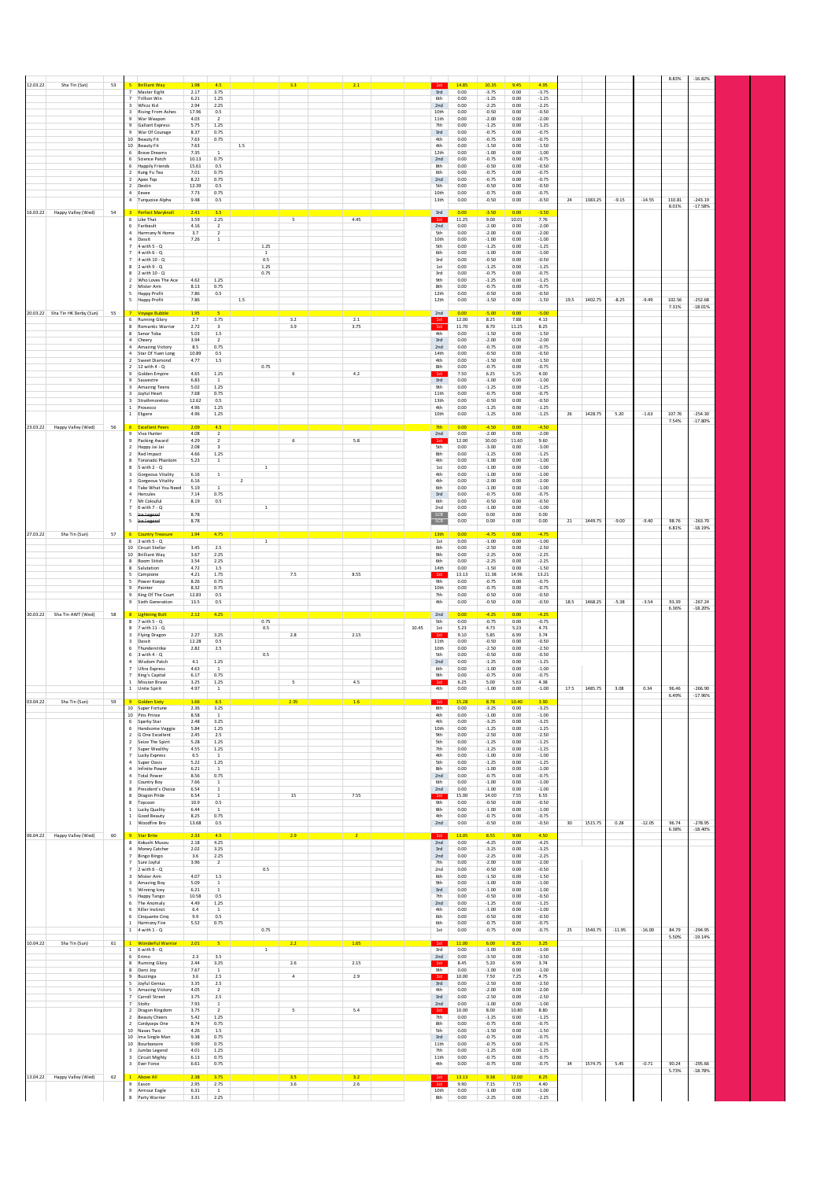| | | | | | | | | | | | | | | | | | | | | | | |
|---|---|---|---|---|---|---|---|---|---|---|---|---|---|---|---|---|---|---|---|---|---|---|
| | | | | | | | | | | | | | | | | | | | | | 8.83% | -16.82% |
| 12.03.22 | Sha Tin (Sat) | 53 | 5 | Brilliant Way | 1.98 | 4.5 | | | 5.3 | 2.1 | | 1st | 14.85 | 10.35 | 9.45 | 4.95 | | | | | | |
| | | | 7 | Master Eight | 2.17 | 3.75 | | | | | | 3rd | 0.00 | -3.75 | 0.00 | -3.75 | | | | | | |
| | | | 7 | Trillion Win | 6.21 | 1.25 | | | | | | 6th | 0.00 | -1.25 | 0.00 | -1.25 | | | | | | |
| | | | 3 | Whizz Kid | 2.94 | 2.25 | | | | | | 2nd | 0.00 | -2.25 | 0.00 | -2.25 | | | | | | |
| | | | 3 | Rising From Ashes | 17.96 | 0.5 | | | | | | 10th | 0.00 | -0.50 | 0.00 | -0.50 | | | | | | |
| | | | 9 | War Weapon | 4.03 | 2 | | | | | | 11th | 0.00 | -2.00 | 0.00 | -2.00 | | | | | | |
| | | | 9 | Gallant Express | 5.75 | 1.25 | | | | | | 7th | 0.00 | -1.25 | 0.00 | -1.25 | | | | | | |
| | | | 9 | War Of Courage | 8.37 | 0.75 | | | | | | 3rd | 0.00 | -0.75 | 0.00 | -0.75 | | | | | | |
| | | | 10 | Beauty Fit | 7.63 | 0.75 | | | | | | 4th | 0.00 | -0.75 | 0.00 | -0.75 | | | | | | |
| | | | 10 | Beauty Fit | 7.63 | | 1.5 | | | | | 4th | 0.00 | -1.50 | 0.00 | -1.50 | | | | | | |
| | | | 6 | Brave Dreams | 7.35 | 1 | | | | | | 12th | 0.00 | -1.00 | 0.00 | -1.00 | | | | | | |
| | | | 6 | Science Patch | 10.13 | 0.75 | | | | | | 2nd | 0.00 | -0.75 | 0.00 | -0.75 | | | | | | |
| | | | 6 | Happily Friends | 15.61 | 0.5 | | | | | | 8th | 0.00 | -0.50 | 0.00 | -0.50 | | | | | | |
| | | | 2 | Kung Fu Tea | 7.01 | 0.75 | | | | | | 6th | 0.00 | -0.75 | 0.00 | -0.75 | | | | | | |
| | | | 2 | Apex Top | 8.22 | 0.75 | | | | | | 2nd | 0.00 | -0.75 | 0.00 | -0.75 | | | | | | |
| | | | 2 | Destin | 12.39 | 0.5 | | | | | | 5th | 0.00 | -0.50 | 0.00 | -0.50 | | | | | | |
| | | | 4 | Eevee | 7.73 | 0.75 | | | | | | 10th | 0.00 | -0.75 | 0.00 | -0.75 | | | | | | |
| | | | 4 | Turquoise Alpha | 9.48 | 0.5 | | | | | | 13th | 0.00 | -0.50 | 0.00 | -0.50 | 24 | 1383.25 | -9.15 | -14.55 | 110.81 | -243.19 |
| | | | | | | | | | | | | | | | | | | | | | 8.01% | -17.58% |
| 16.03.22 | Happy Valley (Wed) | 54 | 3 | Perfect Maryknoll | 2.41 | 3.5 | | | | | | 3rd | 0.00 | -3.50 | 0.00 | -3.50 | | | | | | |
| | | | 6 | Like That | 3.59 | 2.25 | | | 5 | 4.45 | | 1st | 11.25 | 9.00 | 10.01 | 7.76 | | | | | | |
| | | | 6 | Faribault | 4.16 | 2 | | | | | | 2nd | 0.00 | -2.00 | 0.00 | -2.00 | | | | | | |
| | | | 4 | Harmony N Home | 3.7 | 2 | | | | | | 5th | 0.00 | -2.00 | 0.00 | -2.00 | | | | | | |
| | | | 4 | Dassit | 7.26 | 1 | | | | | | 10th | 0.00 | -1.00 | 0.00 | -1.00 | | | | | | |
| | | | 7 | 4 with 5 - Q | | | | 1.25 | | | | 5th | 0.00 | -1.25 | 0.00 | -1.25 | | | | | | |
| | | | 7 | 4 with 6 - Q | | | | 1 | | | | 6th | 0.00 | -1.00 | 0.00 | -1.00 | | | | | | |
| | | | 7 | 4 with 10 - Q | | | | 0.5 | | | | 3rd | 0.00 | -0.50 | 0.00 | -0.50 | | | | | | |
| | | | 8 | 2 with 9 - Q | | | | 1.25 | | | | 1st | 0.00 | -1.25 | 0.00 | -1.25 | | | | | | |
| | | | 8 | 2 with 10 - Q | | | | 0.75 | | | | 3rd | 0.00 | -0.75 | 0.00 | -0.75 | | | | | | |
| | | | 2 | Who Loves The Ace | 4.62 | 1.25 | | | | | | 9th | 0.00 | -1.25 | 0.00 | -1.25 | | | | | | |
| | | | 2 | Mister Arm | 8.13 | 0.75 | | | | | | 8th | 0.00 | -0.75 | 0.00 | -0.75 | | | | | | |
| | | | 5 | Happy Profit | 7.86 | 0.5 | | | | | | 12th | 0.00 | -0.50 | 0.00 | -0.50 | | | | | | |
| | | | 5 | Happy Profit | 7.86 | | 1.5 | | | | | 12th | 0.00 | -1.50 | 0.00 | -1.50 | 19.5 | 1402.75 | -8.25 | -9.49 | 102.56 | -252.68 |
| | | | | | | | | | | | | | | | | | | | | | 7.31% | -18.01% |
| 20.03.22 | Sha Tin HK Derby (Sun) | 55 | 7 | Voyage Bubble | 1.95 | 5 | | | | | | 2nd | 0.00 | -5.00 | 0.00 | -5.00 | | | | | | |
| | | | 6 | Running Glory | 2.7 | 3.75 | | | 3.2 | 2.1 | | 1st | 12.00 | 8.25 | 7.88 | 4.13 | | | | | | |
| | | | 8 | Romantic Warrior | 2.72 | 3 | | | 3.9 | 3.75 | | 1st | 11.70 | 8.70 | 11.25 | 8.25 | | | | | | |
| | | | 8 | Senor Toba | 5.03 | 1.5 | | | | | | 4th | 0.00 | -1.50 | 0.00 | -1.50 | | | | | | |
| | | | 4 | Cheery | 3.94 | 2 | | | | | | 3rd | 0.00 | -2.00 | 0.00 | -2.00 | | | | | | |
| | | | 4 | Amazing Victory | 8.5 | 0.75 | | | | | | 2nd | 0.00 | -0.75 | 0.00 | -0.75 | | | | | | |
| | | | 4 | Star Of Yuan Long | 10.89 | 0.5 | | | | | | 14th | 0.00 | -0.50 | 0.00 | -0.50 | | | | | | |
| | | | 2 | Sweet Diamond | 4.77 | 1.5 | | | | | | 4th | 0.00 | -1.50 | 0.00 | -1.50 | | | | | | |
| | | | 2 | 12 with 4 - Q | | | | 0.75 | | | | 8th | 0.00 | -0.75 | 0.00 | -0.75 | | | | | | |
| | | | 9 | Golden Empire | 4.65 | 1.25 | | | 6 | 4.2 | | 1st | 7.50 | 6.25 | 5.25 | 4.00 | | | | | | |
| | | | 9 | Sauvestre | 6.83 | 1 | | | | | | 3rd | 0.00 | -1.00 | 0.00 | -1.00 | | | | | | |
| | | | 3 | Amazing Teens | 5.02 | 1.25 | | | | | | 9th | 0.00 | -1.25 | 0.00 | -1.25 | | | | | | |
| | | | 3 | Joyful Heart | 7.68 | 0.75 | | | | | | 11th | 0.00 | -0.75 | 0.00 | -0.75 | | | | | | |
| | | | 3 | Strathmoretoo | 12.62 | 0.5 | | | | | | 13th | 0.00 | -0.50 | 0.00 | -0.50 | | | | | | |
| | | | 1 | Prosecco | 4.96 | 1.25 | | | | | | 4th | 0.00 | -1.25 | 0.00 | -1.25 | | | | | | |
| | | | 1 | Eligere | 4.96 | 1.25 | | | | | | 10th | 0.00 | -1.25 | 0.00 | -1.25 | 26 | 1428.75 | 5.20 | -1.63 | 107.76 | -254.30 |
| | | | | | | | | | | | | | | | | | | | | | 7.54% | -17.80% |
| 23.03.22 | Happy Valley (Wed) | 56 | 6 | Excellent Peers | 2.09 | 4.5 | | | | | | 7th | 0.00 | -4.50 | 0.00 | -4.50 | | | | | | |
| | | | 9 | Viva Hunter | 4.08 | 2 | | | | | | 2nd | 0.00 | -2.00 | 0.00 | -2.00 | | | | | | |
| | | | 9 | Packing Award | 4.29 | 2 | | | 6 | 5.8 | | 1st | 12.00 | 10.00 | 11.60 | 9.60 | | | | | | |
| | | | 2 | Happy Jai Jai | 2.08 | 3 | | | | | | 5th | 0.00 | -3.00 | 0.00 | -3.00 | | | | | | |
| | | | 2 | Red Impact | 4.66 | 1.25 | | | | | | 8th | 0.00 | -1.25 | 0.00 | -1.25 | | | | | | |
| | | | 8 | Toronado Phantom | 5.23 | 1 | | | | | | 4th | 0.00 | -1.00 | 0.00 | -1.00 | | | | | | |
| | | | 8 | 5 with 2 - Q | | | | 1 | | | | 1st | 0.00 | -1.00 | 0.00 | -1.00 | | | | | | |
| | | | 3 | Gorgeous Vitality | 6.16 | 1 | | | | | | 4th | 0.00 | -1.00 | 0.00 | -1.00 | | | | | | |
| | | | 3 | Gorgeous Vitality | 6.16 | | 2 | | | | | 4th | 0.00 | -2.00 | 0.00 | -2.00 | | | | | | |
| | | | 4 | Take What You Need | 5.19 | 1 | | | | | | 6th | 0.00 | -1.00 | 0.00 | -1.00 | | | | | | |
| | | | 4 | Hercules | 7.14 | 0.75 | | | | | | 3rd | 0.00 | -0.75 | 0.00 | -0.75 | | | | | | |
| | | | 7 | Mr Colourful | 8.19 | 0.5 | | | | | | 6th | 0.00 | -0.50 | 0.00 | -0.50 | | | | | | |
| | | | 7 | 6 with 7 - Q | | | | 1 | | | | 2nd | 0.00 | -1.00 | 0.00 | -1.00 | | | | | | |
| | | | 5 | ~~Ice Legend~~ | 8.78 | | | | | | | SCR | 0.00 | 0.00 | 0.00 | 0.00 | | | | | | |
| | | | 5 | ~~Ice Legend~~ | 8.78 | | | | | | | SCR | 0.00 | 0.00 | 0.00 | 0.00 | 21 | 1449.75 | -9.00 | -9.40 | 98.76 | -263.70 |
| | | | | | | | | | | | | | | | | | | | | | 6.81% | -18.19% |
| 27.03.22 | Sha Tin (Sun) | 57 | 6 | Country Treasure | 1.94 | 4.75 | | | | | | 13th | 0.00 | -4.75 | 0.00 | -4.75 | | | | | | |
| | | | 6 | 3 with 5 - Q | | | | 1 | | | | 1st | 0.00 | -1.00 | 0.00 | -1.00 | | | | | | |
| | | | 10 | Circuit Stellar | 3.45 | 2.5 | | | | | | 6th | 0.00 | -2.50 | 0.00 | -2.50 | | | | | | |
| | | | 10 | Brilliant Way | 3.67 | 2.25 | | | | | | 9th | 0.00 | -2.25 | 0.00 | -2.25 | | | | | | |
| | | | 8 | Boom Stitch | 3.54 | 2.25 | | | | | | 6th | 0.00 | -2.25 | 0.00 | -2.25 | | | | | | |
| | | | 8 | Salutation | 4.72 | 1.5 | | | | | | 14th | 0.00 | -1.50 | 0.00 | -1.50 | | | | | | |
| | | | 5 | Campione | 4.21 | 1.75 | | | 7.5 | 8.55 | | 1st | 13.13 | 11.38 | 14.96 | 13.21 | | | | | | |
| | | | 9 | Peace Keepp | 8.26 | 0.75 | | | | | | 9th | 0.00 | -0.75 | 0.00 | -0.75 | | | | | | |
| | | | 9 | Painter | 8.32 | 0.75 | | | | | | 10th | 0.00 | -0.75 | 0.00 | -0.75 | | | | | | |
| | | | 9 | King Of The Court | 12.83 | 0.5 | | | | | | 7th | 0.00 | -0.50 | 0.00 | -0.50 | | | | | | |
| | | | 9 | Sixth Generation | 13.5 | 0.5 | | | | | | 4th | 0.00 | -0.50 | 0.00 | -0.50 | 18.5 | 1468.25 | -5.38 | -3.54 | 93.39 | -267.24 |
| | | | | | | | | | | | | | | | | | | | | | 6.36% | -18.20% |
| 30.03.22 | Sha Tin AWT (Wed) | 58 | 8 | Lightning Bolt | 2.12 | 4.25 | | | | | | 2nd | 0.00 | -4.25 | 0.00 | -4.25 | | | | | | |
| | | | 8 | 7 with 5 - Q | | | | 0.75 | | | | 5th | 0.00 | -0.75 | 0.00 | -0.75 | | | | | | |
| | | | 8 | 7 with 11 - Q | | | | 0.5 | | | 10.45 | 1st | 5.23 | 4.73 | 5.23 | 4.73 | | | | | | |
| | | | 3 | Flying Dragon | 2.27 | 3.25 | | | 2.8 | 2.15 | | 1st | 9.10 | 5.85 | 6.99 | 3.74 | | | | | | |
| | | | 3 | Dassit | 12.28 | 0.5 | | | | | | 11th | 0.00 | -0.50 | 0.00 | -0.50 | | | | | | |
| | | | 6 | Thunderstrike | 2.82 | 2.5 | | | | | | 10th | 0.00 | -2.50 | 0.00 | -2.50 | | | | | | |
| | | | 6 | 3 with 4 - Q | | | | 0.5 | | | | 5th | 0.00 | -0.50 | 0.00 | -0.50 | | | | | | |
| | | | 4 | Wisdom Patch | 4.1 | 1.25 | | | | | | 2nd | 0.00 | -1.25 | 0.00 | -1.25 | | | | | | |
| | | | 7 | Ultra Express | 4.63 | 1 | | | | | | 6th | 0.00 | -1.00 | 0.00 | -1.00 | | | | | | |
| | | | 7 | King's Capital | 6.17 | 0.75 | | | | | | 9th | 0.00 | -0.75 | 0.00 | -0.75 | | | | | | |
| | | | 1 | Mission Bravo | 3.25 | 1.25 | | | 5 | 4.5 | | 1st | 6.25 | 5.00 | 5.63 | 4.38 | | | | | | |
| | | | 1 | Unite Spirit | 4.97 | 1 | | | | | | 4th | 0.00 | -1.00 | 0.00 | -1.00 | 17.5 | 1485.75 | 3.08 | 0.34 | 96.46 | -266.90 |
| | | | | | | | | | | | | | | | | | | | | | 6.49% | -17.96% |
| 03.04.22 | Sha Tin (Sun) | 59 | 9 | Golden Sixty | 1.66 | 6.5 | | | 2.35 | 1.6 | | 1st | 15.28 | 8.78 | 10.40 | 3.90 | | | | | | |
| | | | 10 | Super Fortune | 2.36 | 3.25 | | | | | | 8th | 0.00 | -3.25 | 0.00 | -3.25 | | | | | | |
| | | | 10 | Pins Prince | 8.58 | 1 | | | | | | 4th | 0.00 | -1.00 | 0.00 | -1.00 | | | | | | |
| | | | 6 | Sparky Star | 2.48 | 3.25 | | | | | | 4th | 0.00 | -3.25 | 0.00 | -3.25 | | | | | | |
| | | | 6 | Handsome Veggie | 5.84 | 1.25 | | | | | | 10th | 0.00 | -1.25 | 0.00 | -1.25 | | | | | | |
| | | | 6 | G One Excellent | 2.45 | 2.5 | | | | | | 9th | 0.00 | -2.50 | 0.00 | -2.50 | | | | | | |
| | | | 2 | Seize The Spirit | 5.28 | 1.25 | | | | | | 5th | 0.00 | -1.25 | 0.00 | -1.25 | | | | | | |
| | | | 7 | Super Wealthy | 4.55 | 1.25 | | | | | | 7th | 0.00 | -1.25 | 0.00 | -1.25 | | | | | | |
| | | | 7 | Lucky Express | 6.5 | 1 | | | | | | 4th | 0.00 | -1.00 | 0.00 | -1.00 | | | | | | |
| | | | 4 | Super Oasis | 5.22 | 1.25 | | | | | | 5th | 0.00 | -1.25 | 0.00 | -1.25 | | | | | | |
| | | | 4 | Infinite Power | 6.21 | 1 | | | | | | 8th | 0.00 | -1.00 | 0.00 | -1.00 | | | | | | |
| | | | 4 | Total Power | 8.56 | 0.75 | | | | | | 2nd | 0.00 | -0.75 | 0.00 | -0.75 | | | | | | |
| | | | 3 | Country Boy | 7.66 | 1 | | | | | | 6th | 0.00 | -1.00 | 0.00 | -1.00 | | | | | | |
| | | | 8 | President's Choice | 6.54 | 1 | | | | | | 2nd | 0.00 | -1.00 | 0.00 | -1.00 | | | | | | |
| | | | 8 | Dragon Pride | 6.54 | 1 | | | 15 | 7.55 | | 1st | 15.00 | 14.00 | 7.55 | 6.55 | | | | | | |
| | | | 8 | Toycoon | 10.9 | 0.5 | | | | | | 9th | 0.00 | -0.50 | 0.00 | -0.50 | | | | | | |
| | | | 1 | Lucky Quality | 6.44 | 1 | | | | | | 8th | 0.00 | -1.00 | 0.00 | -1.00 | | | | | | |
| | | | 1 | Good Beauty | 8.25 | 0.75 | | | | | | 4th | 0.00 | -0.75 | 0.00 | -0.75 | | | | | | |
| | | | 1 | Woodfire Bro | 13.68 | 0.5 | | | | | | 2nd | 0.00 | -0.50 | 0.00 | -0.50 | 30 | 1515.75 | 0.28 | -12.05 | 96.74 | -278.95 |
| | | | | | | | | | | | | | | | | | | | | | 6.38% | -18.40% |
| 06.04.22 | Happy Valley (Wed) | 60 | 9 | Star Brite | 2.33 | 4.5 | | | 2.9 | 2 | | 1st | 13.05 | 8.55 | 9.00 | 4.50 | | | | | | |
| | | | 8 | Kokushi Musou | 2.18 | 4.25 | | | | | | 2nd | 0.00 | -4.25 | 0.00 | -4.25 | | | | | | |
| | | | 4 | Money Catcher | 2.02 | 3.25 | | | | | | 3rd | 0.00 | -3.25 | 0.00 | -3.25 | | | | | | |
| | | | 7 | Bingo Bingo | 3.6 | 2.25 | | | | | | 2nd | 0.00 | -2.25 | 0.00 | -2.25 | | | | | | |
| | | | 7 | Sure Joyful | 3.96 | 2 | | | | | | 7th | 0.00 | -2.00 | 0.00 | -2.00 | | | | | | |
| | | | 7 | 2 with 6 - Q | | | | 0.5 | | | | 2nd | 0.00 | -0.50 | 0.00 | -0.50 | | | | | | |
| | | | 3 | Mister Arm | 4.07 | 1.5 | | | | | | 6th | 0.00 | -1.50 | 0.00 | -1.50 | | | | | | |
| | | | 3 | Amazing Boy | 5.09 | 1 | | | | | | 9th | 0.00 | -1.00 | 0.00 | -1.00 | | | | | | |
| | | | 5 | Winning Icey | 6.21 | 1 | | | | | | 3rd | 0.00 | -1.00 | 0.00 | -1.00 | | | | | | |
| | | | 5 | Happy Tango | 10.58 | 0.5 | | | | | | 7th | 0.00 | -0.50 | 0.00 | -0.50 | | | | | | |
| | | | 6 | The Anomaly | 4.49 | 1.25 | | | | | | 2nd | 0.00 | -1.25 | 0.00 | -1.25 | | | | | | |
| | | | 6 | Killer Instinct | 6.4 | 1 | | | | | | 4th | 0.00 | -1.00 | 0.00 | -1.00 | | | | | | |
| | | | 6 | Cinquante Cinq | 9.9 | 0.5 | | | | | | 6th | 0.00 | -0.50 | 0.00 | -0.50 | | | | | | |
| | | | 1 | Harmony Fire | 5.52 | 0.75 | | | | | | 6th | 0.00 | -0.75 | 0.00 | -0.75 | | | | | | |
| | | | 1 | 4 with 1 - Q | | | | 0.75 | | | | 1st | 0.00 | -0.75 | 0.00 | -0.75 | 25 | 1540.75 | -11.95 | -16.00 | 84.79 | -294.95 |
| | | | | | | | | | | | | | | | | | | | | | 5.50% | -19.14% |
| 10.04.22 | Sha Tin (Sun) | 61 | 1 | Wonderful Warrior | 2.01 | 5 | | | 2.2 | 1.65 | | 1st | 11.00 | 6.00 | 8.25 | 3.25 | | | | | | |
| | | | 1 | 6 with 9 - Q | | | | 1 | | | | 3rd | 0.00 | -1.00 | 0.00 | -1.00 | | | | | | |
| | | | 6 | Enimo | 2.3 | 3.5 | | | | | | 2nd | 0.00 | -3.50 | 0.00 | -3.50 | | | | | | |
| | | | 8 | Running Glory | 2.44 | 3.25 | | | 2.6 | 2.15 | | 1st | 8.45 | 5.20 | 6.99 | 3.74 | | | | | | |
| | | | 8 | Danz Joy | 7.67 | 1 | | | | | | 9th | 0.00 | -1.00 | 0.00 | -1.00 | | | | | | |
| | | | 9 | Buzzinga | 3.6 | 2.5 | | | 4 | 2.9 | | 1st | 10.00 | 7.50 | 7.25 | 4.75 | | | | | | |
| | | | 5 | Joyful Genius | 3.35 | 2.5 | | | | | | 3rd | 0.00 | -2.50 | 0.00 | -2.50 | | | | | | |
| | | | 5 | Amazing Victory | 4.05 | 2 | | | | | | 4th | 0.00 | -2.00 | 0.00 | -2.00 | | | | | | |
| | | | 7 | Carroll Street | 3.75 | 2.5 | | | | | | 3rd | 0.00 | -2.50 | 0.00 | -2.50 | | | | | | |
| | | | 7 | Stoltz | 7.93 | 1 | | | | | | 2nd | 0.00 | -1.00 | 0.00 | -1.00 | | | | | | |
| | | | 2 | Dragon Kingdom | 3.75 | 2 | | | 5 | 5.4 | | 1st | 10.00 | 8.00 | 10.80 | 8.80 | | | | | | |
| | | | 2 | Beauty Cheers | 5.42 | 1.25 | | | | | | 7th | 0.00 | -1.25 | 0.00 | -1.25 | | | | | | |
| | | | 2 | Cordyceps One | 8.74 | 0.75 | | | | | | 8th | 0.00 | -0.75 | 0.00 | -0.75 | | | | | | |
| | | | 10 | Naxos Two | 4.26 | 1.5 | | | | | | 5th | 0.00 | -1.50 | 0.00 | -1.50 | | | | | | |
| | | | 10 | Ima Single Man | 9.38 | 0.75 | | | | | | 3rd | 0.00 | -0.75 | 0.00 | -0.75 | | | | | | |
| | | | 10 | Bourbonaire | 9.99 | 0.75 | | | | | | 11th | 0.00 | -0.75 | 0.00 | -0.75 | | | | | | |
| | | | 3 | Jumbo Legend | 4.01 | 1.25 | | | | | | 7th | 0.00 | -1.25 | 0.00 | -1.25 | | | | | | |
| | | | 3 | Circuit Mighty | 6.13 | 0.75 | | | | | | 11th | 0.00 | -0.75 | 0.00 | -0.75 | | | | | | |
| | | | 3 | Ever Force | 6.61 | 0.75 | | | | | | 4th | 0.00 | -0.75 | 0.00 | -0.75 | 34 | 1574.75 | 5.45 | -0.71 | 90.24 | -295.66 |
| | | | | | | | | | | | | | | | | | | | | | 5.73% | -18.78% |
| 13.04.22 | Happy Valley (Wed) | 62 | 1 | Above All | 2.38 | 3.75 | | | 3.5 | 3.2 | | 1st | 13.13 | 9.38 | 12.00 | 8.25 | | | | | | |
| | | | 9 | Eason | 2.95 | 2.75 | | | 3.6 | 2.6 | | 1st | 9.90 | 7.15 | 7.15 | 4.40 | | | | | | |
| | | | 9 | Armour Eagle | 6.31 | 1 | | | | | | 10th | 0.00 | -1.00 | 0.00 | -1.00 | | | | | | |
| | | | 8 | Party Warrior | 3.31 | 2.25 | | | | | | 8th | 0.00 | -2.25 | 0.00 | -2.25 | | | | | | |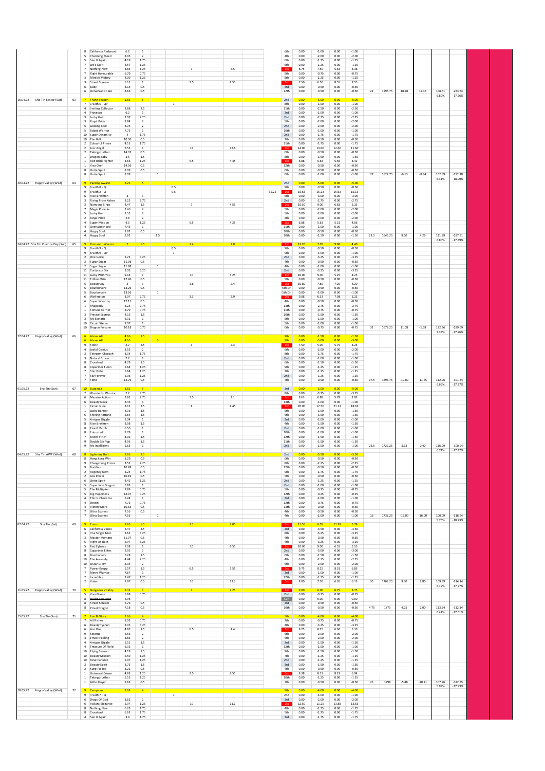| | | | | | | | | | | | | | | | | | | | | | | |
|---|---|---|---|---|---|---|---|---|---|---|---|---|---|---|---|---|---|---|---|---|---|---|
| | | | 8 | California Redwood | 6.2 | 1 | | | | | | 6th | 0.00 | -1.00 | 0.00 | -1.00 | | | | | | |
| | | | 5 | Charming Steed | 3.05 | 2 | | | | | | 4th | 0.00 | -2.00 | 0.00 | -2.00 | | | | | | |
| | | | 5 | See U Again | 4.19 | 1.75 | | | | | | 6th | 0.00 | -1.75 | 0.00 | -1.75 | | | | | | |
| | | | 7 | Let's Do It | 4.57 | 1.25 | | | | | | 6th | 0.00 | -1.25 | 0.00 | -1.25 | | | | | | |
| | | | 7 | Nothing New | 4.84 | 1.25 | | | 7 | 4.5 | | 1st | 8.75 | 7.50 | 5.63 | 4.38 | | | | | | |
| | | | 7 | Right Honourable | 6.79 | 0.75 | | | | | | 9th | 0.00 | -0.75 | 0.00 | -0.75 | | | | | | |
| | | | 3 | Miracle Victory | 4.09 | 1.25 | | | | | | 8th | 0.00 | -1.25 | 0.00 | -1.25 | | | | | | |
| | | | 3 | Street Scream | 5.11 | 1 | | | 7.5 | 8.55 | | 1st | 7.50 | 6.50 | 8.55 | 7.55 | | | | | | |
| | | | 6 | Baby | 8.15 | 0.5 | | | | | | 3rd | 0.00 | -0.50 | 0.00 | -0.50 | | | | | | |
| | | | 6 | Universal Go Go | 8.66 | 0.5 | | | | | | 12th | 0.00 | -0.50 | 0.00 | -0.50 | 21 | 1595.75 | 18.28 | 12.33 | 108.51 | -283.34 |
| | | | | | | | | | | | | | | | | | | | | | 6.80% | -17.76% |
| 16.04.22 | Sha Tin Easter (Sat) | 63 | 7 | Flying Season | 1.85 | 5 | | | | | | 2nd | 0.00 | -5.00 | 0.00 | -5.00 | | | | | | |
| | | | 7 | 1 with 5 - QP | | | | 1 | | | | 8th | 0.00 | -1.00 | 0.00 | -1.00 | | | | | | |
| | | | 4 | Smiling Collector | 2.88 | 2.5 | | | | | | 11th | 0.00 | -2.50 | 0.00 | -2.50 | | | | | | |
| | | | 4 | Prosecco | 6.2 | 1 | | | | | | 3rd | 0.00 | -1.00 | 0.00 | -1.00 | | | | | | |
| | | | 3 | Lucky Gold | 3.07 | 2.25 | | | | | | 2nd | 0.00 | -2.25 | 0.00 | -2.25 | | | | | | |
| | | | 3 | Royal Pride | 3.84 | 2 | | | | | | 5th | 0.00 | -2.00 | 0.00 | -2.00 | | | | | | |
| | | | 5 | Looking Cool | 3.74 | 2 | | | | | | 2nd | 0.00 | -2.00 | 0.00 | -2.00 | | | | | | |
| | | | 5 | Robot Warrior | 7.75 | 1 | | | | | | 10th | 0.00 | -1.00 | 0.00 | -1.00 | | | | | | |
| | | | 10 | Super Dynamite | 4 | 1.75 | | | | | | 2nd | 0.00 | -1.75 | 0.00 | -1.75 | | | | | | |
| | | | 10 | The Hulk | 10.06 | 0.5 | | | | | | 7th | 0.00 | -0.50 | 0.00 | -0.50 | | | | | | |
| | | | 2 | Colourful Prince | 4.11 | 1.75 | | | | | | 11th | 0.00 | -1.75 | 0.00 | -1.75 | | | | | | |
| | | | 2 | Jazz Angel | 7.53 | 1 | | | 14 | 12.6 | | 1st | 14.00 | 13.00 | 12.60 | 11.60 | | | | | | |
| | | | 2 | Takingitfurther | 14.32 | 0.5 | | | | | | 6th | 0.00 | -0.50 | 0.00 | -0.50 | | | | | | |
| | | | 1 | Dragon Baby | 3.5 | 1.5 | | | | | | 8th | 0.00 | -1.50 | 0.00 | -1.50 | | | | | | |
| | | | 1 | Red Brick Fighter | 4.66 | 1.25 | | | 5.5 | 4.45 | | 1st | 6.88 | 5.63 | 5.56 | 4.31 | | | | | | |
| | | | 1 | Viva Chef | 14.56 | 0.5 | | | | | | 12th | 0.00 | -0.50 | 0.00 | -0.50 | | | | | | |
| | | | 8 | Unite Spirit | 8.09 | 0.5 | | | | | | 6th | 0.00 | -0.50 | 0.00 | -0.50 | | | | | | |
| | | | 8 | Unite Spirit | 8.09 | | 1 | | | | | 6th | 0.00 | -1.00 | 0.00 | -1.00 | 27 | 1622.75 | -6.13 | -8.84 | 102.39 | -292.18 |
| | | | | | | | | | | | | | | | | | | | | | 6.31% | -18.00% |
| 20.04.22 | Happy Valley (Wed) | 64 | 9 | Packing Award | 2.23 | 5 | | | | | | 2nd | 0.00 | -5.00 | 0.00 | -5.00 | | | | | | |
| | | | 9 | 6 with 8 - Q | | | | 0.5 | | | | 9th | 0.00 | -0.50 | 0.00 | -0.50 | | | | | | |
| | | | 9 | 6 with 2 - Q | | | | 0.5 | | | 31.25 | 1st | 15.63 | 15.13 | 15.63 | 15.13 | | | | | | |
| | | | 6 | Rise Brethren | 3 | 3 | | | | | | 6th | 0.00 | -3.00 | 0.00 | -3.00 | | | | | | |
| | | | 3 | Rising From Ashes | 3.25 | 2.75 | | | | | | 2nd | 0.00 | -2.75 | 0.00 | -2.75 | | | | | | |
| | | | 3 | Namjong Sings | 4.47 | 1.5 | | | 7 | 4.55 | | 1st | 10.50 | 9.00 | 6.83 | 5.33 | | | | | | |
| | | | 7 | Magic Phoenix | 3.46 | 2 | | | | | | 5th | 0.00 | -2.00 | 0.00 | -2.00 | | | | | | |
| | | | 5 | Lucky Gor | 3.51 | 2 | | | | | | 5th | 0.00 | -2.00 | 0.00 | -2.00 | | | | | | |
| | | | 2 | Royal Pride | 2.8 | 2 | | | | | | 4th | 0.00 | -2.00 | 0.00 | -2.00 | | | | | | |
| | | | 4 | Super Mission | 4.5 | 1.25 | | | 5.5 | 4.25 | | 1st | 6.88 | 5.63 | 5.31 | 4.06 | | | | | | |
| | | | 4 | Oversubscribed | 7.43 | 1 | | | | | | 11th | 0.00 | -1.00 | 0.00 | -1.00 | | | | | | |
| | | | 4 | Happy Soul | 9.92 | 0.5 | | | | | | 10th | 0.00 | -0.50 | 0.00 | -0.50 | | | | | | |
| | | | 4 | Happy Soul | 9.92 | | 1.5 | | | | | 10th | 0.00 | -1.50 | 0.00 | -1.50 | 23.5 | 1646.25 | 9.50 | 4.26 | 111.89 | -287.91 |
| | | | | | | | | | | | | | | | | | | | | | 6.80% | -17.49% |
| 24.04.22 | Sha Tin Champs Day (Sun) | 65 | 9 | Romantic Warrior | 2 | 5.5 | | | 2.4 | 1.8 | | 1st | 13.20 | 7.70 | 9.90 | 4.40 | | | | | | |
| | | | 9 | 8 with 9 - Q | | | | 0.5 | | | | 9th | 0.00 | -0.50 | 0.00 | -0.50 | | | | | | |
| | | | 9 | 8 with 9 - QP | | | | 1 | | | | 9th | 0.00 | -1.00 | 0.00 | -1.00 | | | | | | |
| | | | 2 | One Voice | 2.73 | 3.25 | | | | | | 2nd | 0.00 | -3.25 | 0.00 | -3.25 | | | | | | |
| | | | 2 | Sugar Sugar | 11.98 | 0.5 | | | | | | 4th | 0.00 | -0.50 | 0.00 | -0.50 | | | | | | |
| | | | 2 | Sugar Sugar | 11.98 | | 1 | | | | | 4th | 0.00 | -1.00 | 0.00 | -1.00 | | | | | | |
| | | | 11 | Cordyceps Six | 3.03 | 3.25 | | | | | | 2nd | 0.00 | -3.25 | 0.00 | -3.25 | | | | | | |
| | | | 11 | Lucky With You | 9.14 | 1 | | | 10 | 5.25 | | 1st | 10.00 | 9.00 | 5.25 | 4.25 | | | | | | |
| | | | 11 | Trillion Win | 12.46 | 0.5 | | | | | | 5th | 0.00 | -0.50 | 0.00 | -0.50 | | | | | | |
| | | | 5 | Beauty Joy | 3 | 3 | | | 3.6 | 2.4 | | 1st | 10.80 | 7.80 | 7.20 | 4.20 | | | | | | |
| | | | 5 | Bourbonaire | 13.26 | 0.5 | | | | | | 5th DH | 0.00 | -0.50 | 0.00 | -0.50 | | | | | | |
| | | | 5 | Bourbonaire | 13.26 | | 1 | | | | | 5th DH | 0.00 | -1.00 | 0.00 | -1.00 | | | | | | |
| | | | 6 | Wellington | 3.07 | 2.75 | | | 3.3 | 2.9 | | 1st | 9.08 | 6.33 | 7.98 | 5.23 | | | | | | |
| | | | 6 | Super Wealthy | 12.11 | 0.5 | | | | | | 4th | 0.00 | -0.50 | 0.00 | -0.50 | | | | | | |
| | | | 1 | Rhapsody | 3.25 | 2.75 | | | | | | 13th | 0.00 | -2.75 | 0.00 | -2.75 | | | | | | |
| | | | 1 | Fortune Carrier | 8.79 | 0.75 | | | | | | 11th | 0.00 | -0.75 | 0.00 | -0.75 | | | | | | |
| | | | 3 | Precise Express | 4.13 | 1.5 | | | | | | 10th | 0.00 | -1.50 | 0.00 | -1.50 | | | | | | |
| | | | 3 | My Ecstatic | 6.31 | 1 | | | | | | 5th | 0.00 | -1.00 | 0.00 | -1.00 | | | | | | |
| | | | 10 | Circuit Stellar | 7.07 | 1 | | | | | | 5th | 0.00 | -1.00 | 0.00 | -1.00 | | | | | | |
| | | | 10 | Dragon Fortune | 10.18 | 0.75 | | | | | | 6th | 0.00 | -0.75 | 0.00 | -0.75 | 32 | 1678.25 | 11.08 | -1.68 | 122.96 | -289.59 |
| | | | | | | | | | | | | | | | | | | | | | 7.33% | -17.26% |
| 27.04.22 | Happy Valley (Wed) | 66 | 6 | Above All | 4.66 | 1.5 | | | | | | 9th | 0.00 | -1.50 | 0.00 | -1.50 | | | | | | |
| | | | 6 | Above All | 4.66 | | 3 | | | | | 9th | 0.00 | -3.00 | 0.00 | -3.00 | | | | | | |
| | | | 9 | Stoltz | 2.7 | 2.5 | | | 3 | 2.3 | | 1st | 7.50 | 5.00 | 5.75 | 3.25 | | | | | | |
| | | | 4 | Joyful Genius | 3.53 | 2 | | | | | | 6th | 0.00 | -2.00 | 0.00 | -2.00 | | | | | | |
| | | | 3 | Telecom Cheetah | 3.34 | 1.75 | | | | | | 8th | 0.00 | -1.75 | 0.00 | -1.75 | | | | | | |
| | | | 3 | Natural Storm | 7.2 | 1 | | | | | | 2nd | 0.00 | -1.00 | 0.00 | -1.00 | | | | | | |
| | | | 8 | Crossford | 4.79 | 1.5 | | | | | | 6th | 0.00 | -1.50 | 0.00 | -1.50 | | | | | | |
| | | | 8 | Copartner Fionn | 5.64 | 1.25 | | | | | | 9th | 0.00 | -1.25 | 0.00 | -1.25 | | | | | | |
| | | | 7 | Star Brite | 5.64 | 1.25 | | | | | | 7th | 0.00 | -1.25 | 0.00 | -1.25 | | | | | | |
| | | | 7 | Sky Forever | 5.98 | 1.25 | | | | | | 2nd | 0.00 | -1.25 | 0.00 | -1.25 | | | | | | |
| | | | 7 | Forte | 14.76 | 0.5 | | | | | | 4th | 0.00 | -0.50 | 0.00 | -0.50 | 17.5 | 1695.75 | -10.00 | -11.75 | 112.96 | -301.34 |
| | | | | | | | | | | | | | | | | | | | | | 6.66% | -17.77% |
| 01.05.22 | Sha Tin (Sun) | 67 | 10 | Buzzinga | 1.85 | 5 | | | | | | 3rd | 0.00 | -5.00 | 0.00 | -5.00 | | | | | | |
| | | | 2 | Wonderful Warrior | 2.2 | 3.75 | | | | | | 8th | 0.00 | -3.75 | 0.00 | -3.75 | | | | | | |
| | | | 6 | Massive Action | 2.81 | 2.75 | | | 3.5 | 2.1 | | 1st | 9.63 | 6.88 | 5.78 | 3.03 | | | | | | |
| | | | 6 | Beauty Nova | 8.46 | 1 | | | | | | 14th | 0.00 | -1.00 | 0.00 | -1.00 | | | | | | |
| | | | 1 | Circuit Nine | 3.12 | 2.5 | | | 8 | 8.45 | | 1st | 20.00 | 17.50 | 21.13 | 18.63 | | | | | | |
| | | | 1 | Lucky Banner | 4.16 | 1.5 | | | | | | 5th | 0.00 | -1.50 | 0.00 | -1.50 | | | | | | |
| | | | 5 | Shining Fortune | 5.64 | 1.5 | | | | | | 5th | 0.00 | -1.50 | 0.00 | -1.50 | | | | | | |
| | | | 5 | Amigos Giggle | 9.04 | 1 | | | | | | 3rd | 0.00 | -1.00 | 0.00 | -1.00 | | | | | | |
| | | | 8 | Rise Brethren | 3.98 | 1.5 | | | | | | 4th | 0.00 | -1.50 | 0.00 | -1.50 | | | | | | |
| | | | 8 | Five G Patch | 6.56 | 1 | | | | | | 2nd | 0.00 | -1.00 | 0.00 | -1.00 | | | | | | |
| | | | 8 | Entrusted | 7.79 | 1 | | | | | | 10th | 0.00 | -1.00 | 0.00 | -1.00 | | | | | | |
| | | | 7 | Boom Stitch | 4.02 | 1.5 | | | | | | 12th | 0.00 | -1.50 | 0.00 | -1.50 | | | | | | |
| | | | 9 | Double Six Pop | 4.96 | 1.5 | | | | | | 11th | 0.00 | -1.50 | 0.00 | -1.50 | | | | | | |
| | | | 9 | My Intelligent | 5.65 | 1 | | | | | | 2nd | 0.00 | -1.00 | 0.00 | -1.00 | 26.5 | 1722.25 | 3.13 | 0.40 | 116.09 | -300.94 |
| | | | | | | | | | | | | | | | | | | | | | 6.74% | -17.47% |
| 04.05.22 | Sha Tin AWT (Wed) | 68 | 8 | Lightning Bolt | 2.86 | 3.5 | | | | | | 2nd | 0.00 | -3.50 | 0.00 | -3.50 | | | | | | |
| | | | 8 | Hong Kong Win | 8.29 | 0.5 | | | | | | 6th | 0.00 | -0.50 | 0.00 | -0.50 | | | | | | |
| | | | 9 | Changcheng Prince | 3.51 | 2.25 | | | | | | 8th | 0.00 | -2.25 | 0.00 | -2.25 | | | | | | |
| | | | 9 | Buddies | 10.49 | 0.5 | | | | | | 12th | 0.00 | -0.50 | 0.00 | -0.50 | | | | | | |
| | | | 2 | Regency Gem | 3.24 | 1.75 | | | | | | 9th | 0.00 | -1.75 | 0.00 | -1.75 | | | | | | |
| | | | 2 | Ace Power | 10.19 | 0.5 | | | | | | 5th | 0.00 | -0.50 | 0.00 | -0.50 | | | | | | |
| | | | 6 | Unite Spirit | 4.42 | 1.25 | | | | | | 2nd | 0.00 | -1.25 | 0.00 | -1.25 | | | | | | |
| | | | 5 | Super Win Dragon | 5.83 | 1 | | | | | | 2nd | 0.00 | -1.00 | 0.00 | -1.00 | | | | | | |
| | | | 5 | The Multiplier | 7.89 | 0.75 | | | | | | 5th | 0.00 | -0.75 | 0.00 | -0.75 | | | | | | |
| | | | 5 | Big Happiness | 14.97 | 0.25 | | | | | | 12th | 0.00 | -0.25 | 0.00 | -0.25 | | | | | | |
| | | | 4 | This Is Charisma | 5.24 | 1 | | | | | | 3rd | 0.00 | -1.00 | 0.00 | -1.00 | | | | | | |
| | | | 4 | Destin | 7.71 | 0.75 | | | | | | 12th | 0.00 | -0.75 | 0.00 | -0.75 | | | | | | |
| | | | 4 | Victory More | 10.63 | 0.5 | | | | | | 13th | 0.00 | -0.50 | 0.00 | -0.50 | | | | | | |
| | | | 7 | Ultra Express | 7.56 | 0.5 | | | | | | 4th | 0.00 | -0.50 | 0.00 | -0.50 | | | | | | |
| | | | 7 | Ultra Express | 7.56 | | 1 | | | | | 4th | 0.00 | -1.00 | 0.00 | -1.00 | 16 | 1738.25 | -16.00 | -16.00 | 100.09 | -316.94 |
| | | | | | | | | | | | | | | | | | | | | | 5.76% | -18.23% |
| 07.05.22 | Sha Tin (Sat) | 69 | 9 | Erimo | 1.85 | 5.5 | | | 2.1 | 2.05 | | 1st | 11.55 | 6.05 | 11.28 | 5.78 | | | | | | |
| | | | 6 | California Vanes | 2.47 | 3.5 | | | | | | 3rd | 0.00 | -3.50 | 0.00 | -3.50 | | | | | | |
| | | | 3 | Ima Single Man | 2.61 | 3.25 | | | | | | 8th | 0.00 | -3.25 | 0.00 | -3.25 | | | | | | |
| | | | 3 | Master Montaro | 11.97 | 0.5 | | | | | | 4th | 0.00 | -0.50 | 0.00 | -0.50 | | | | | | |
| | | | 5 | Right As Rain | 2.97 | 3.25 | | | | | | 4th | 0.00 | -3.25 | 0.00 | -3.25 | | | | | | |
| | | | 5 | Red Elysees | 7.08 | 1 | | | 10 | 6.55 | | 1st | 10.00 | 9.00 | 6.55 | 5.55 | | | | | | |
| | | | 8 | Copartner Elites | 2.95 | 3 | | | | | | 2nd | 0.00 | -3.00 | 0.00 | -3.00 | | | | | | |
| | | | 8 | Bourbonaire | 5.28 | 1.5 | | | | | | 6th | 0.00 | -1.50 | 0.00 | -1.50 | | | | | | |
| | | | 10 | The Anomaly | 4.44 | 2.25 | | | | | | 4th | 0.00 | -2.25 | 0.00 | -2.25 | | | | | | |
| | | | 10 | Oscar Glory | 4.94 | 2 | | | | | | 5th | 0.00 | -2.00 | 0.00 | -2.00 | | | | | | |
| | | | 7 | Power Koepp | 5.57 | 1.5 | | | 6.5 | 5.55 | | 1st | 9.75 | 8.25 | 8.33 | 6.83 | | | | | | |
| | | | 7 | Metro Warrior | 7.67 | 1 | | | | | | 3rd | 0.00 | -1.00 | 0.00 | -1.00 | | | | | | |
| | | | 2 | Incredible | 3.47 | 1.25 | | | | | | 12th | 0.00 | -1.25 | 0.00 | -1.25 | | | | | | |
| | | | 2 | Vulcan | 7.97 | 0.5 | | | 16 | 13.3 | | 1st | 8.00 | 7.50 | 6.65 | 6.15 | 30 | 1768.25 | 9.30 | 2.80 | 109.39 | -314.14 |
| | | | | | | | | | | | | | | | | | | | | | 6.19% | -17.77% |
| 11.05.22 | Happy Valley (Wed) | 70 | 5 | Gorgeous Vitality | 2.32 | 3 | | | 3 | 2.25 | | 1st | 9.00 | 6.00 | 6.75 | 3.75 | | | | | | |
| | | | 5 | Viva Mama | 5.88 | 0.75 | | | | | | 2nd | 0.00 | -0.75 | 0.00 | -0.75 | | | | | | |
| | | | 8 | ~~Never Too Soon~~ | 2.96 | | | | | | | SCR | 0.00 | 0.00 | 0.00 | 0.00 | | | | | | |
| | | | 8 | Street Scream | 6.76 | 0.5 | | | | | | 3rd | 0.00 | -0.50 | 0.00 | -0.50 | | | | | | |
| | | | 8 | Proud Dragon | 7.18 | 0.5 | | | | | | 10th | 0.00 | -0.50 | 0.00 | -0.50 | 4.75 | 1773 | 4.25 | 2.00 | 113.64 | -312.14 |
| | | | | | | | | | | | | | | | | | | | | | 6.41% | -17.61% |
| 15.05.22 | Sha Tin (Sun) | 71 | 7 | Fun N Glory | 2.66 | 4 | | | | | | 5th | 0.00 | -4.00 | 0.00 | -4.00 | | | | | | |
| | | | 7 | All Riches | 8.02 | 0.75 | | | | | | 7th | 0.00 | -0.75 | 0.00 | -0.75 | | | | | | |
| | | | 6 | Beauty Tycoon | 3.05 | 3.25 | | | | | | 4th | 0.00 | -3.25 | 0.00 | -3.25 | | | | | | |
| | | | 6 | Ace One | 4.87 | 1.5 | | | 6.5 | 4.4 | | 1st | 9.75 | 8.25 | 6.60 | 5.10 | | | | | | |
| | | | 9 | Setanta | 4.56 | 2 | | | | | | 5th | 0.00 | -2.00 | 0.00 | -2.00 | | | | | | |
| | | | 4 | Ernest Feeling | 3.83 | 2 | | | | | | 5th | 0.00 | -2.00 | 0.00 | -2.00 | | | | | | |
| | | | 4 | Amigos Giggle | 5.11 | 1.5 | | | | | | 3rd | 0.00 | -1.50 | 0.00 | -1.50 | | | | | | |
| | | | 4 | Treasure Of Field | 6.32 | 1 | | | | | | 12th | 0.00 | -1.00 | 0.00 | -1.00 | | | | | | |
| | | | 10 | Flying Season | 4.19 | 1.5 | | | | | | 9th | 0.00 | -1.50 | 0.00 | -1.50 | | | | | | |
| | | | 10 | Beauty Mission | 5.59 | 1.25 | | | | | | 7th | 0.00 | -1.25 | 0.00 | -1.25 | | | | | | |
| | | | 10 | Reve Parisien | 5.97 | 1.25 | | | | | | 2nd | 0.00 | -1.25 | 0.00 | -1.25 | | | | | | |
| | | | 2 | Beauty Spirit | 3.73 | 1.5 | | | | | | 3rd | 0.00 | -1.50 | 0.00 | -1.50 | | | | | | |
| | | | 2 | Kung Fu Tea | 8.21 | 0.5 | | | | | | 4th | 0.00 | -0.50 | 0.00 | -0.50 | | | | | | |
| | | | 1 | Universal Crown | 4.83 | 1.25 | | | 7.5 | 6.55 | | 1st | 9.38 | 8.13 | 8.19 | 6.94 | | | | | | |
| | | | 1 | Takingitfurther | 5.13 | 1.25 | | | | | | 10th | 0.00 | -1.25 | 0.00 | -1.25 | | | | | | |
| | | | 1 | Little Player | 9.63 | 0.5 | | | | | | 7th | 0.00 | -0.50 | 0.00 | -0.50 | 25 | 1798 | -5.88 | -10.21 | 107.76 | -322.35 |
| | | | | | | | | | | | | | | | | | | | | | 5.99% | -17.93% |
| 18.05.22 | Happy Valley (Wed) | 72 | 9 | Campione | 2.93 | 4 | | | | | | 9th | 0.00 | -4.00 | 0.00 | -4.00 | | | | | | |
| | | | 9 | 4 with 7 - Q | | | | 1 | | | | 2nd | 0.00 | -1.00 | 0.00 | -1.00 | | | | | | |
| | | | 6 | Drops Of God | 3.62 | 2 | | | | | | 3rd | 0.00 | -2.00 | 0.00 | -2.00 | | | | | | |
| | | | 6 | Valiant Elegance | 5.97 | 1.25 | | | 10 | 11.1 | | 1st | 12.50 | 11.25 | 13.88 | 12.63 | | | | | | |
| | | | 8 | Nothing New | 6.23 | 1.75 | | | | | | 4th | 0.00 | -1.75 | 0.00 | -1.75 | | | | | | |
| | | | 8 | Crossford | 6.62 | 1.75 | | | | | | 5th | 0.00 | -1.75 | 0.00 | -1.75 | | | | | | |
| | | | 4 | See U Again | 3.9 | 1.75 | | | | | | 3rd | 0.00 | -1.75 | 0.00 | -1.75 | | | | | | |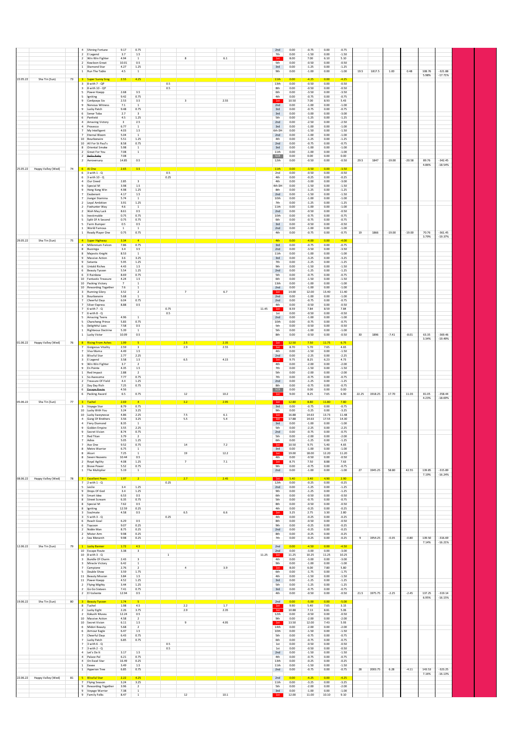| | | | | | | | | | | | | | | | | | | | | | |
|---|---|---|---|---|---|---|---|---|---|---|---|---|---|---|---|---|---|---|---|---|---|
| | | | 4 | Shining Fortune | 9.17 | 0.75 | | | | | 2nd | 0.00 | -0.75 | 0.00 | -0.75 | | | | | | |
| | | | 2 | E Legend | 3.7 | 1.5 | | | | | 7th | 0.00 | -1.50 | 0.00 | -1.50 | | | | | | |
| | | | 2 | Win Win Fighter | 4.94 | 1 | | 8 | 6.1 | | 1st | 8.00 | 7.00 | 6.10 | 5.10 | | | | | | |
| | | | 2 | Kowloon Great | 10.01 | 0.5 | | | | | 5th | 0.00 | -0.50 | 0.00 | -0.50 | | | | | | |
| | | | 1 | Diamond Star | 4.27 | 1.25 | | | | | 3rd | 0.00 | -1.25 | 0.00 | -1.25 | | | | | | |
| | | | 1 | Run The Table | 4.5 | 1 | | | | | 9th | 0.00 | -1.00 | 0.00 | -1.00 | 19.5 | 1817.5 | 1.00 | 0.48 | 108.76 | -321.88 |
| | | | | | | | | | | | | | | | | | | | | 5.98% | -17.71% |
| 22.05.22 | Sha Tin (Sun) | 73 | 3 | Super Sunny Sing | 2.55 | 4.25 | | | | | 11th | 0.00 | -4.25 | 0.00 | -4.25 | | | | | | |
| | | | 3 | 8 with 7 - QP | | | 0.5 | | | | 13th | 0.00 | -0.50 | 0.00 | -0.50 | | | | | | |
| | | | 3 | 8 with 10 - QP | | | 0.5 | | | | 8th | 0.00 | -0.50 | 0.00 | -0.50 | | | | | | |
| | | | 5 | Power Koepp | 2.68 | 3.5 | | | | | 6th | 0.00 | -3.50 | 0.00 | -3.50 | | | | | | |
| | | | 5 | Igniting | 9.42 | 0.75 | | | | | 4th | 0.00 | -0.75 | 0.00 | -0.75 | | | | | | |
| | | | 9 | Cordyceps Six | 2.53 | 3.5 | | 3 | 2.55 | | 1st | 10.50 | 7.00 | 8.93 | 5.43 | | | | | | |
| | | | 9 | Nervous Witness | 7.1 | 1 | | | | | 2nd | 0.00 | -1.00 | 0.00 | -1.00 | | | | | | |
| | | | 9 | Lucky Patch | 9.48 | 0.75 | | | | | 3rd | 0.00 | -0.75 | 0.00 | -0.75 | | | | | | |
| | | | 6 | Senor Toba | 2.7 | 3 | | | | | 3rd | 0.00 | -3.00 | 0.00 | -3.00 | | | | | | |
| | | | 6 | Panfield | 4.5 | 1.25 | | | | | 5th | 0.00 | -1.25 | 0.00 | -1.25 | | | | | | |
| | | | 4 | Amazing Victory | 3 | 2.5 | | | | | 2nd | 0.00 | -2.50 | 0.00 | -2.50 | | | | | | |
| | | | 4 | Prosecco | 6.77 | 1 | | | | | 3rd | 0.00 | -1.00 | 0.00 | -1.00 | | | | | | |
| | | | 7 | My Intelligent | 4.03 | 1.5 | | | | | 6th DH | 0.00 | -1.50 | 0.00 | -1.50 | | | | | | |
| | | | 7 | Eternal Bloom | 5.04 | 1 | | | | | 2nd | 0.00 | -1.00 | 0.00 | -1.00 | | | | | | |
| | | | 10 | Bourbonaire | 5.51 | 1.25 | | | | | 4th | 0.00 | -1.25 | 0.00 | -1.25 | | | | | | |
| | | | 10 | All For St Paul's | 8.58 | 0.75 | | | | | 2nd | 0.00 | -0.75 | 0.00 | -0.75 | | | | | | |
| | | | 8 | Oriental Smoke | 5.98 | 1 | | | | | 3rd | 0.00 | -1.00 | 0.00 | -1.00 | | | | | | |
| | | | 2 | Great For You | 7.08 | 1 | | | | | 11th | 0.00 | -1.00 | 0.00 | -1.00 | | | | | | |
| | | | 2 | ~~Bella Baby~~ | 7.08 | | | | | | SCR | 0.00 | 0.00 | 0.00 | 0.00 | | | | | | |
| | | | 2 | Aeroversary | 14.85 | 0.5 | | | | | 12th | 0.00 | -0.50 | 0.00 | -0.50 | 29.5 | 1847 | -19.00 | -20.58 | 89.76 | -342.45 |
| | | | | | | | | | | | | | | | | | | | | 4.86% | -18.54% |
| 25.05.22 | Happy Valley (Wed) | 74 | 6 | Al One | 2.65 | 3.5 | | | | | 11th | 0.00 | -3.50 | 0.00 | -3.50 | | | | | | |
| | | | 6 | 3 with 1 - Q | | | 0.5 | | | | 2nd | 0.00 | -0.50 | 0.00 | -0.50 | | | | | | |
| | | | 6 | 3 with 10 - Q | | | 0.25 | | | | 4th | 0.00 | -0.25 | 0.00 | -0.25 | | | | | | |
| | | | 4 | Our Creed | 2.85 | 3 | | | | | 4th | 0.00 | -3.00 | 0.00 | -3.00 | | | | | | |
| | | | 9 | Special M | 3.98 | 1.5 | | | | | 4th DH | 0.00 | -1.50 | 0.00 | -1.50 | | | | | | |
| | | | 9 | Hong Kong Win | 4.98 | 1.25 | | | | | 8th | 0.00 | -1.25 | 0.00 | -1.25 | | | | | | |
| | | | 7 | Exuberant | 4.17 | 1.5 | | | | | 2nd | 0.00 | -1.50 | 0.00 | -1.50 | | | | | | |
| | | | 7 | Jiangxi Stamina | 5.74 | 1 | | | | | 10th | 0.00 | -1.00 | 0.00 | -1.00 | | | | | | |
| | | | 2 | Loyal Ambition | 3.91 | 1.25 | | | | | 7th | 0.00 | -1.25 | 0.00 | -1.25 | | | | | | |
| | | | 2 | Foxhunter Way | 4.6 | 1 | | | | | 11th | 0.00 | -1.00 | 0.00 | -1.00 | | | | | | |
| | | | 2 | Wah May Luck | 8.61 | 0.5 | | | | | 2nd | 0.00 | -0.50 | 0.00 | -0.50 | | | | | | |
| | | | 5 | Inestimable | 0.75 | 0.75 | | | | | 10th | 0.00 | -0.75 | 0.00 | -0.75 | | | | | | |
| | | | 5 | Split Of A Second | 0.75 | 0.75 | | | | | 6th | 0.00 | -0.75 | 0.00 | -0.75 | | | | | | |
| | | | 5 | Farm Bumper | 0.5 | 0.5 | | | | | 3rd | 0.00 | -0.50 | 0.00 | -0.50 | | | | | | |
| | | | 1 | World Famous | 1 | 1 | | | | | 2nd | 0.00 | -1.00 | 0.00 | -1.00 | | | | | | |
| | | | 1 | Ready Player One | 0.75 | 0.75 | | | | | 4th | 0.00 | -0.75 | 0.00 | -0.75 | 19 | 1866 | -19.00 | -19.00 | 70.76 | -361.45 |
| | | | | | | | | | | | | | | | | | | | | 3.79% | -19.37% |
| 29.05.22 | Sha Tin (Sun) | 75 | 4 | Super Highway | 3.34 | 4 | | | | | 4th | 0.00 | -4.00 | 0.00 | -4.00 | | | | | | |
| | | | 4 | Millennium Falcon | 7.86 | 0.75 | | | | | 3rd | 0.00 | -0.75 | 0.00 | -0.75 | | | | | | |
| | | | 8 | Buzzinga | 3.4 | 3.5 | | | | | 2nd | 0.00 | -3.50 | 0.00 | -3.50 | | | | | | |
| | | | 8 | Majestic Knight | 8.53 | 1 | | | | | 11th | 0.00 | -1.00 | 0.00 | -1.00 | | | | | | |
| | | | 9 | Massive Action | 3.6 | 3.25 | | | | | 3rd | 0.00 | -3.25 | 0.00 | -3.25 | | | | | | |
| | | | 9 | Setanta | 5.95 | 1.25 | | | | | 7th | 0.00 | -1.25 | 0.00 | -1.25 | | | | | | |
| | | | 6 | Untold Riches | 4.43 | 1.5 | | | | | 9th | 0.00 | -1.50 | 0.00 | -1.50 | | | | | | |
| | | | 6 | Beauty Tycoon | 5.54 | 1.25 | | | | | 2nd | 0.00 | -1.25 | 0.00 | -1.25 | | | | | | |
| | | | 6 | E Rainbow | 8.69 | 0.75 | | | | | 5th | 0.00 | -0.75 | 0.00 | -0.75 | | | | | | |
| | | | 10 | Fantastic Treasure | 4.24 | 1.5 | | | | | 6th | 0.00 | -1.50 | 0.00 | -1.50 | | | | | | |
| | | | 10 | Packing Victory | 7 | 1 | | | | | 13th | 0.00 | -1.00 | 0.00 | -1.00 | | | | | | |
| | | | 10 | Rewarding Together | 7.6 | 1 | | | | | 2nd | 0.00 | -1.00 | 0.00 | -1.00 | | | | | | |
| | | | 3 | Running Glory | 3.52 | 2 | | 7 | 6.7 | | 1st | 14.00 | 12.00 | 13.40 | 11.40 | | | | | | |
| | | | 3 | Bourbonaire | 5.68 | 1 | | | | | 2nd | 0.00 | -1.00 | 0.00 | -1.00 | | | | | | |
| | | | 7 | Cheerful Days | 6.04 | 0.75 | | | | | 2nd | 0.00 | -0.75 | 0.00 | -0.75 | | | | | | |
| | | | 7 | Silver Express | 8.88 | 0.5 | | | | | 4th | 0.00 | -0.50 | 0.00 | -0.50 | | | | | | |
| | | | 7 | 6 with 7 - Q | | | 0.75 | | | 11.45 | 1st | 8.59 | 7.84 | 8.59 | 7.84 | | | | | | |
| | | | 7 | 6 with 8 - Q | | | 0.5 | | | | 1st | 0.00 | -0.50 | 0.00 | -0.50 | | | | | | |
| | | | 5 | Amazing Teens | 4.96 | 1 | | | | | 2nd | 0.00 | -1.00 | 0.00 | -1.00 | | | | | | |
| | | | 5 | Chanchang Prince | 5.83 | 0.75 | | | | | 10th | 0.00 | -0.75 | 0.00 | -0.75 | | | | | | |
| | | | 5 | Delightful Laos | 7.58 | 0.5 | | | | | 5th | 0.00 | -0.50 | 0.00 | -0.50 | | | | | | |
| | | | 1 | Righteous Doctrine | 5.39 | 1 | | | | | 5th | 0.00 | -1.00 | 0.00 | -1.00 | | | | | | |
| | | | 1 | Lucky Victor | 10.09 | 0.5 | | | | | 8th | 0.00 | -0.50 | 0.00 | -0.50 | 30 | 1896 | -7.41 | -8.01 | 63.35 | -369.46 |
| | | | | | | | | | | | | | | | | | | | | 3.34% | -19.49% |
| 01.06.22 | Happy Valley (Wed) | 76 | 8 | Rising From Ashes | 1.99 | 5 | | 2.5 | 2.35 | | 1st | 12.50 | 7.50 | 11.75 | 6.75 | | | | | | |
| | | | 7 | Gorgeous Vitality | 2.59 | 3 | | 2.9 | 2.55 | | 1st | 8.70 | 5.70 | 7.65 | 4.65 | | | | | | |
| | | | 7 | Viva Mama | 4.49 | 1.5 | | | | | 4th | 0.00 | -1.50 | 0.00 | -1.50 | | | | | | |
| | | | 3 | Blissful Star | 2.77 | 2.25 | | | | | 2nd | 0.00 | -2.25 | 0.00 | -2.25 | | | | | | |
| | | | 3 | E Legend | 3.58 | 1.5 | | 6.5 | 4.15 | | 1st | 9.75 | 8.25 | 6.23 | 4.73 | | | | | | |
| | | | 9 | Win Win Fighter | 3.7 | 2 | | | | | 4th | 0.00 | -2.00 | 0.00 | -2.00 | | | | | | |
| | | | 9 | En Pointe | 4.35 | 1.5 | | | | | 7th | 0.00 | -1.50 | 0.00 | -1.50 | | | | | | |
| | | | 1 | Red Impact | 2.88 | 2 | | | | | 5th | 0.00 | -2.00 | 0.00 | -2.00 | | | | | | |
| | | | 1 | So Awesome | 7.77 | 0.75 | | | | | 7th | 0.00 | -0.75 | 0.00 | -0.75 | | | | | | |
| | | | 2 | Treasure Of Field | 4.4 | 1.25 | | | | | 2nd | 0.00 | -1.25 | 0.00 | -1.25 | | | | | | |
| | | | 2 | Day Day Rich | 7.25 | 0.75 | | | | | 8th | 0.00 | -0.75 | 0.00 | -0.75 | | | | | | |
| | | | 6 | ~~Escape Route~~ | 4.56 | | | | | | SCR | 0.00 | 0.00 | 0.00 | 0.00 | | | | | | |
| | | | 6 | Packing Award | 6.5 | 0.75 | | 12 | 10.2 | | 1st | 9.00 | 8.25 | 7.65 | 6.90 | 22.25 | 1918.25 | 17.70 | 11.03 | 81.05 | -358.44 |
| | | | | | | | | | | | | | | | | | | | | 4.23% | -18.69% |
| 05.06.22 | Sha Tin (Sun) | 77 | 3 | Tuchel | 2.69 | 4 | | 3.2 | 2.95 | | 1st | 12.80 | 8.80 | 11.80 | 7.80 | | | | | | |
| | | | 3 | Voyage Star | 8.79 | 0.75 | | | | | 3rd | 0.00 | -0.75 | 0.00 | -0.75 | | | | | | |
| | | | 10 | Lucky With You | 3.24 | 3.25 | | | | | 9th | 0.00 | -3.25 | 0.00 | -3.25 | | | | | | |
| | | | 10 | Lucky Sweynesse | 4.86 | 2.25 | | 7.5 | 6.1 | | 1st | 16.88 | 14.63 | 13.73 | 11.48 | | | | | | |
| | | | 4 | Gang Of Brothers | 3.56 | 3.25 | | 5.5 | 5.4 | | 1st | 17.88 | 14.63 | 17.55 | 14.30 | | | | | | |
| | | | 4 | Fiery Diamond | 8.35 | 1 | | | | | 3rd | 0.00 | -1.00 | 0.00 | -1.00 | | | | | | |
| | | | 9 | Golden Empire | 3.55 | 2.25 | | | | | 5th | 0.00 | -2.25 | 0.00 | -2.25 | | | | | | |
| | | | 9 | Secret Vision | 8.74 | 0.75 | | | | | 2nd | 0.00 | -0.75 | 0.00 | -0.75 | | | | | | |
| | | | 7 | Red Titan | 3.79 | 2 | | | | | 5th | 0.00 | -2.00 | 0.00 | -2.00 | | | | | | |
| | | | 7 | Adios | 5.05 | 1.25 | | | | | 6th | 0.00 | -1.25 | 0.00 | -1.25 | | | | | | |
| | | | 7 | Ace One | 9.52 | 0.75 | | 14 | 7.2 | | 1st | 10.50 | 9.75 | 5.40 | 4.65 | | | | | | |
| | | | 8 | Metro Warrior | 6.75 | 1 | | | | | 3rd | 0.00 | -1.00 | 0.00 | -1.00 | | | | | | |
| | | | 8 | Alcari | 7.25 | 1 | | 19 | 12.2 | | 1st | 19.00 | 18.00 | 12.20 | 11.20 | | | | | | |
| | | | 8 | Seven Heavens | 10.44 | 0.5 | | | | | 4th | 0.00 | -0.50 | 0.00 | -0.50 | | | | | | |
| | | | 2 | Royal Agility | 4.08 | 1.25 | | 7 | 7.1 | | 1st | 8.75 | 7.50 | 8.88 | 7.63 | | | | | | |
| | | | 2 | Brave Power | 5.52 | 0.75 | | | | | 9th | 0.00 | -0.75 | 0.00 | -0.75 | | | | | | |
| | | | 1 | The Multiplier | 5.19 | 1 | | | | | 2nd | 0.00 | -1.00 | 0.00 | -1.00 | 27 | 1945.25 | 58.80 | 42.55 | 139.85 | -315.89 |
| | | | | | | | | | | | | | | | | | | | | 7.19% | -16.24% |
| 08.06.22 | Happy Valley (Wed) | 78 | 7 | Excellent Peers | 1.97 | 2 | | 2.7 | 2.45 | | 1st | 5.40 | 3.40 | 4.90 | 2.90 | | | | | | |
| | | | 7 | 2 with 1 - Q | | | 0.25 | | | | 12th | 0.00 | -0.25 | 0.00 | -0.25 | | | | | | |
| | | | 5 | Leslie | 3.4 | 1.25 | | | | | 2nd | 0.00 | -1.25 | 0.00 | -1.25 | | | | | | |
| | | | 9 | Drops Of God | 3.4 | 1.25 | | | | | 9th | 0.00 | -1.25 | 0.00 | -1.25 | | | | | | |
| | | | 9 | Smart Idea | 6.53 | 0.5 | | | | | 6th | 0.00 | -0.50 | 0.00 | -0.50 | | | | | | |
| | | | 4 | Street Scream | 6.35 | 0.75 | | | | | 5th | 0.00 | -0.75 | 0.00 | -0.75 | | | | | | |
| | | | 8 | Special M | 7.62 | 0.5 | | | | | 8th | 0.00 | -0.50 | 0.00 | -0.50 | | | | | | |
| | | | 8 | Igniting | 12.59 | 0.25 | | | | | 4th | 0.00 | -0.25 | 0.00 | -0.25 | | | | | | |
| | | | 3 | Soulmate | 4.58 | 0.5 | | 6.5 | 6.6 | | 1st | 3.25 | 2.75 | 3.30 | 2.80 | | | | | | |
| | | | 3 | 5 with 3 - Q | | | 0.25 | | | | 4th | 0.00 | -0.25 | 0.00 | -0.25 | | | | | | |
| | | | 6 | Reach Goal | 6.29 | 0.5 | | | | | 8th | 0.00 | -0.50 | 0.00 | -0.50 | | | | | | |
| | | | 6 | Tycoon | 9.07 | 0.25 | | | | | 9th | 0.00 | -0.25 | 0.00 | -0.25 | | | | | | |
| | | | 2 | Noble Man | 8.75 | 0.25 | | | | | 2nd | 0.00 | -0.25 | 0.00 | -0.25 | | | | | | |
| | | | 2 | Mister Arm | 9.98 | 0.25 | | | | | 8th | 0.00 | -0.25 | 0.00 | -0.25 | | | | | | |
| | | | 2 | Sea Monarch | 9.98 | 0.25 | | | | | 7th | 0.00 | -0.25 | 0.00 | -0.25 | 9 | 1954.25 | -0.35 | -0.80 | 139.50 | -316.69 |
| | | | | | | | | | | | | | | | | | | | | 7.14% | -16.21% |
| 12.06.22 | Sha Tin (Sun) | 79 | 1 | Lucky Banner | 1.72 | 4.5 | | | | | 2nd | 0.00 | -4.50 | 0.00 | -4.50 | | | | | | |
| | | | 10 | Escape Route | 3.38 | 3 | | | | | 2nd | 0.00 | -3.00 | 0.00 | -3.00 | | | | | | |
| | | | 10 | 8 with 3 - Q | | | 1 | | | 11.25 | 1st | 11.25 | 10.25 | 11.25 | 10.25 | | | | | | |
| | | | 3 | Bundle Of Charm | 2.43 | 3 | | | | | 4th | 0.00 | -3.00 | 0.00 | -3.00 | | | | | | |
| | | | 3 | Miracle Victory | 6.42 | 1 | | | | | 9th | 0.00 | -1.00 | 0.00 | -1.00 | | | | | | |
| | | | 7 | Campione | 2.76 | 2 | | 4 | 3.9 | | 1st | 8.00 | 6.00 | 7.80 | 5.80 | | | | | | |
| | | | 5 | Double Show | 3.59 | 1.75 | | | | | 6th | 0.00 | -1.75 | 0.00 | -1.75 | | | | | | |
| | | | 11 | Beauty Mission | 3.84 | 1.5 | | | | | 4th | 0.00 | -1.50 | 0.00 | -1.50 | | | | | | |
| | | | 11 | Power Koepp | 4.52 | 1.25 | | | | | 3rd | 0.00 | -1.25 | 0.00 | -1.25 | | | | | | |
| | | | 2 | Flying Mighty | 3.44 | 1.25 | | | | | 5th | 0.00 | -1.25 | 0.00 | -1.25 | | | | | | |
| | | | 2 | Go Go Sixteen | 7.41 | 0.75 | | | | | 3rd | 0.00 | -0.75 | 0.00 | -0.75 | | | | | | |
| | | | 2 | El Valiente | 12.94 | 0.5 | | | | | 4th | 0.00 | -0.50 | 0.00 | -0.50 | 21.5 | 1975.75 | -2.25 | -2.45 | 137.25 | -319.14 |
| | | | | | | | | | | | | | | | | | | | | 6.95% | -16.15% |
| 19.06.22 | Sha Tin (Sun) | 80 | 3 | Beauty Tycoon | 1.74 | 5 | | | | | 2nd | 0.00 | -5.00 | 0.00 | -5.00 | | | | | | |
| | | | 8 | Tuchel | 1.98 | 4.5 | | 2.2 | 1.7 | | 1st | 9.90 | 5.40 | 7.65 | 3.15 | | | | | | |
| | | | 2 | Lucky Eight | 2.26 | 3.75 | | 2.9 | 2.35 | | 1st | 10.88 | 7.13 | 8.81 | 5.06 | | | | | | |
| | | | 2 | Kokushi Musou | 12.24 | 0.5 | | | | | 12th | 0.00 | -0.50 | 0.00 | -0.50 | | | | | | |
| | | | 10 | Massive Action | 4.58 | 2 | | | | | 9th | 0.00 | -2.00 | 0.00 | -2.00 | | | | | | |
| | | | 10 | Secret Vision | 6.11 | 1.5 | | 9 | 4.95 | | 1st | 13.50 | 12.00 | 7.43 | 5.93 | | | | | | |
| | | | 6 | Midori Beauty | 5.68 | 2 | | | | | 14th | 0.00 | -2.00 | 0.00 | -2.00 | | | | | | |
| | | | 6 | Armour Eagle | 6.47 | 1.5 | | | | | 10th | 0.00 | -1.50 | 0.00 | -1.50 | | | | | | |
| | | | 7 | Cheerful Days | 6.43 | 0.75 | | | | | 5th | 0.00 | -0.75 | 0.00 | -0.75 | | | | | | |
| | | | 7 | Lucky Patch | 6.85 | 0.75 | | | | | 6th | 0.00 | -0.75 | 0.00 | -0.75 | | | | | | |
| | | | 7 | 3 with 6 - Q | | | 0.5 | | | | 1st | 0.00 | -0.50 | 0.00 | -0.50 | | | | | | |
| | | | 7 | 3 with 2 - Q | | | 0.5 | | | | 1st | 0.00 | -0.50 | 0.00 | -0.50 | | | | | | |
| | | | 4 | Let's Do It | 3.17 | 1.5 | | | | | 2nd | 0.00 | -1.50 | 0.00 | -1.50 | | | | | | |
| | | | 4 | Palace Pal | 6.21 | 0.75 | | | | | 4th | 0.00 | -0.75 | 0.00 | -0.75 | | | | | | |
| | | | 4 | On Excel Star | 16.49 | 0.25 | | | | | 13th | 0.00 | -0.25 | 0.00 | -0.25 | | | | | | |
| | | | 1 | Eevee | 3.49 | 1.5 | | | | | 11th | 0.00 | -1.50 | 0.00 | -1.50 | | | | | | |
| | | | 1 | Hyperion Tree | 6.85 | 0.75 | | | | | 2nd | 0.00 | -0.75 | 0.00 | -0.75 | 28 | 2003.75 | 6.28 | -4.11 | 143.53 | -323.25 |
| | | | | | | | | | | | | | | | | | | | | 7.16% | -16.13% |
| 22.06.22 | Happy Valley (Wed) | 81 | 5 | Blissful Star | 2.22 | 4.25 | | | | | 2nd | 0.00 | -4.25 | 0.00 | -4.25 | | | | | | |
| | | | 7 | Flying Season | 3.24 | 3.25 | | | | | 11th | 0.00 | -3.25 | 0.00 | -3.25 | | | | | | |
| | | | 9 | Rewarding Together | 3.96 | 2 | | | | | 5th | 0.00 | -2.00 | 0.00 | -2.00 | | | | | | |
| | | | 9 | Voyage Warrior | 7.38 | 1 | | | | | 3rd | 0.00 | -1.00 | 0.00 | -1.00 | | | | | | |
| | | | 9 | Family Folks | 8.47 | 1 | | 12 | 10.1 | | 1st | 12.00 | 11.00 | 10.10 | 9.10 | | | | | | |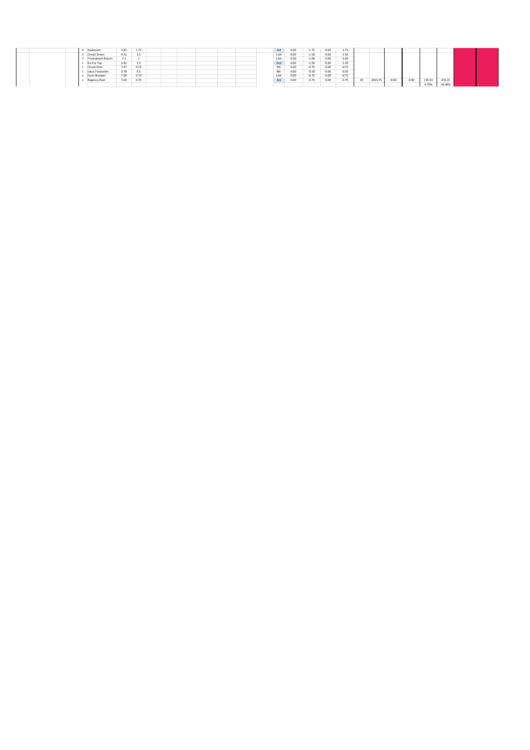| | | | | | | | | | | | | | | | | | | | | | | | | | |
|---|---|---|---|---|---|---|---|---|---|---|---|---|---|---|---|---|---|---|---|---|---|---|---|---|---|
| | | | 6 | Exuberant | 3.81 | 1.75 | | | | | | | | 3rd | 0.00 | -1.75 | 0.00 | -1.75 | | | | | | | |
| | | | 3 | Circuit Seven | 4.31 | 1.5 | | | | | | | | 11th | 0.00 | -1.50 | 0.00 | -1.50 | | | | | | | |
| | | | 3 | Triumphant Return | 7.1 | 1 | | | | | | | | 12th | 0.00 | -1.00 | 0.00 | -1.00 | | | | | | | |
| | | | 1 | Go For Tea | 3.62 | 1.5 | | | | | | | | 2nd | 0.00 | -1.50 | 0.00 | -1.50 | | | | | | | |
| | | | 1 | Circuit Elite | 7.97 | 0.75 | | | | | | | | 5th | 0.00 | -0.75 | 0.00 | -0.75 | | | | | | | |
| | | | 1 | Lotus Favourites | 9.78 | 0.5 | | | | | | | | 8th | 0.00 | -0.50 | 0.00 | -0.50 | | | | | | | |
| | | | 2 | Farm Bumper | 7.04 | 0.75 | | | | | | | | 12th | 0.00 | -0.75 | 0.00 | -0.75 | | | | | | | |
| | | | 2 | Regency Poet | 7.64 | 0.75 | | | | | | | | 3rd | 0.00 | -0.75 | 0.00 | -0.75 | 20 | 2023.75 | -8.00 | -9.90 | 135.53 | -333.15 | |
| | | | | | | | | | | | | | | | | | | | | | | | 6.70% | -16.46% | |